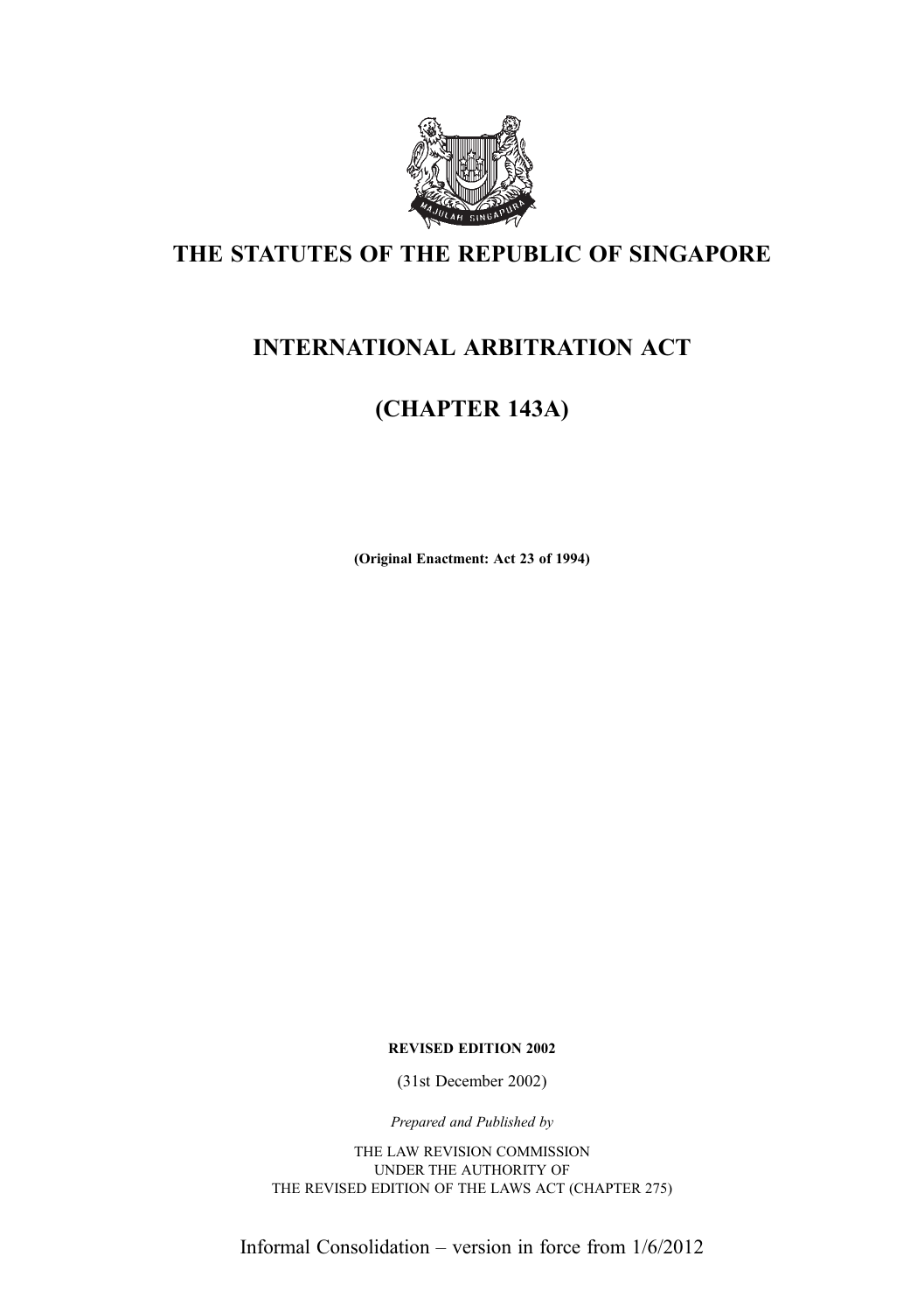# THE STATUTES OF THE REPUBLIC OF SINGAPORE

## INTERNATIONAL ARBITRATION ACT

## (CHAPTER 143A)

**(Original Enactment: Act 23 of 1994)**

**REVISED EDITION 2002**

(31st December 2002)

*Prepared and Published by*

THE LAW REVISION COMMISSION
UNDER THE AUTHORITY OF
THE REVISED EDITION OF THE LAWS ACT (CHAPTER 275)

Informal Consolidation – version in force from 1/6/2012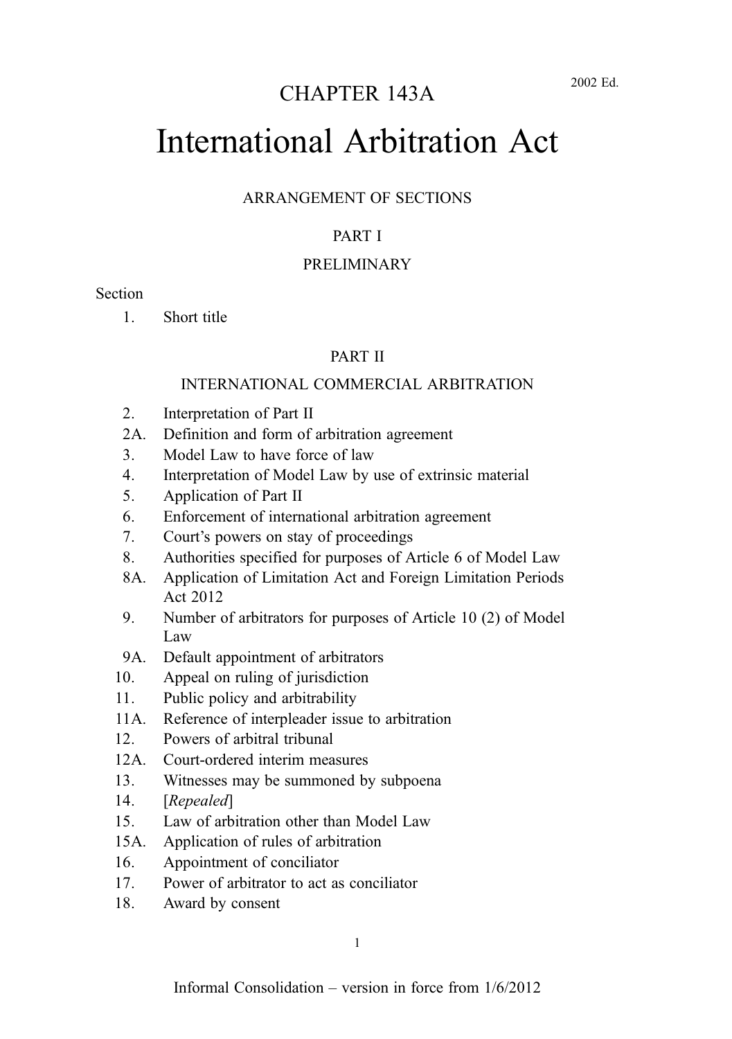# CHAPTER 143A

2002 Ed.

# International Arbitration Act

ARRANGEMENT OF SECTIONS

PART I

PRELIMINARY

Section

1. Short title

PART II

INTERNATIONAL COMMERCIAL ARBITRATION

2. Interpretation of Part II
2A. Definition and form of arbitration agreement
3. Model Law to have force of law
4. Interpretation of Model Law by use of extrinsic material
5. Application of Part II
6. Enforcement of international arbitration agreement
7. Court's powers on stay of proceedings
8. Authorities specified for purposes of Article 6 of Model Law
8A. Application of Limitation Act and Foreign Limitation Periods Act 2012
9. Number of arbitrators for purposes of Article 10 (2) of Model Law
9A. Default appointment of arbitrators
10. Appeal on ruling of jurisdiction
11. Public policy and arbitrability
11A. Reference of interpleader issue to arbitration
12. Powers of arbitral tribunal
12A. Court-ordered interim measures
13. Witnesses may be summoned by subpoena
14. [*Repealed*]
15. Law of arbitration other than Model Law
15A. Application of rules of arbitration
16. Appointment of conciliator
17. Power of arbitrator to act as conciliator
18. Award by consent

Informal Consolidation – version in force from 1/6/2012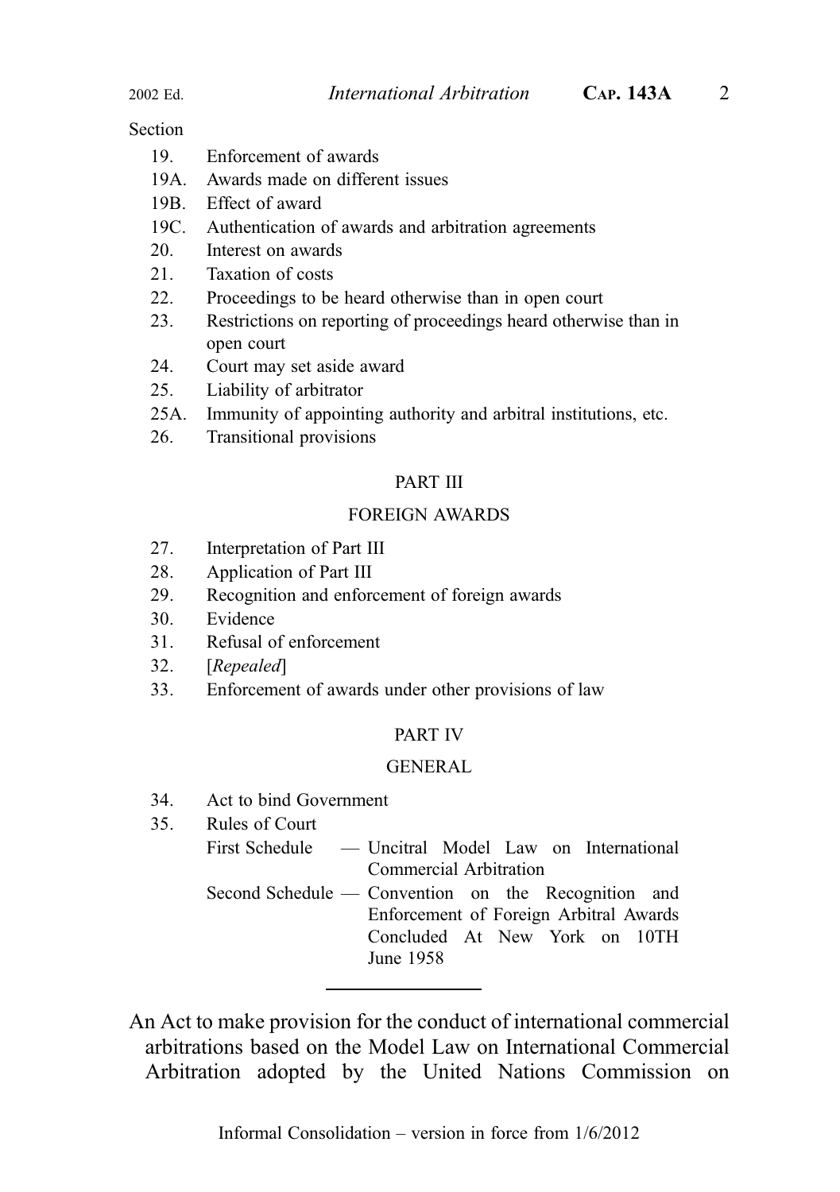Section

19. Enforcement of awards
19A. Awards made on different issues
19B. Effect of award
19C. Authentication of awards and arbitration agreements
20. Interest on awards
21. Taxation of costs
22. Proceedings to be heard otherwise than in open court
23. Restrictions on reporting of proceedings heard otherwise than in open court
24. Court may set aside award
25. Liability of arbitrator
25A. Immunity of appointing authority and arbitral institutions, etc.
26. Transitional provisions

PART III

FOREIGN AWARDS

27. Interpretation of Part III
28. Application of Part III
29. Recognition and enforcement of foreign awards
30. Evidence
31. Refusal of enforcement
32. [*Repealed*]
33. Enforcement of awards under other provisions of law

PART IV

GENERAL

34. Act to bind Government
35. Rules of Court

First Schedule — Uncitral Model Law on International Commercial Arbitration

Second Schedule — Convention on the Recognition and Enforcement of Foreign Arbitral Awards Concluded At New York on 10TH June 1958

---

An Act to make provision for the conduct of international commercial arbitrations based on the Model Law on International Commercial Arbitration adopted by the United Nations Commission on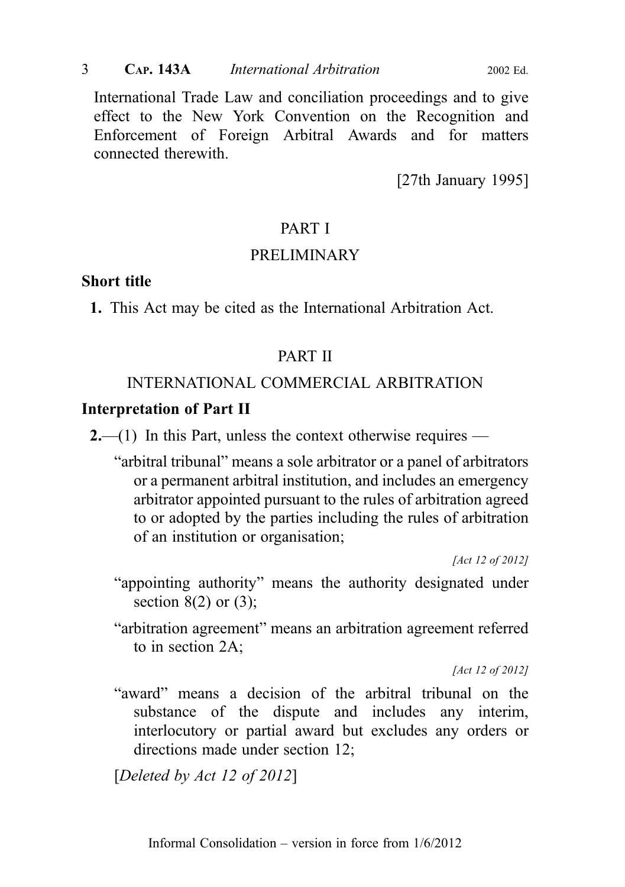International Trade Law and conciliation proceedings and to give effect to the New York Convention on the Recognition and Enforcement of Foreign Arbitral Awards and for matters connected therewith.

[27th January 1995]

## PART I

## PRELIMINARY

### Short title

**1.** This Act may be cited as the International Arbitration Act.

## PART II

## INTERNATIONAL COMMERCIAL ARBITRATION

### Interpretation of Part II

**2.**—(1) In this Part, unless the context otherwise requires —

"arbitral tribunal" means a sole arbitrator or a panel of arbitrators or a permanent arbitral institution, and includes an emergency arbitrator appointed pursuant to the rules of arbitration agreed to or adopted by the parties including the rules of arbitration of an institution or organisation;

*[Act 12 of 2012]*

"appointing authority" means the authority designated under section 8(2) or (3);

"arbitration agreement" means an arbitration agreement referred to in section 2A;

*[Act 12 of 2012]*

"award" means a decision of the arbitral tribunal on the substance of the dispute and includes any interim, interlocutory or partial award but excludes any orders or directions made under section 12;

[*Deleted by Act 12 of 2012*]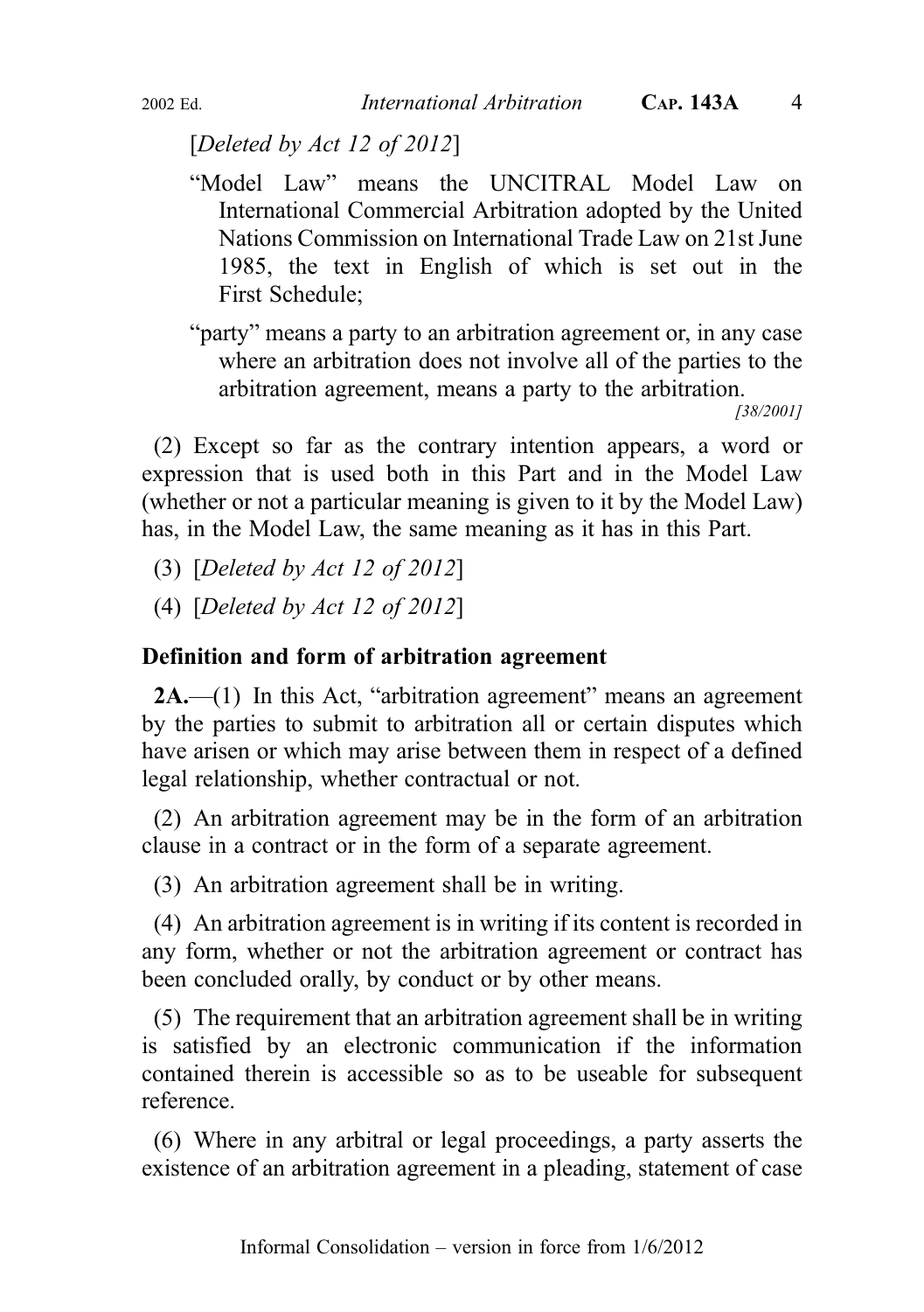[*Deleted by Act 12 of 2012*]

"Model Law" means the UNCITRAL Model Law on International Commercial Arbitration adopted by the United Nations Commission on International Trade Law on 21st June 1985, the text in English of which is set out in the First Schedule;

"party" means a party to an arbitration agreement or, in any case where an arbitration does not involve all of the parties to the arbitration agreement, means a party to the arbitration.

*[38/2001]*

(2) Except so far as the contrary intention appears, a word or expression that is used both in this Part and in the Model Law (whether or not a particular meaning is given to it by the Model Law) has, in the Model Law, the same meaning as it has in this Part.

(3) [*Deleted by Act 12 of 2012*]

(4) [*Deleted by Act 12 of 2012*]

### Definition and form of arbitration agreement

**2A.**—(1) In this Act, "arbitration agreement" means an agreement by the parties to submit to arbitration all or certain disputes which have arisen or which may arise between them in respect of a defined legal relationship, whether contractual or not.

(2) An arbitration agreement may be in the form of an arbitration clause in a contract or in the form of a separate agreement.

(3) An arbitration agreement shall be in writing.

(4) An arbitration agreement is in writing if its content is recorded in any form, whether or not the arbitration agreement or contract has been concluded orally, by conduct or by other means.

(5) The requirement that an arbitration agreement shall be in writing is satisfied by an electronic communication if the information contained therein is accessible so as to be useable for subsequent reference.

(6) Where in any arbitral or legal proceedings, a party asserts the existence of an arbitration agreement in a pleading, statement of case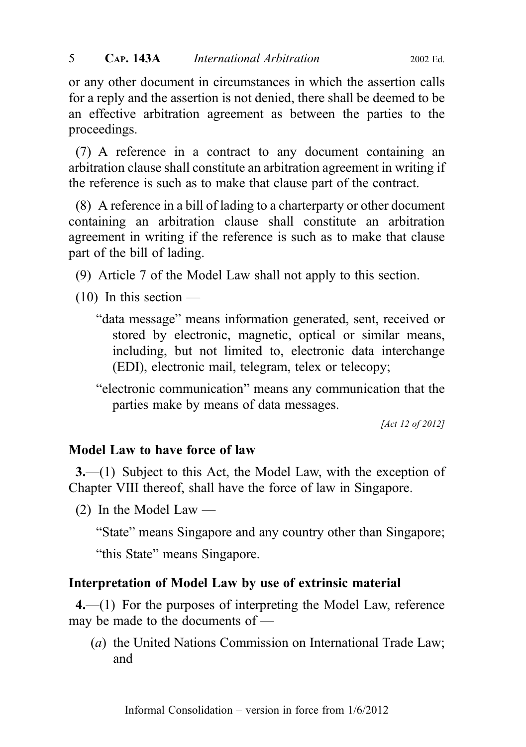or any other document in circumstances in which the assertion calls for a reply and the assertion is not denied, there shall be deemed to be an effective arbitration agreement as between the parties to the proceedings.

(7) A reference in a contract to any document containing an arbitration clause shall constitute an arbitration agreement in writing if the reference is such as to make that clause part of the contract.

(8) A reference in a bill of lading to a charterparty or other document containing an arbitration clause shall constitute an arbitration agreement in writing if the reference is such as to make that clause part of the bill of lading.

(9) Article 7 of the Model Law shall not apply to this section.

(10) In this section —

"data message" means information generated, sent, received or stored by electronic, magnetic, optical or similar means, including, but not limited to, electronic data interchange (EDI), electronic mail, telegram, telex or telecopy;

"electronic communication" means any communication that the parties make by means of data messages.

*[Act 12 of 2012]*

**Model Law to have force of law**

**3.**—(1) Subject to this Act, the Model Law, with the exception of Chapter VIII thereof, shall have the force of law in Singapore.

(2) In the Model Law —

"State" means Singapore and any country other than Singapore;

"this State" means Singapore.

**Interpretation of Model Law by use of extrinsic material**

**4.**—(1) For the purposes of interpreting the Model Law, reference may be made to the documents of —

(*a*) the United Nations Commission on International Trade Law; and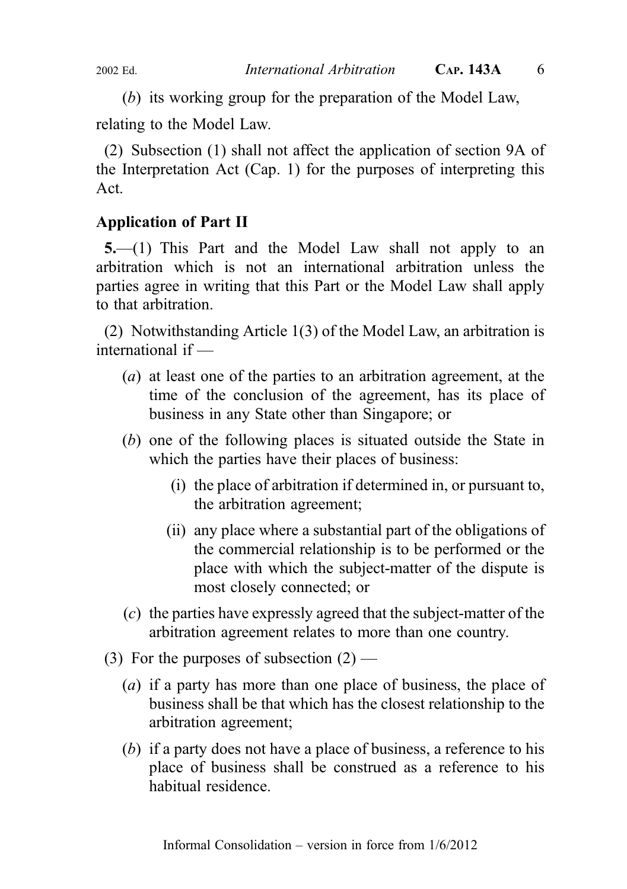(*b*) its working group for the preparation of the Model Law,

relating to the Model Law.

(2) Subsection (1) shall not affect the application of section 9A of the Interpretation Act (Cap. 1) for the purposes of interpreting this Act.

### Application of Part II

**5.**—(1) This Part and the Model Law shall not apply to an arbitration which is not an international arbitration unless the parties agree in writing that this Part or the Model Law shall apply to that arbitration.

(2) Notwithstanding Article 1(3) of the Model Law, an arbitration is international if —

- (*a*) at least one of the parties to an arbitration agreement, at the time of the conclusion of the agreement, has its place of business in any State other than Singapore; or
- (*b*) one of the following places is situated outside the State in which the parties have their places of business:
  - (i) the place of arbitration if determined in, or pursuant to, the arbitration agreement;
  - (ii) any place where a substantial part of the obligations of the commercial relationship is to be performed or the place with which the subject-matter of the dispute is most closely connected; or
- (*c*) the parties have expressly agreed that the subject-matter of the arbitration agreement relates to more than one country.

(3) For the purposes of subsection (2) —

- (*a*) if a party has more than one place of business, the place of business shall be that which has the closest relationship to the arbitration agreement;
- (*b*) if a party does not have a place of business, a reference to his place of business shall be construed as a reference to his habitual residence.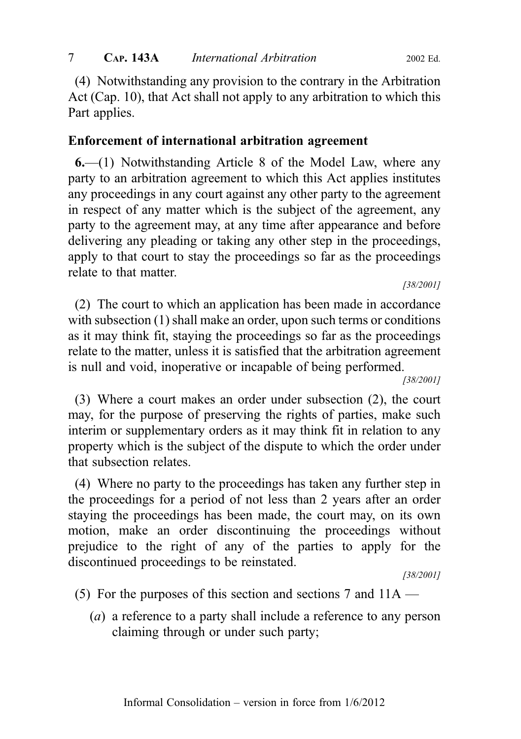(4) Notwithstanding any provision to the contrary in the Arbitration Act (Cap. 10), that Act shall not apply to any arbitration to which this Part applies.

## Enforcement of international arbitration agreement

**6.**—(1) Notwithstanding Article 8 of the Model Law, where any party to an arbitration agreement to which this Act applies institutes any proceedings in any court against any other party to the agreement in respect of any matter which is the subject of the agreement, any party to the agreement may, at any time after appearance and before delivering any pleading or taking any other step in the proceedings, apply to that court to stay the proceedings so far as the proceedings relate to that matter.

*[38/2001]*

(2) The court to which an application has been made in accordance with subsection (1) shall make an order, upon such terms or conditions as it may think fit, staying the proceedings so far as the proceedings relate to the matter, unless it is satisfied that the arbitration agreement is null and void, inoperative or incapable of being performed.

*[38/2001]*

(3) Where a court makes an order under subsection (2), the court may, for the purpose of preserving the rights of parties, make such interim or supplementary orders as it may think fit in relation to any property which is the subject of the dispute to which the order under that subsection relates.

(4) Where no party to the proceedings has taken any further step in the proceedings for a period of not less than 2 years after an order staying the proceedings has been made, the court may, on its own motion, make an order discontinuing the proceedings without prejudice to the right of any of the parties to apply for the discontinued proceedings to be reinstated.

*[38/2001]*

(5) For the purposes of this section and sections 7 and 11A —

(*a*) a reference to a party shall include a reference to any person claiming through or under such party;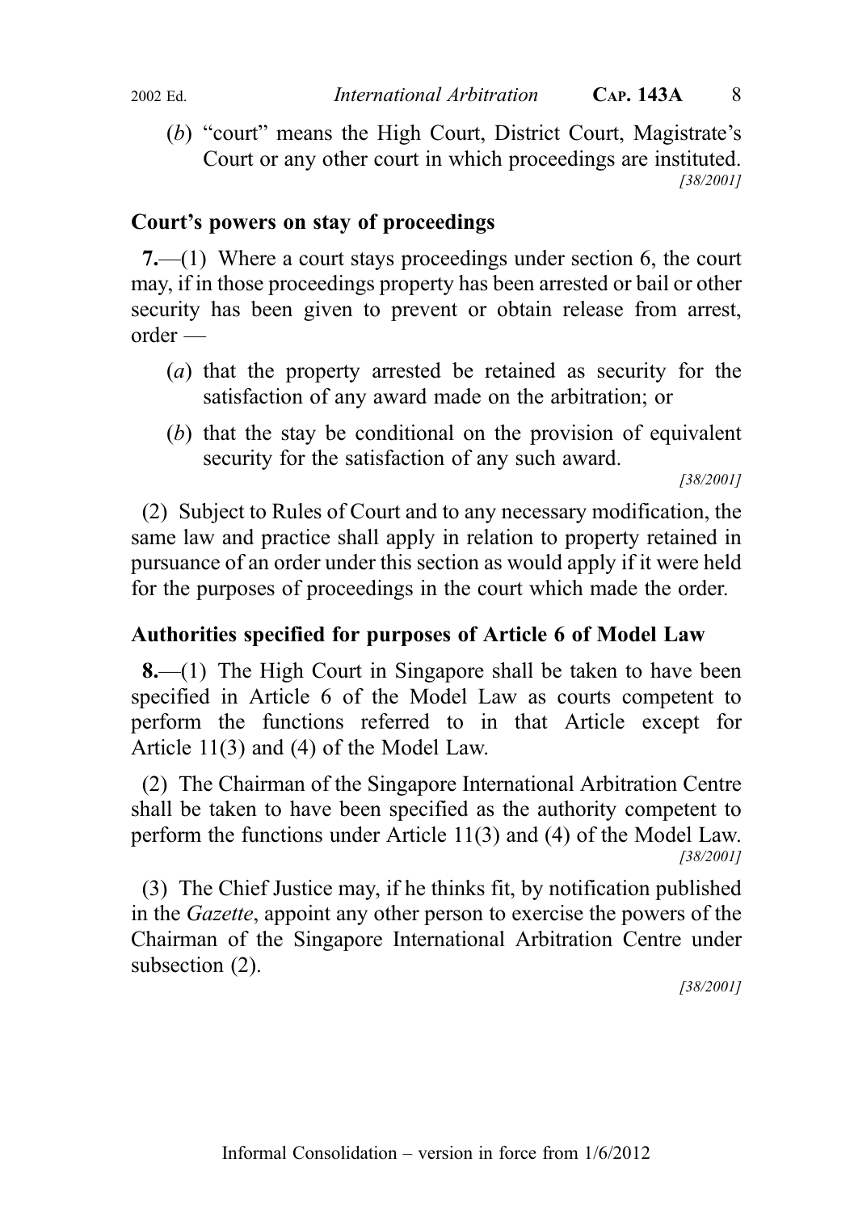(*b*) "court" means the High Court, District Court, Magistrate's Court or any other court in which proceedings are instituted.

[38/2001]

### Court's powers on stay of proceedings

**7.**—(1) Where a court stays proceedings under section 6, the court may, if in those proceedings property has been arrested or bail or other security has been given to prevent or obtain release from arrest, order —

(*a*) that the property arrested be retained as security for the satisfaction of any award made on the arbitration; or

(*b*) that the stay be conditional on the provision of equivalent security for the satisfaction of any such award.

[38/2001]

(2) Subject to Rules of Court and to any necessary modification, the same law and practice shall apply in relation to property retained in pursuance of an order under this section as would apply if it were held for the purposes of proceedings in the court which made the order.

### Authorities specified for purposes of Article 6 of Model Law

**8.**—(1) The High Court in Singapore shall be taken to have been specified in Article 6 of the Model Law as courts competent to perform the functions referred to in that Article except for Article 11(3) and (4) of the Model Law.

(2) The Chairman of the Singapore International Arbitration Centre shall be taken to have been specified as the authority competent to perform the functions under Article 11(3) and (4) of the Model Law.

[38/2001]

(3) The Chief Justice may, if he thinks fit, by notification published in the *Gazette*, appoint any other person to exercise the powers of the Chairman of the Singapore International Arbitration Centre under subsection (2).

[38/2001]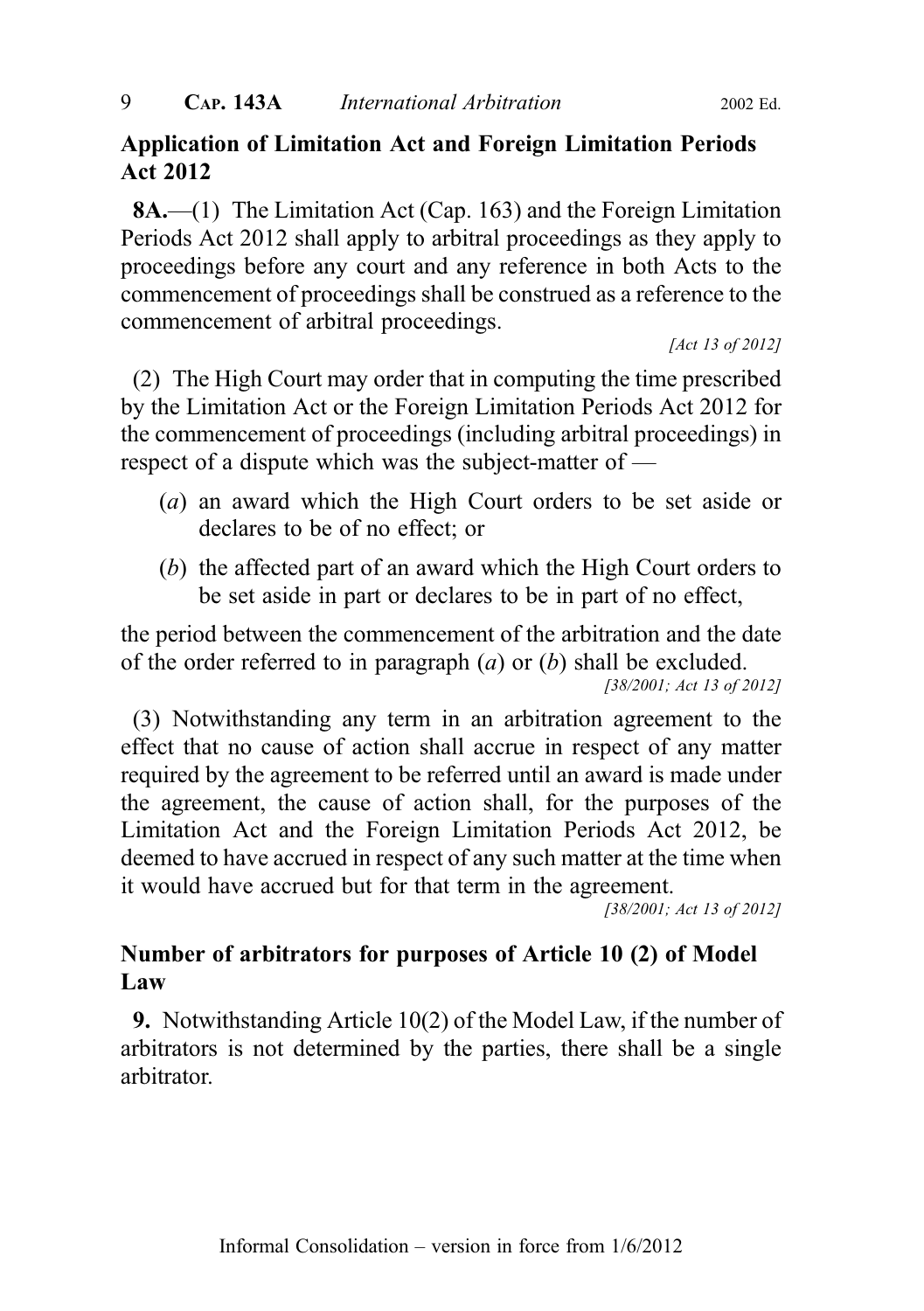## Application of Limitation Act and Foreign Limitation Periods Act 2012

**8A.**—(1) The Limitation Act (Cap. 163) and the Foreign Limitation Periods Act 2012 shall apply to arbitral proceedings as they apply to proceedings before any court and any reference in both Acts to the commencement of proceedings shall be construed as a reference to the commencement of arbitral proceedings.

*[Act 13 of 2012]*

(2) The High Court may order that in computing the time prescribed by the Limitation Act or the Foreign Limitation Periods Act 2012 for the commencement of proceedings (including arbitral proceedings) in respect of a dispute which was the subject-matter of —

- (*a*) an award which the High Court orders to be set aside or declares to be of no effect; or
- (*b*) the affected part of an award which the High Court orders to be set aside in part or declares to be in part of no effect,

the period between the commencement of the arbitration and the date of the order referred to in paragraph (*a*) or (*b*) shall be excluded.

*[38/2001; Act 13 of 2012]*

(3) Notwithstanding any term in an arbitration agreement to the effect that no cause of action shall accrue in respect of any matter required by the agreement to be referred until an award is made under the agreement, the cause of action shall, for the purposes of the Limitation Act and the Foreign Limitation Periods Act 2012, be deemed to have accrued in respect of any such matter at the time when it would have accrued but for that term in the agreement.

*[38/2001; Act 13 of 2012]*

## Number of arbitrators for purposes of Article 10 (2) of Model Law

**9.** Notwithstanding Article 10(2) of the Model Law, if the number of arbitrators is not determined by the parties, there shall be a single arbitrator.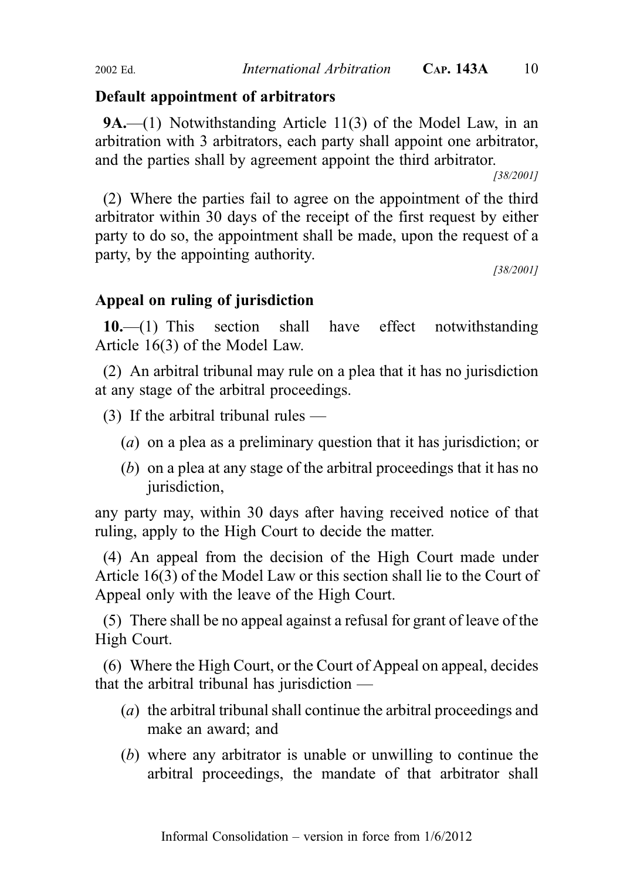**Default appointment of arbitrators**

**9A.**—(1) Notwithstanding Article 11(3) of the Model Law, in an arbitration with 3 arbitrators, each party shall appoint one arbitrator, and the parties shall by agreement appoint the third arbitrator.

*[38/2001]*

(2) Where the parties fail to agree on the appointment of the third arbitrator within 30 days of the receipt of the first request by either party to do so, the appointment shall be made, upon the request of a party, by the appointing authority.

*[38/2001]*

**Appeal on ruling of jurisdiction**

**10.**—(1) This section shall have effect notwithstanding Article 16(3) of the Model Law.

(2) An arbitral tribunal may rule on a plea that it has no jurisdiction at any stage of the arbitral proceedings.

(3) If the arbitral tribunal rules —

(*a*) on a plea as a preliminary question that it has jurisdiction; or

(*b*) on a plea at any stage of the arbitral proceedings that it has no jurisdiction,

any party may, within 30 days after having received notice of that ruling, apply to the High Court to decide the matter.

(4) An appeal from the decision of the High Court made under Article 16(3) of the Model Law or this section shall lie to the Court of Appeal only with the leave of the High Court.

(5) There shall be no appeal against a refusal for grant of leave of the High Court.

(6) Where the High Court, or the Court of Appeal on appeal, decides that the arbitral tribunal has jurisdiction —

(*a*) the arbitral tribunal shall continue the arbitral proceedings and make an award; and

(*b*) where any arbitrator is unable or unwilling to continue the arbitral proceedings, the mandate of that arbitrator shall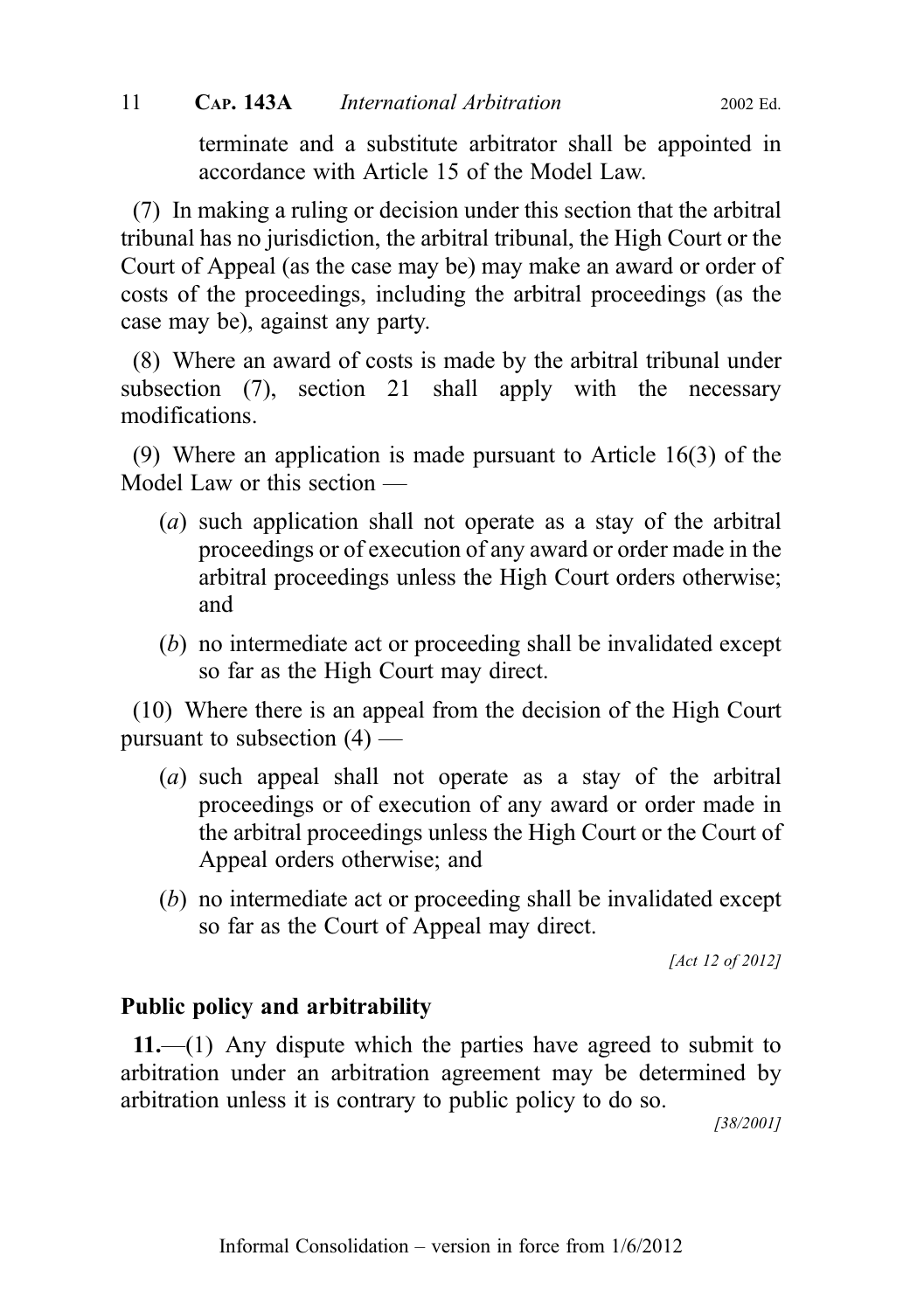terminate and a substitute arbitrator shall be appointed in accordance with Article 15 of the Model Law.

(7) In making a ruling or decision under this section that the arbitral tribunal has no jurisdiction, the arbitral tribunal, the High Court or the Court of Appeal (as the case may be) may make an award or order of costs of the proceedings, including the arbitral proceedings (as the case may be), against any party.

(8) Where an award of costs is made by the arbitral tribunal under subsection (7), section 21 shall apply with the necessary modifications.

(9) Where an application is made pursuant to Article 16(3) of the Model Law or this section —

(*a*) such application shall not operate as a stay of the arbitral proceedings or of execution of any award or order made in the arbitral proceedings unless the High Court orders otherwise; and

(*b*) no intermediate act or proceeding shall be invalidated except so far as the High Court may direct.

(10) Where there is an appeal from the decision of the High Court pursuant to subsection (4) —

(*a*) such appeal shall not operate as a stay of the arbitral proceedings or of execution of any award or order made in the arbitral proceedings unless the High Court or the Court of Appeal orders otherwise; and

(*b*) no intermediate act or proceeding shall be invalidated except so far as the Court of Appeal may direct.

*[Act 12 of 2012]*

**Public policy and arbitrability**

**11.**—(1) Any dispute which the parties have agreed to submit to arbitration under an arbitration agreement may be determined by arbitration unless it is contrary to public policy to do so.

*[38/2001]*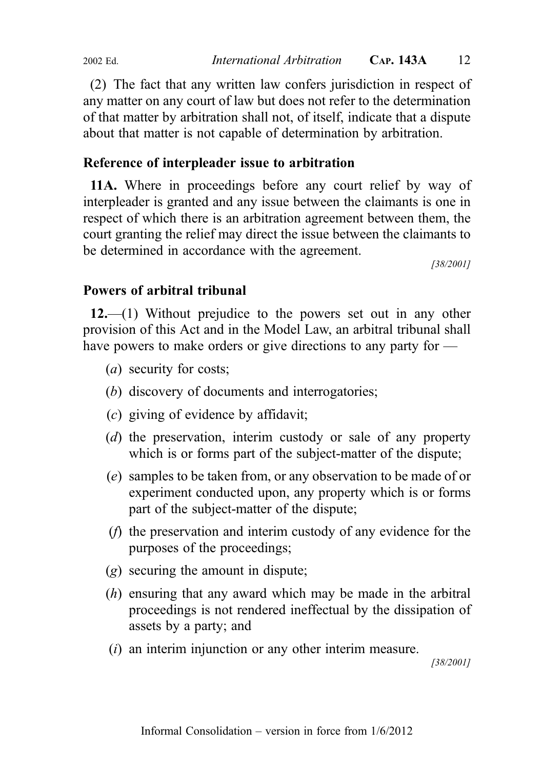(2) The fact that any written law confers jurisdiction in respect of any matter on any court of law but does not refer to the determination of that matter by arbitration shall not, of itself, indicate that a dispute about that matter is not capable of determination by arbitration.

### Reference of interpleader issue to arbitration

**11A.** Where in proceedings before any court relief by way of interpleader is granted and any issue between the claimants is one in respect of which there is an arbitration agreement between them, the court granting the relief may direct the issue between the claimants to be determined in accordance with the agreement.

[38/2001]

### Powers of arbitral tribunal

**12.**—(1) Without prejudice to the powers set out in any other provision of this Act and in the Model Law, an arbitral tribunal shall have powers to make orders or give directions to any party for —

(*a*) security for costs;

(*b*) discovery of documents and interrogatories;

(*c*) giving of evidence by affidavit;

(*d*) the preservation, interim custody or sale of any property which is or forms part of the subject-matter of the dispute;

(*e*) samples to be taken from, or any observation to be made of or experiment conducted upon, any property which is or forms part of the subject-matter of the dispute;

(*f*) the preservation and interim custody of any evidence for the purposes of the proceedings;

(*g*) securing the amount in dispute;

(*h*) ensuring that any award which may be made in the arbitral proceedings is not rendered ineffectual by the dissipation of assets by a party; and

(*i*) an interim injunction or any other interim measure.

[38/2001]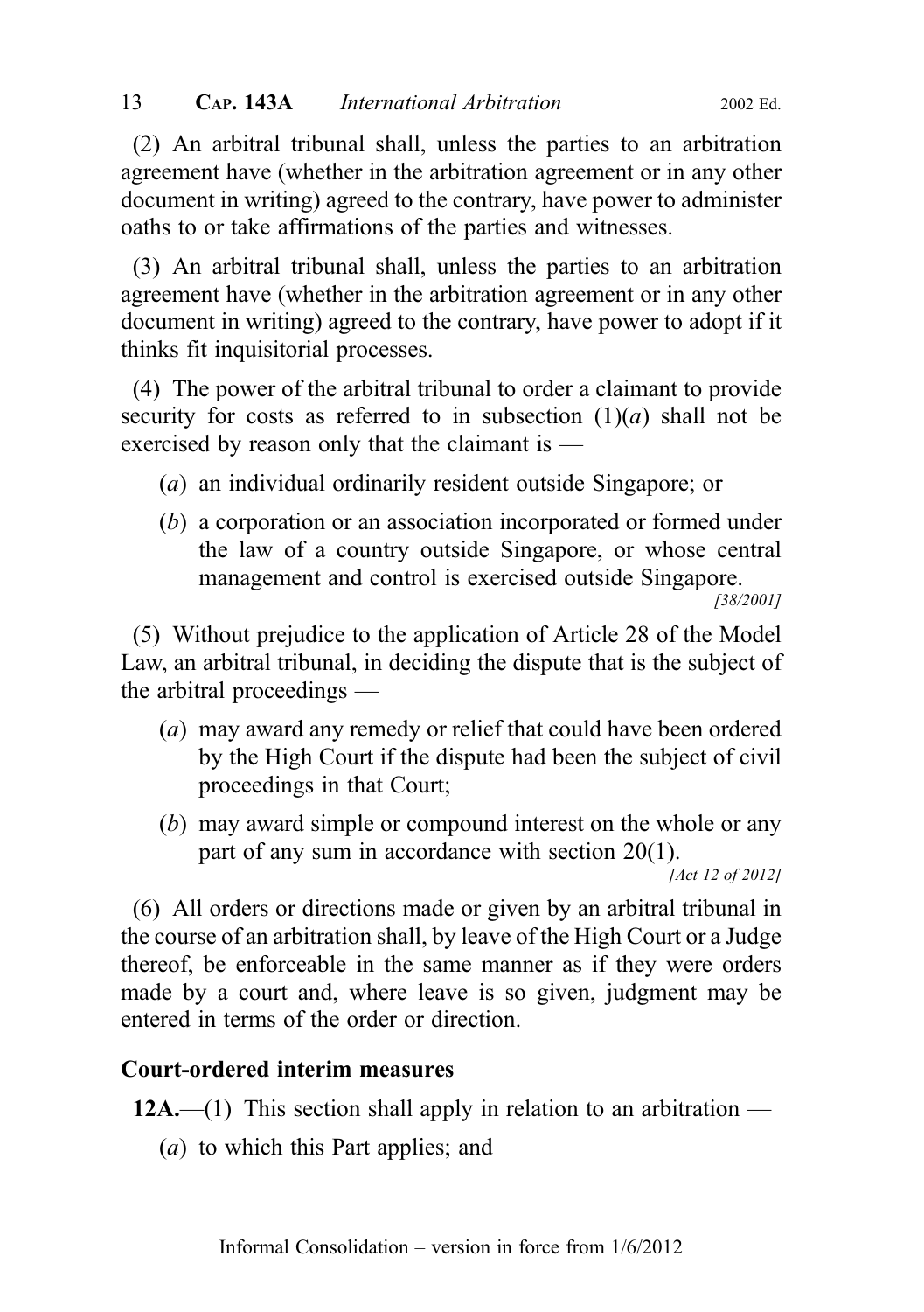(2) An arbitral tribunal shall, unless the parties to an arbitration agreement have (whether in the arbitration agreement or in any other document in writing) agreed to the contrary, have power to administer oaths to or take affirmations of the parties and witnesses.

(3) An arbitral tribunal shall, unless the parties to an arbitration agreement have (whether in the arbitration agreement or in any other document in writing) agreed to the contrary, have power to adopt if it thinks fit inquisitorial processes.

(4) The power of the arbitral tribunal to order a claimant to provide security for costs as referred to in subsection (1)(*a*) shall not be exercised by reason only that the claimant is —

(*a*) an individual ordinarily resident outside Singapore; or

(*b*) a corporation or an association incorporated or formed under the law of a country outside Singapore, or whose central management and control is exercised outside Singapore.

*[38/2001]*

(5) Without prejudice to the application of Article 28 of the Model Law, an arbitral tribunal, in deciding the dispute that is the subject of the arbitral proceedings —

(*a*) may award any remedy or relief that could have been ordered by the High Court if the dispute had been the subject of civil proceedings in that Court;

(*b*) may award simple or compound interest on the whole or any part of any sum in accordance with section 20(1).

*[Act 12 of 2012]*

(6) All orders or directions made or given by an arbitral tribunal in the course of an arbitration shall, by leave of the High Court or a Judge thereof, be enforceable in the same manner as if they were orders made by a court and, where leave is so given, judgment may be entered in terms of the order or direction.

**Court-ordered interim measures**

**12A.**—(1) This section shall apply in relation to an arbitration —

(*a*) to which this Part applies; and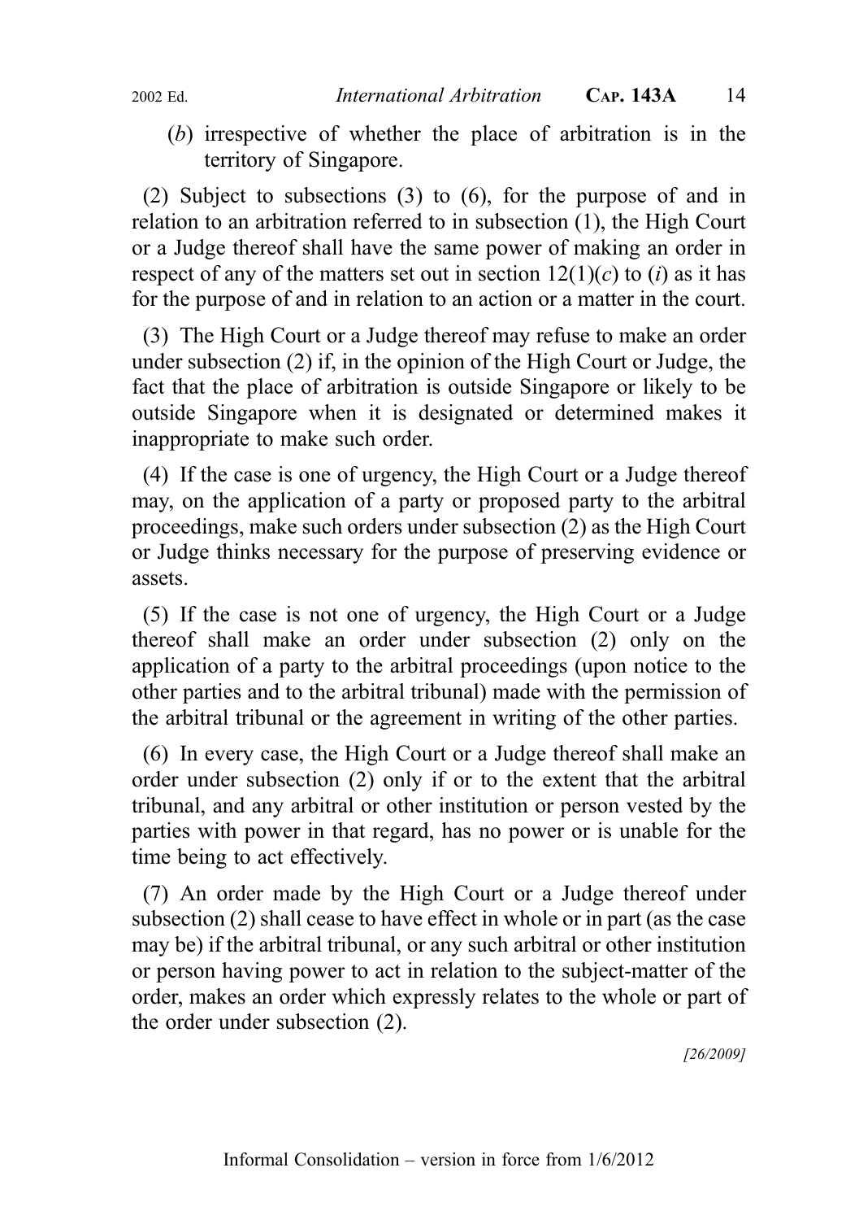(*b*) irrespective of whether the place of arbitration is in the territory of Singapore.

(2) Subject to subsections (3) to (6), for the purpose of and in relation to an arbitration referred to in subsection (1), the High Court or a Judge thereof shall have the same power of making an order in respect of any of the matters set out in section 12(1)(*c*) to (*i*) as it has for the purpose of and in relation to an action or a matter in the court.

(3) The High Court or a Judge thereof may refuse to make an order under subsection (2) if, in the opinion of the High Court or Judge, the fact that the place of arbitration is outside Singapore or likely to be outside Singapore when it is designated or determined makes it inappropriate to make such order.

(4) If the case is one of urgency, the High Court or a Judge thereof may, on the application of a party or proposed party to the arbitral proceedings, make such orders under subsection (2) as the High Court or Judge thinks necessary for the purpose of preserving evidence or assets.

(5) If the case is not one of urgency, the High Court or a Judge thereof shall make an order under subsection (2) only on the application of a party to the arbitral proceedings (upon notice to the other parties and to the arbitral tribunal) made with the permission of the arbitral tribunal or the agreement in writing of the other parties.

(6) In every case, the High Court or a Judge thereof shall make an order under subsection (2) only if or to the extent that the arbitral tribunal, and any arbitral or other institution or person vested by the parties with power in that regard, has no power or is unable for the time being to act effectively.

(7) An order made by the High Court or a Judge thereof under subsection (2) shall cease to have effect in whole or in part (as the case may be) if the arbitral tribunal, or any such arbitral or other institution or person having power to act in relation to the subject-matter of the order, makes an order which expressly relates to the whole or part of the order under subsection (2).

*[26/2009]*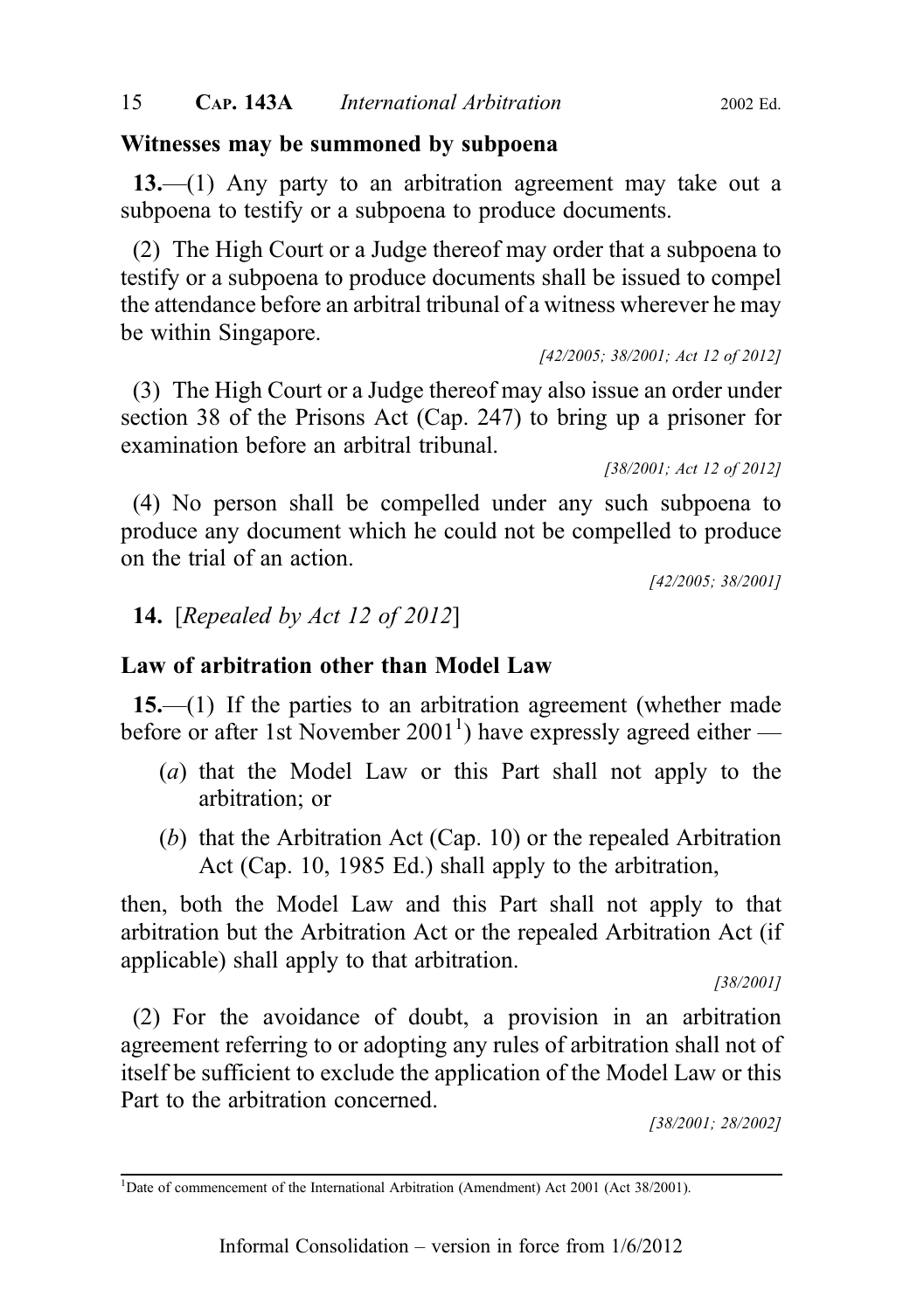**Witnesses may be summoned by subpoena**

**13.**—(1) Any party to an arbitration agreement may take out a subpoena to testify or a subpoena to produce documents.

(2) The High Court or a Judge thereof may order that a subpoena to testify or a subpoena to produce documents shall be issued to compel the attendance before an arbitral tribunal of a witness wherever he may be within Singapore.

*[42/2005; 38/2001; Act 12 of 2012]*

(3) The High Court or a Judge thereof may also issue an order under section 38 of the Prisons Act (Cap. 247) to bring up a prisoner for examination before an arbitral tribunal.

*[38/2001; Act 12 of 2012]*

(4) No person shall be compelled under any such subpoena to produce any document which he could not be compelled to produce on the trial of an action.

*[42/2005; 38/2001]*

**14.** [*Repealed by Act 12 of 2012*]

**Law of arbitration other than Model Law**

**15.**—(1) If the parties to an arbitration agreement (whether made before or after 1st November 2001[1]) have expressly agreed either —

(*a*) that the Model Law or this Part shall not apply to the arbitration; or

(*b*) that the Arbitration Act (Cap. 10) or the repealed Arbitration Act (Cap. 10, 1985 Ed.) shall apply to the arbitration,

then, both the Model Law and this Part shall not apply to that arbitration but the Arbitration Act or the repealed Arbitration Act (if applicable) shall apply to that arbitration.

*[38/2001]*

(2) For the avoidance of doubt, a provision in an arbitration agreement referring to or adopting any rules of arbitration shall not of itself be sufficient to exclude the application of the Model Law or this Part to the arbitration concerned.

*[38/2001; 28/2002]*

---

[1] Date of commencement of the International Arbitration (Amendment) Act 2001 (Act 38/2001).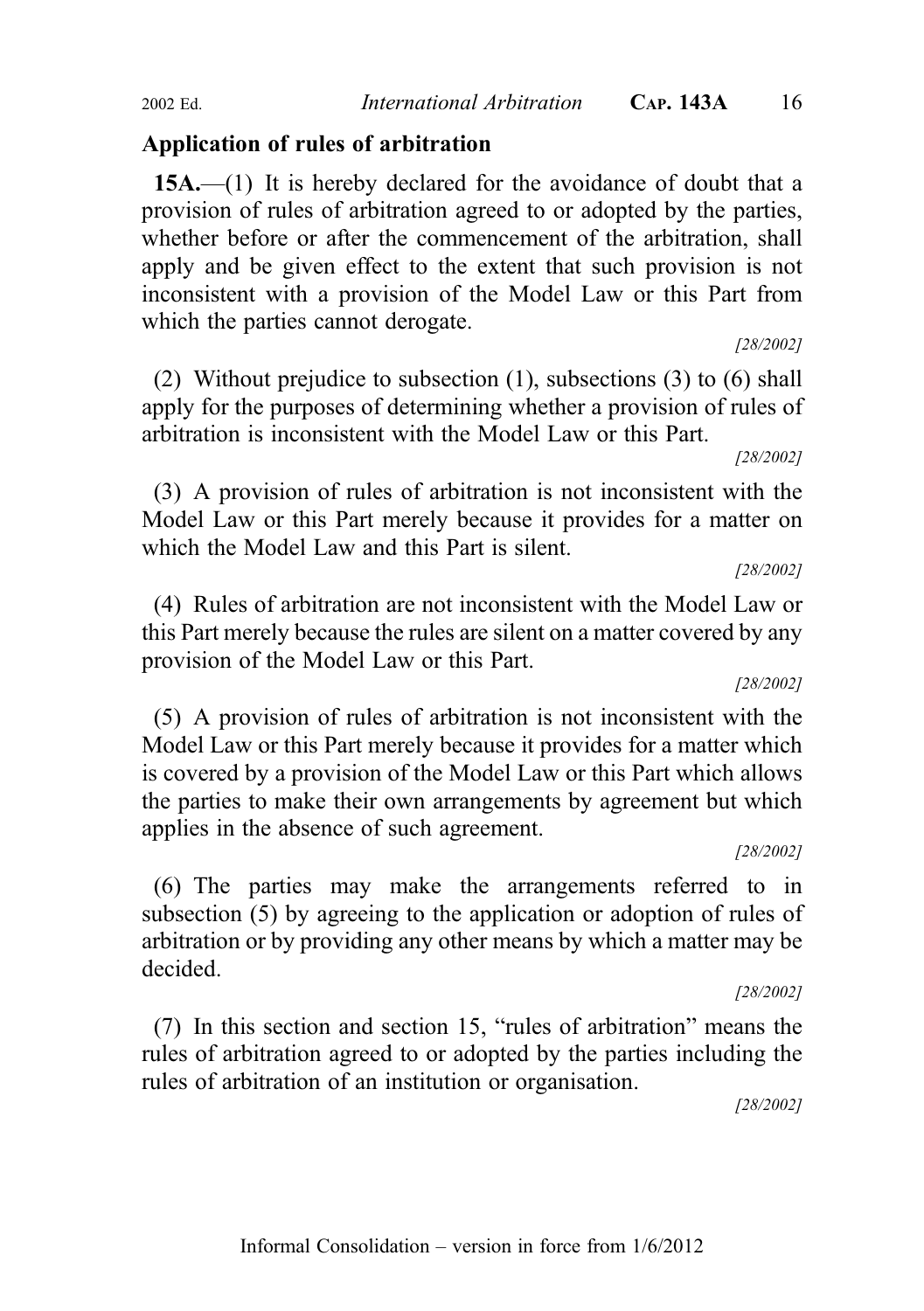## Application of rules of arbitration

**15A.**—(1) It is hereby declared for the avoidance of doubt that a provision of rules of arbitration agreed to or adopted by the parties, whether before or after the commencement of the arbitration, shall apply and be given effect to the extent that such provision is not inconsistent with a provision of the Model Law or this Part from which the parties cannot derogate.

*[28/2002]*

(2) Without prejudice to subsection (1), subsections (3) to (6) shall apply for the purposes of determining whether a provision of rules of arbitration is inconsistent with the Model Law or this Part.

*[28/2002]*

(3) A provision of rules of arbitration is not inconsistent with the Model Law or this Part merely because it provides for a matter on which the Model Law and this Part is silent.

*[28/2002]*

(4) Rules of arbitration are not inconsistent with the Model Law or this Part merely because the rules are silent on a matter covered by any provision of the Model Law or this Part.

*[28/2002]*

(5) A provision of rules of arbitration is not inconsistent with the Model Law or this Part merely because it provides for a matter which is covered by a provision of the Model Law or this Part which allows the parties to make their own arrangements by agreement but which applies in the absence of such agreement.

*[28/2002]*

(6) The parties may make the arrangements referred to in subsection (5) by agreeing to the application or adoption of rules of arbitration or by providing any other means by which a matter may be decided.

*[28/2002]*

(7) In this section and section 15, "rules of arbitration" means the rules of arbitration agreed to or adopted by the parties including the rules of arbitration of an institution or organisation.

*[28/2002]*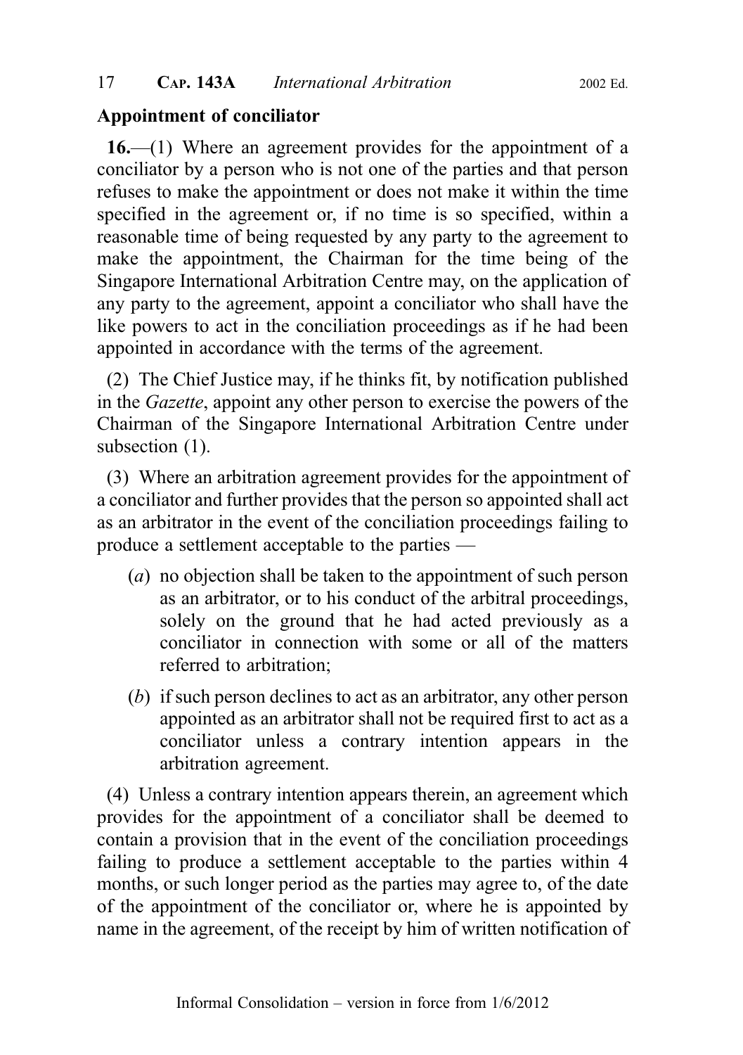**Appointment of conciliator**

**16.**—(1) Where an agreement provides for the appointment of a conciliator by a person who is not one of the parties and that person refuses to make the appointment or does not make it within the time specified in the agreement or, if no time is so specified, within a reasonable time of being requested by any party to the agreement to make the appointment, the Chairman for the time being of the Singapore International Arbitration Centre may, on the application of any party to the agreement, appoint a conciliator who shall have the like powers to act in the conciliation proceedings as if he had been appointed in accordance with the terms of the agreement.

(2) The Chief Justice may, if he thinks fit, by notification published in the *Gazette*, appoint any other person to exercise the powers of the Chairman of the Singapore International Arbitration Centre under subsection (1).

(3) Where an arbitration agreement provides for the appointment of a conciliator and further provides that the person so appointed shall act as an arbitrator in the event of the conciliation proceedings failing to produce a settlement acceptable to the parties —

(*a*) no objection shall be taken to the appointment of such person as an arbitrator, or to his conduct of the arbitral proceedings, solely on the ground that he had acted previously as a conciliator in connection with some or all of the matters referred to arbitration;

(*b*) if such person declines to act as an arbitrator, any other person appointed as an arbitrator shall not be required first to act as a conciliator unless a contrary intention appears in the arbitration agreement.

(4) Unless a contrary intention appears therein, an agreement which provides for the appointment of a conciliator shall be deemed to contain a provision that in the event of the conciliation proceedings failing to produce a settlement acceptable to the parties within 4 months, or such longer period as the parties may agree to, of the date of the appointment of the conciliator or, where he is appointed by name in the agreement, of the receipt by him of written notification of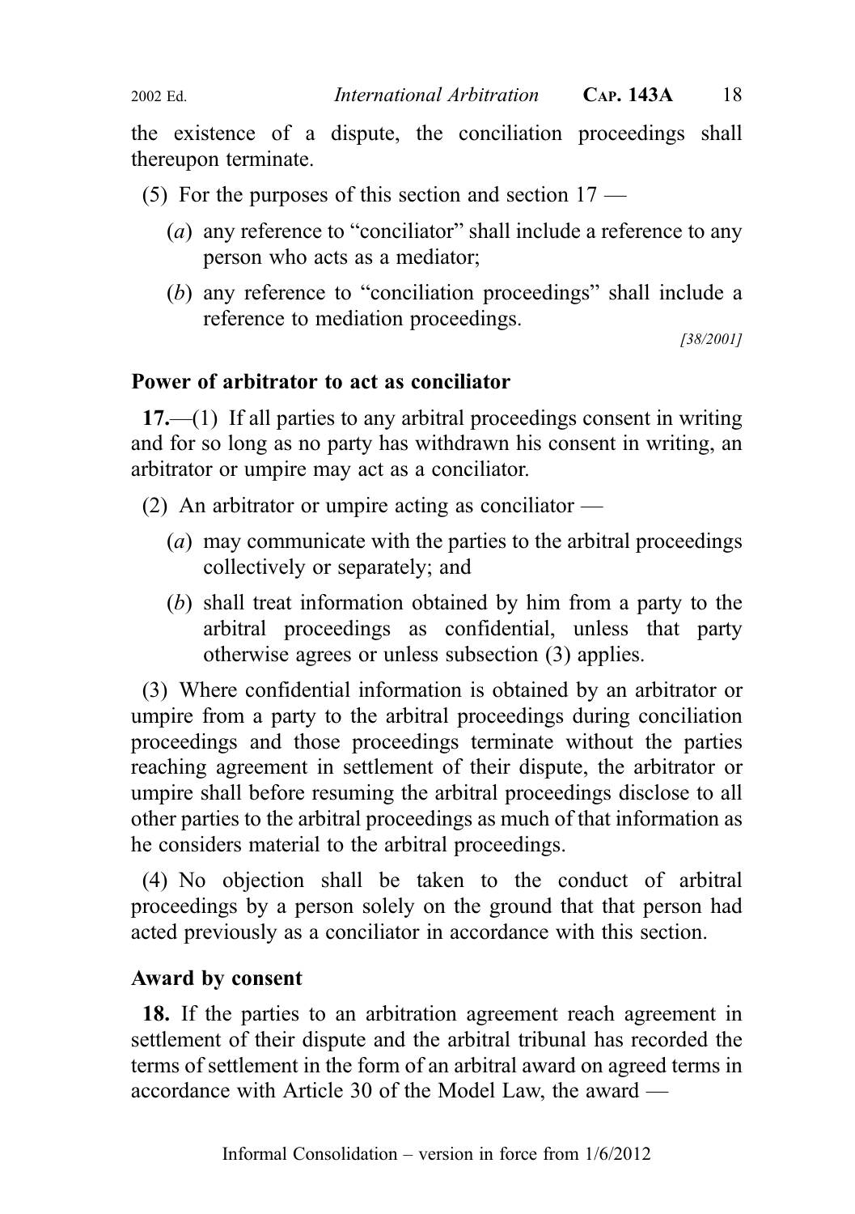the existence of a dispute, the conciliation proceedings shall thereupon terminate.

(5) For the purposes of this section and section 17 —

(*a*) any reference to "conciliator" shall include a reference to any person who acts as a mediator;

(*b*) any reference to "conciliation proceedings" shall include a reference to mediation proceedings.

*[38/2001]*

### Power of arbitrator to act as conciliator

**17.**—(1) If all parties to any arbitral proceedings consent in writing and for so long as no party has withdrawn his consent in writing, an arbitrator or umpire may act as a conciliator.

(2) An arbitrator or umpire acting as conciliator —

(*a*) may communicate with the parties to the arbitral proceedings collectively or separately; and

(*b*) shall treat information obtained by him from a party to the arbitral proceedings as confidential, unless that party otherwise agrees or unless subsection (3) applies.

(3) Where confidential information is obtained by an arbitrator or umpire from a party to the arbitral proceedings during conciliation proceedings and those proceedings terminate without the parties reaching agreement in settlement of their dispute, the arbitrator or umpire shall before resuming the arbitral proceedings disclose to all other parties to the arbitral proceedings as much of that information as he considers material to the arbitral proceedings.

(4) No objection shall be taken to the conduct of arbitral proceedings by a person solely on the ground that that person had acted previously as a conciliator in accordance with this section.

### Award by consent

**18.** If the parties to an arbitration agreement reach agreement in settlement of their dispute and the arbitral tribunal has recorded the terms of settlement in the form of an arbitral award on agreed terms in accordance with Article 30 of the Model Law, the award —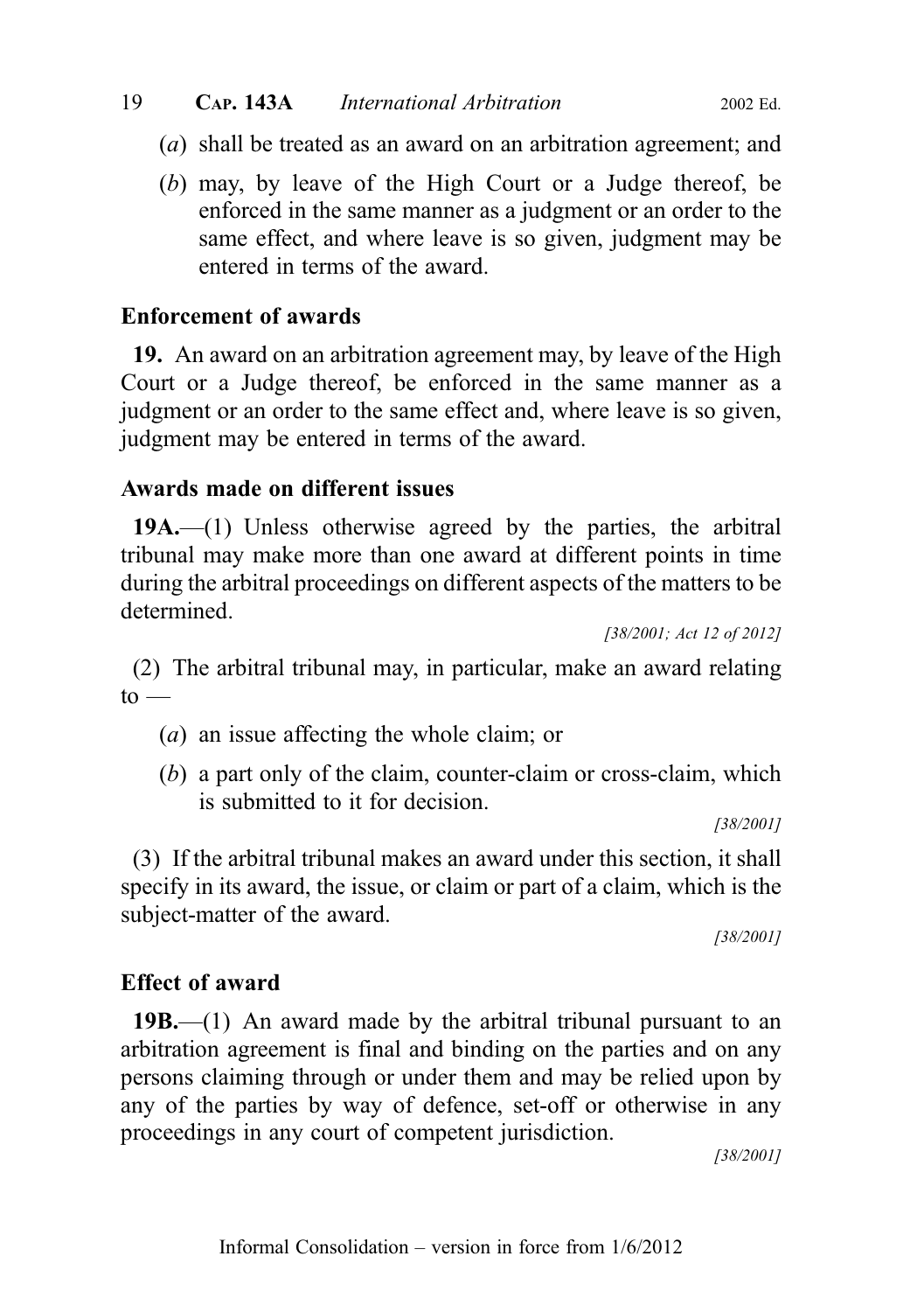(*a*) shall be treated as an award on an arbitration agreement; and

(*b*) may, by leave of the High Court or a Judge thereof, be enforced in the same manner as a judgment or an order to the same effect, and where leave is so given, judgment may be entered in terms of the award.

### Enforcement of awards

**19.** An award on an arbitration agreement may, by leave of the High Court or a Judge thereof, be enforced in the same manner as a judgment or an order to the same effect and, where leave is so given, judgment may be entered in terms of the award.

### Awards made on different issues

**19A.**—(1) Unless otherwise agreed by the parties, the arbitral tribunal may make more than one award at different points in time during the arbitral proceedings on different aspects of the matters to be determined.

*[38/2001; Act 12 of 2012]*

(2) The arbitral tribunal may, in particular, make an award relating to —

(*a*) an issue affecting the whole claim; or

(*b*) a part only of the claim, counter-claim or cross-claim, which is submitted to it for decision.

*[38/2001]*

(3) If the arbitral tribunal makes an award under this section, it shall specify in its award, the issue, or claim or part of a claim, which is the subject-matter of the award.

*[38/2001]*

### Effect of award

**19B.**—(1) An award made by the arbitral tribunal pursuant to an arbitration agreement is final and binding on the parties and on any persons claiming through or under them and may be relied upon by any of the parties by way of defence, set-off or otherwise in any proceedings in any court of competent jurisdiction.

*[38/2001]*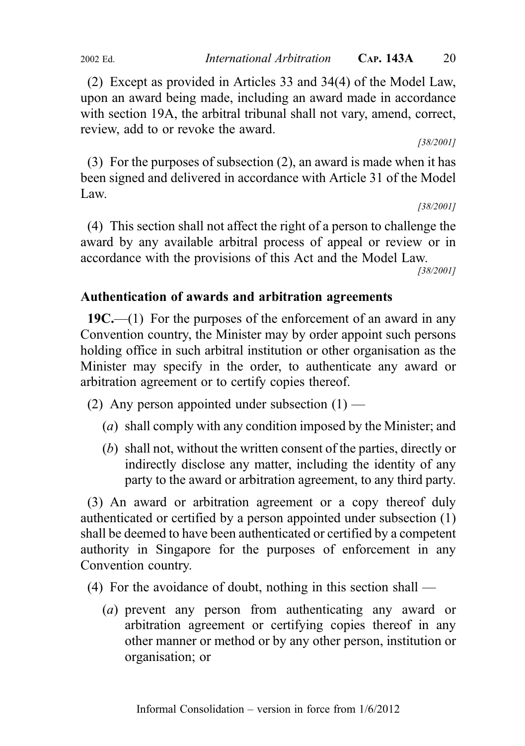(2) Except as provided in Articles 33 and 34(4) of the Model Law, upon an award being made, including an award made in accordance with section 19A, the arbitral tribunal shall not vary, amend, correct, review, add to or revoke the award.

[38/2001]

(3) For the purposes of subsection (2), an award is made when it has been signed and delivered in accordance with Article 31 of the Model Law.

[38/2001]

(4) This section shall not affect the right of a person to challenge the award by any available arbitral process of appeal or review or in accordance with the provisions of this Act and the Model Law.

[38/2001]

**Authentication of awards and arbitration agreements**

**19C.**—(1) For the purposes of the enforcement of an award in any Convention country, the Minister may by order appoint such persons holding office in such arbitral institution or other organisation as the Minister may specify in the order, to authenticate any award or arbitration agreement or to certify copies thereof.

(2) Any person appointed under subsection (1) —

(*a*) shall comply with any condition imposed by the Minister; and

(*b*) shall not, without the written consent of the parties, directly or indirectly disclose any matter, including the identity of any party to the award or arbitration agreement, to any third party.

(3) An award or arbitration agreement or a copy thereof duly authenticated or certified by a person appointed under subsection (1) shall be deemed to have been authenticated or certified by a competent authority in Singapore for the purposes of enforcement in any Convention country.

(4) For the avoidance of doubt, nothing in this section shall —

(*a*) prevent any person from authenticating any award or arbitration agreement or certifying copies thereof in any other manner or method or by any other person, institution or organisation; or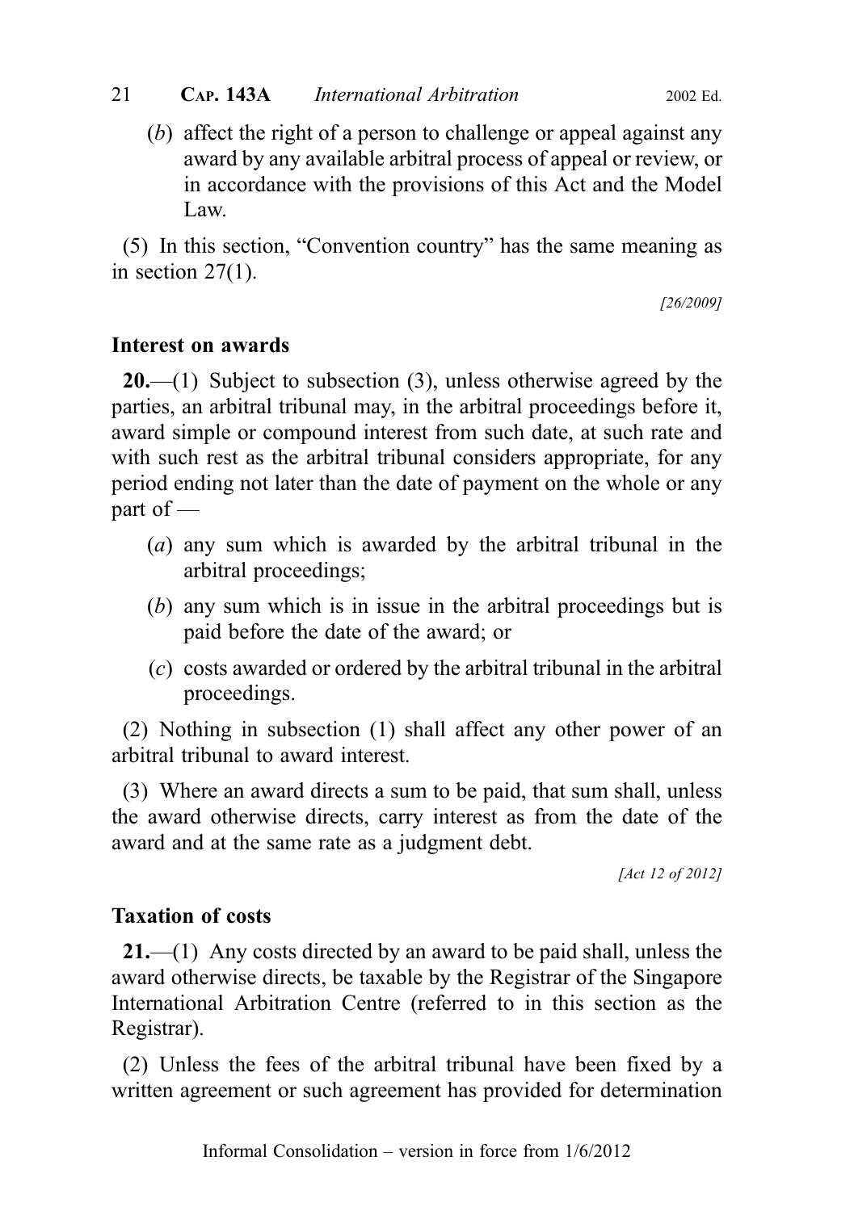(*b*) affect the right of a person to challenge or appeal against any award by any available arbitral process of appeal or review, or in accordance with the provisions of this Act and the Model Law.

(5) In this section, "Convention country" has the same meaning as in section 27(1).

[26/2009]

### Interest on awards

**20.**—(1) Subject to subsection (3), unless otherwise agreed by the parties, an arbitral tribunal may, in the arbitral proceedings before it, award simple or compound interest from such date, at such rate and with such rest as the arbitral tribunal considers appropriate, for any period ending not later than the date of payment on the whole or any part of —

(*a*) any sum which is awarded by the arbitral tribunal in the arbitral proceedings;

(*b*) any sum which is in issue in the arbitral proceedings but is paid before the date of the award; or

(*c*) costs awarded or ordered by the arbitral tribunal in the arbitral proceedings.

(2) Nothing in subsection (1) shall affect any other power of an arbitral tribunal to award interest.

(3) Where an award directs a sum to be paid, that sum shall, unless the award otherwise directs, carry interest as from the date of the award and at the same rate as a judgment debt.

[Act 12 of 2012]

### Taxation of costs

**21.**—(1) Any costs directed by an award to be paid shall, unless the award otherwise directs, be taxable by the Registrar of the Singapore International Arbitration Centre (referred to in this section as the Registrar).

(2) Unless the fees of the arbitral tribunal have been fixed by a written agreement or such agreement has provided for determination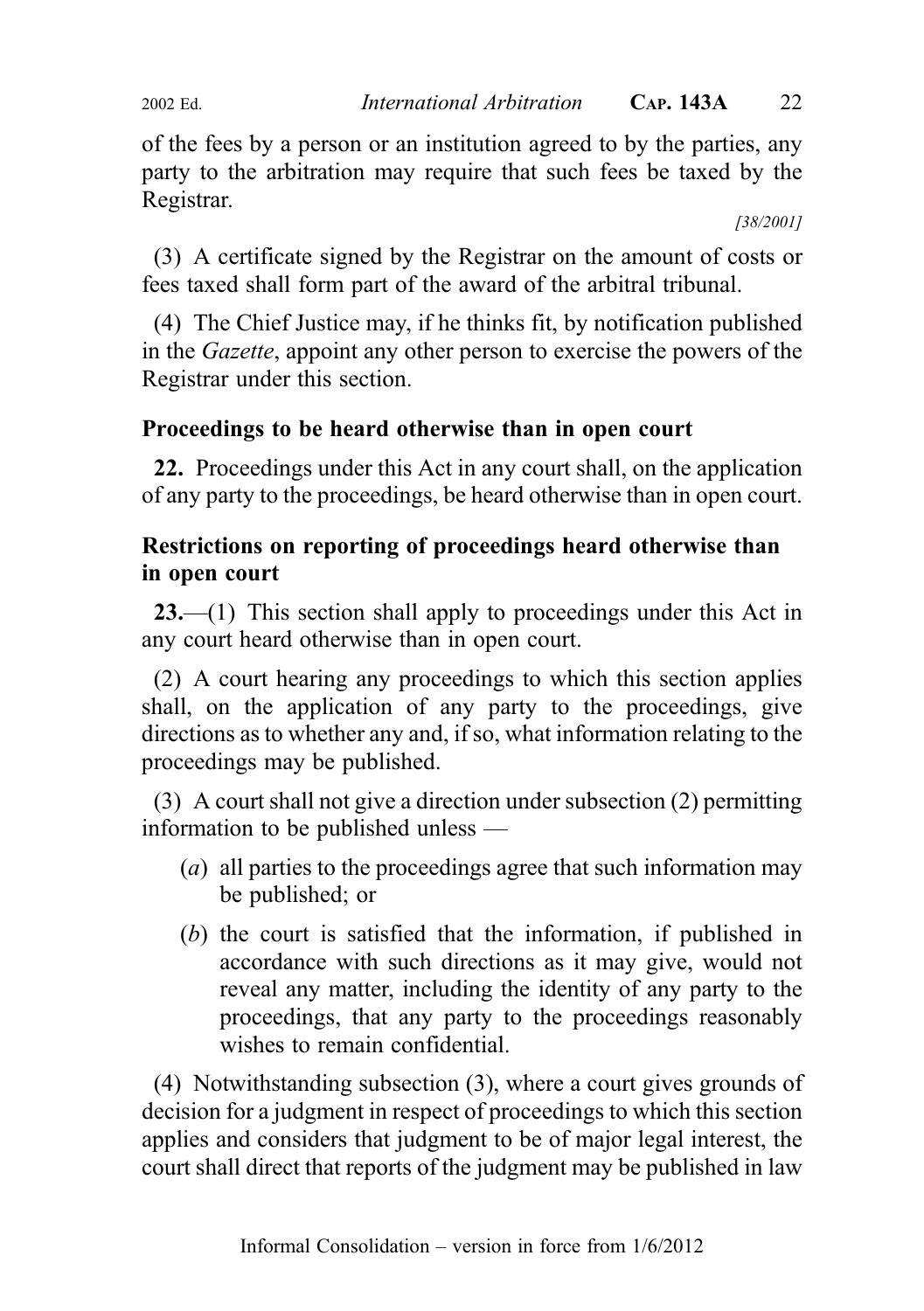of the fees by a person or an institution agreed to by the parties, any party to the arbitration may require that such fees be taxed by the Registrar.

[38/2001]

(3) A certificate signed by the Registrar on the amount of costs or fees taxed shall form part of the award of the arbitral tribunal.

(4) The Chief Justice may, if he thinks fit, by notification published in the *Gazette*, appoint any other person to exercise the powers of the Registrar under this section.

### Proceedings to be heard otherwise than in open court

**22.** Proceedings under this Act in any court shall, on the application of any party to the proceedings, be heard otherwise than in open court.

### Restrictions on reporting of proceedings heard otherwise than in open court

**23.**—(1) This section shall apply to proceedings under this Act in any court heard otherwise than in open court.

(2) A court hearing any proceedings to which this section applies shall, on the application of any party to the proceedings, give directions as to whether any and, if so, what information relating to the proceedings may be published.

(3) A court shall not give a direction under subsection (2) permitting information to be published unless —

- (*a*) all parties to the proceedings agree that such information may be published; or
- (*b*) the court is satisfied that the information, if published in accordance with such directions as it may give, would not reveal any matter, including the identity of any party to the proceedings, that any party to the proceedings reasonably wishes to remain confidential.

(4) Notwithstanding subsection (3), where a court gives grounds of decision for a judgment in respect of proceedings to which this section applies and considers that judgment to be of major legal interest, the court shall direct that reports of the judgment may be published in law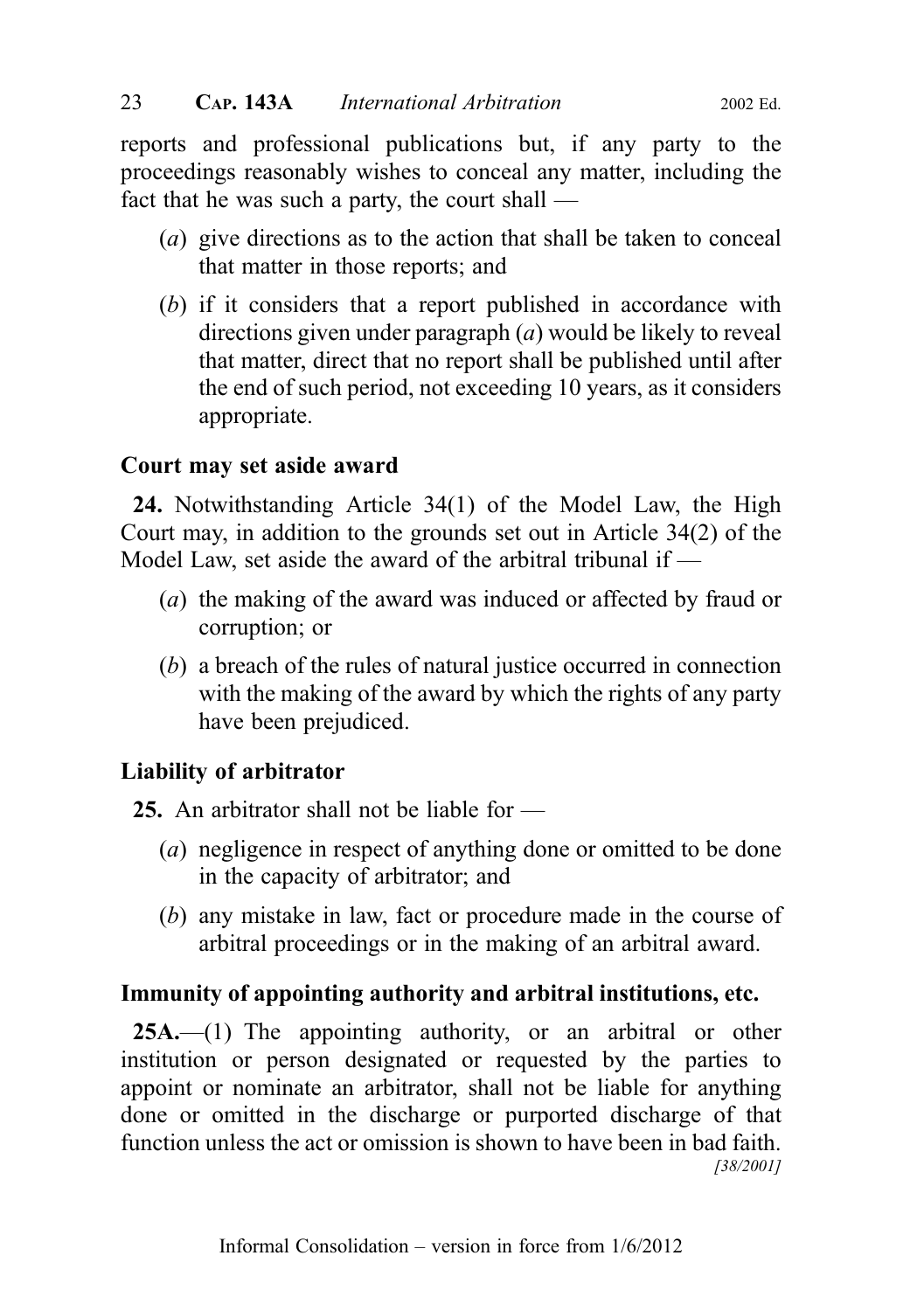reports and professional publications but, if any party to the proceedings reasonably wishes to conceal any matter, including the fact that he was such a party, the court shall —

(*a*) give directions as to the action that shall be taken to conceal that matter in those reports; and

(*b*) if it considers that a report published in accordance with directions given under paragraph (*a*) would be likely to reveal that matter, direct that no report shall be published until after the end of such period, not exceeding 10 years, as it considers appropriate.

### Court may set aside award

**24.** Notwithstanding Article 34(1) of the Model Law, the High Court may, in addition to the grounds set out in Article 34(2) of the Model Law, set aside the award of the arbitral tribunal if —

(*a*) the making of the award was induced or affected by fraud or corruption; or

(*b*) a breach of the rules of natural justice occurred in connection with the making of the award by which the rights of any party have been prejudiced.

### Liability of arbitrator

**25.** An arbitrator shall not be liable for —

(*a*) negligence in respect of anything done or omitted to be done in the capacity of arbitrator; and

(*b*) any mistake in law, fact or procedure made in the course of arbitral proceedings or in the making of an arbitral award.

### Immunity of appointing authority and arbitral institutions, etc.

**25A.**—(1) The appointing authority, or an arbitral or other institution or person designated or requested by the parties to appoint or nominate an arbitrator, shall not be liable for anything done or omitted in the discharge or purported discharge of that function unless the act or omission is shown to have been in bad faith.

*[38/2001]*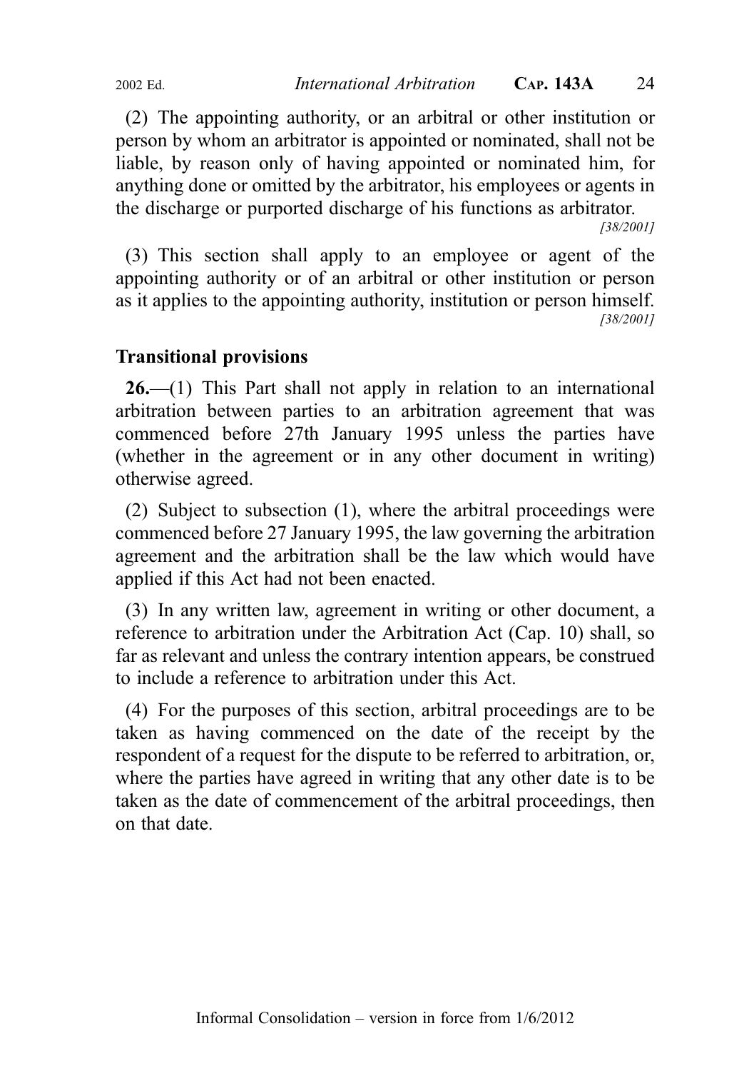(2) The appointing authority, or an arbitral or other institution or person by whom an arbitrator is appointed or nominated, shall not be liable, by reason only of having appointed or nominated him, for anything done or omitted by the arbitrator, his employees or agents in the discharge or purported discharge of his functions as arbitrator.

*[38/2001]*

(3) This section shall apply to an employee or agent of the appointing authority or of an arbitral or other institution or person as it applies to the appointing authority, institution or person himself.

*[38/2001]*

### Transitional provisions

**26.**—(1) This Part shall not apply in relation to an international arbitration between parties to an arbitration agreement that was commenced before 27th January 1995 unless the parties have (whether in the agreement or in any other document in writing) otherwise agreed.

(2) Subject to subsection (1), where the arbitral proceedings were commenced before 27 January 1995, the law governing the arbitration agreement and the arbitration shall be the law which would have applied if this Act had not been enacted.

(3) In any written law, agreement in writing or other document, a reference to arbitration under the Arbitration Act (Cap. 10) shall, so far as relevant and unless the contrary intention appears, be construed to include a reference to arbitration under this Act.

(4) For the purposes of this section, arbitral proceedings are to be taken as having commenced on the date of the receipt by the respondent of a request for the dispute to be referred to arbitration, or, where the parties have agreed in writing that any other date is to be taken as the date of commencement of the arbitral proceedings, then on that date.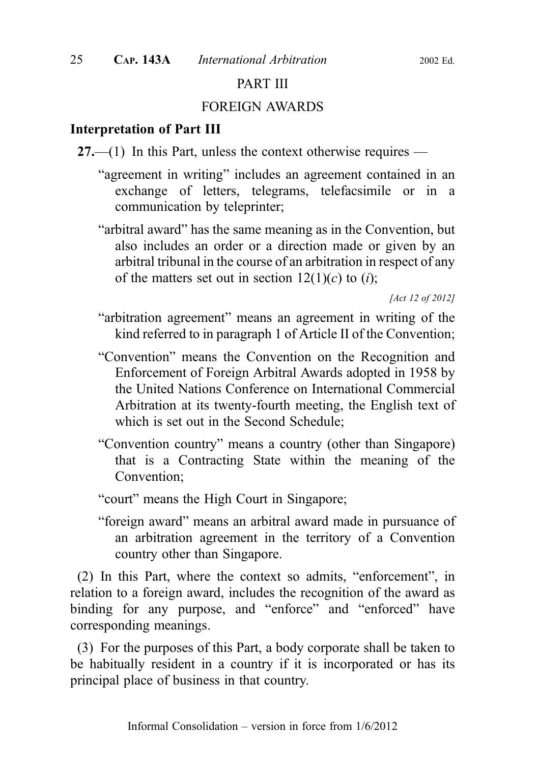## PART III

## FOREIGN AWARDS

### Interpretation of Part III

**27.**—(1) In this Part, unless the context otherwise requires —

"agreement in writing" includes an agreement contained in an exchange of letters, telegrams, telefacsimile or in a communication by teleprinter;

"arbitral award" has the same meaning as in the Convention, but also includes an order or a direction made or given by an arbitral tribunal in the course of an arbitration in respect of any of the matters set out in section 12(1)(*c*) to (*i*);

*[Act 12 of 2012]*

"arbitration agreement" means an agreement in writing of the kind referred to in paragraph 1 of Article II of the Convention;

"Convention" means the Convention on the Recognition and Enforcement of Foreign Arbitral Awards adopted in 1958 by the United Nations Conference on International Commercial Arbitration at its twenty-fourth meeting, the English text of which is set out in the Second Schedule;

"Convention country" means a country (other than Singapore) that is a Contracting State within the meaning of the Convention;

"court" means the High Court in Singapore;

"foreign award" means an arbitral award made in pursuance of an arbitration agreement in the territory of a Convention country other than Singapore.

(2) In this Part, where the context so admits, "enforcement", in relation to a foreign award, includes the recognition of the award as binding for any purpose, and "enforce" and "enforced" have corresponding meanings.

(3) For the purposes of this Part, a body corporate shall be taken to be habitually resident in a country if it is incorporated or has its principal place of business in that country.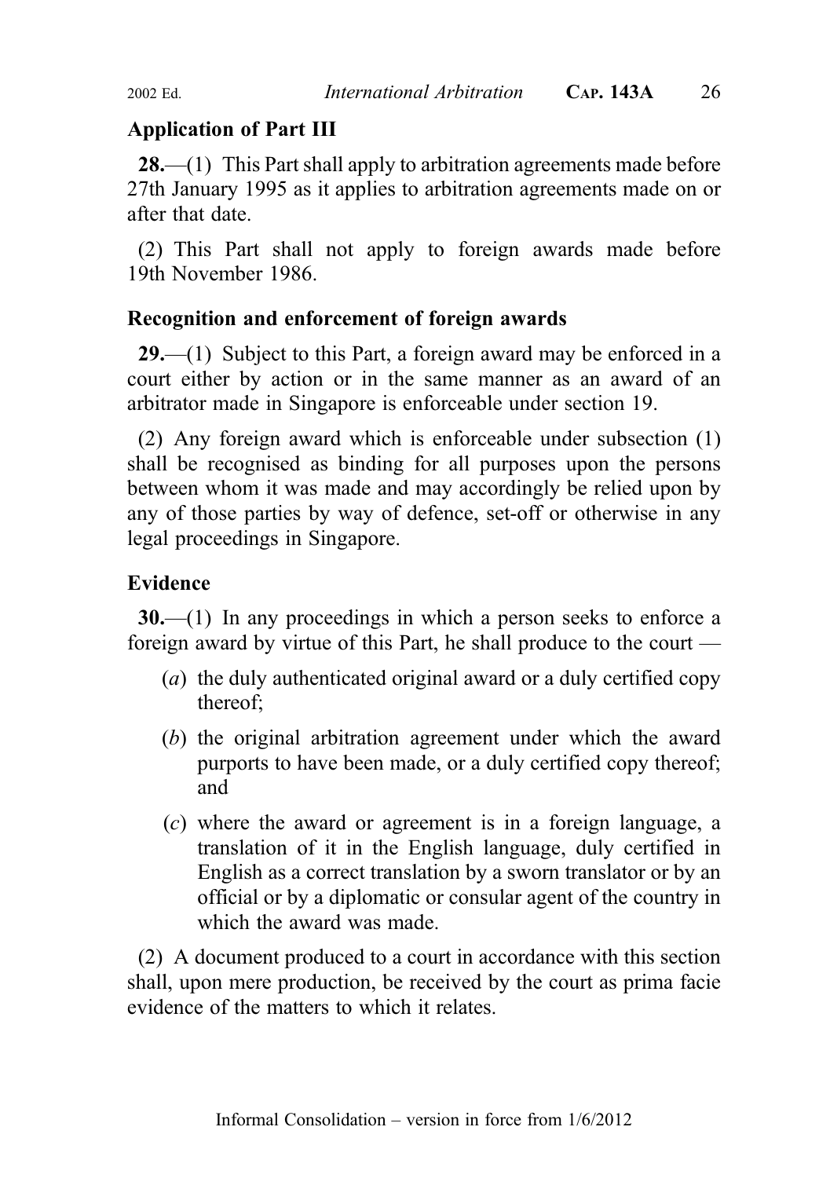**Application of Part III**

**28.**—(1) This Part shall apply to arbitration agreements made before 27th January 1995 as it applies to arbitration agreements made on or after that date.

(2) This Part shall not apply to foreign awards made before 19th November 1986.

**Recognition and enforcement of foreign awards**

**29.**—(1) Subject to this Part, a foreign award may be enforced in a court either by action or in the same manner as an award of an arbitrator made in Singapore is enforceable under section 19.

(2) Any foreign award which is enforceable under subsection (1) shall be recognised as binding for all purposes upon the persons between whom it was made and may accordingly be relied upon by any of those parties by way of defence, set-off or otherwise in any legal proceedings in Singapore.

**Evidence**

**30.**—(1) In any proceedings in which a person seeks to enforce a foreign award by virtue of this Part, he shall produce to the court —

(*a*) the duly authenticated original award or a duly certified copy thereof;

(*b*) the original arbitration agreement under which the award purports to have been made, or a duly certified copy thereof; and

(*c*) where the award or agreement is in a foreign language, a translation of it in the English language, duly certified in English as a correct translation by a sworn translator or by an official or by a diplomatic or consular agent of the country in which the award was made.

(2) A document produced to a court in accordance with this section shall, upon mere production, be received by the court as prima facie evidence of the matters to which it relates.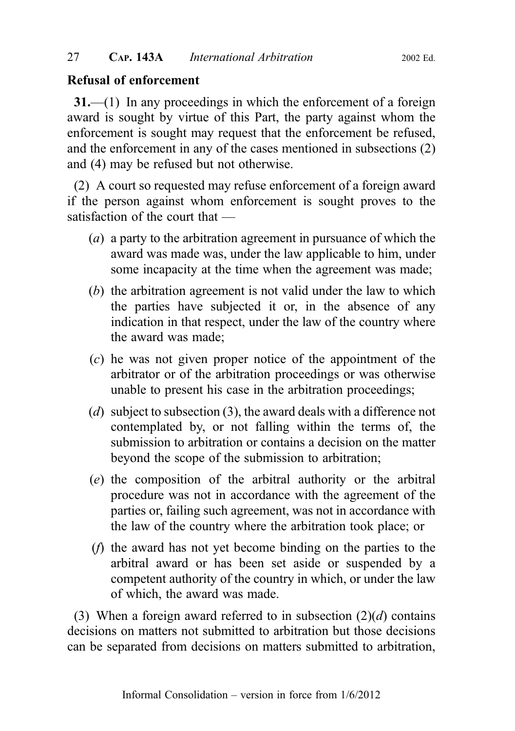**Refusal of enforcement**

**31.**—(1) In any proceedings in which the enforcement of a foreign award is sought by virtue of this Part, the party against whom the enforcement is sought may request that the enforcement be refused, and the enforcement in any of the cases mentioned in subsections (2) and (4) may be refused but not otherwise.

(2) A court so requested may refuse enforcement of a foreign award if the person against whom enforcement is sought proves to the satisfaction of the court that —

- (*a*) a party to the arbitration agreement in pursuance of which the award was made was, under the law applicable to him, under some incapacity at the time when the agreement was made;
- (*b*) the arbitration agreement is not valid under the law to which the parties have subjected it or, in the absence of any indication in that respect, under the law of the country where the award was made;
- (*c*) he was not given proper notice of the appointment of the arbitrator or of the arbitration proceedings or was otherwise unable to present his case in the arbitration proceedings;
- (*d*) subject to subsection (3), the award deals with a difference not contemplated by, or not falling within the terms of, the submission to arbitration or contains a decision on the matter beyond the scope of the submission to arbitration;
- (*e*) the composition of the arbitral authority or the arbitral procedure was not in accordance with the agreement of the parties or, failing such agreement, was not in accordance with the law of the country where the arbitration took place; or
- (*f*) the award has not yet become binding on the parties to the arbitral award or has been set aside or suspended by a competent authority of the country in which, or under the law of which, the award was made.

(3) When a foreign award referred to in subsection (2)(*d*) contains decisions on matters not submitted to arbitration but those decisions can be separated from decisions on matters submitted to arbitration,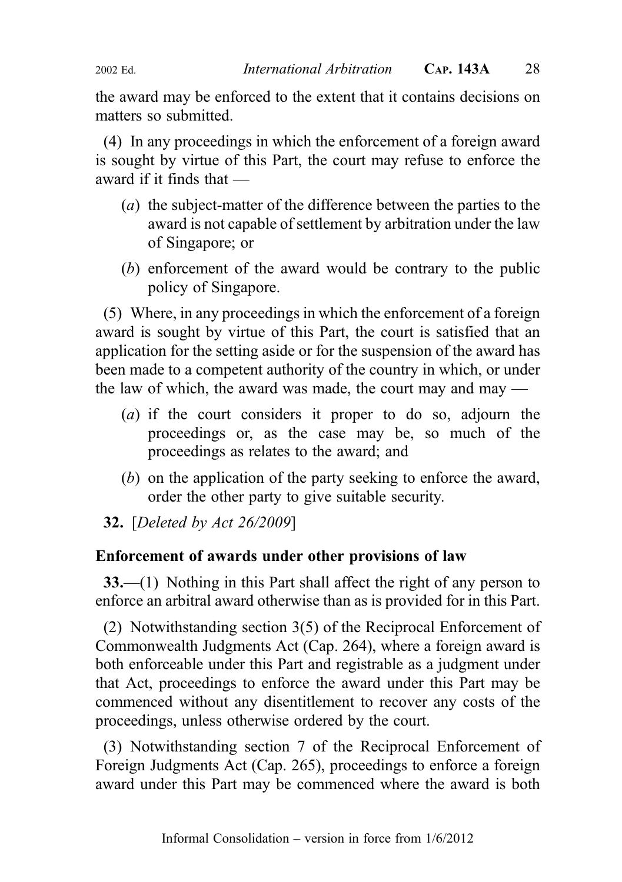the award may be enforced to the extent that it contains decisions on matters so submitted.

(4) In any proceedings in which the enforcement of a foreign award is sought by virtue of this Part, the court may refuse to enforce the award if it finds that —

- (*a*) the subject-matter of the difference between the parties to the award is not capable of settlement by arbitration under the law of Singapore; or
- (*b*) enforcement of the award would be contrary to the public policy of Singapore.

(5) Where, in any proceedings in which the enforcement of a foreign award is sought by virtue of this Part, the court is satisfied that an application for the setting aside or for the suspension of the award has been made to a competent authority of the country in which, or under the law of which, the award was made, the court may and may —

- (*a*) if the court considers it proper to do so, adjourn the proceedings or, as the case may be, so much of the proceedings as relates to the award; and
- (*b*) on the application of the party seeking to enforce the award, order the other party to give suitable security.

**32.** [*Deleted by Act 26/2009*]

### Enforcement of awards under other provisions of law

**33.**—(1) Nothing in this Part shall affect the right of any person to enforce an arbitral award otherwise than as is provided for in this Part.

(2) Notwithstanding section 3(5) of the Reciprocal Enforcement of Commonwealth Judgments Act (Cap. 264), where a foreign award is both enforceable under this Part and registrable as a judgment under that Act, proceedings to enforce the award under this Part may be commenced without any disentitlement to recover any costs of the proceedings, unless otherwise ordered by the court.

(3) Notwithstanding section 7 of the Reciprocal Enforcement of Foreign Judgments Act (Cap. 265), proceedings to enforce a foreign award under this Part may be commenced where the award is both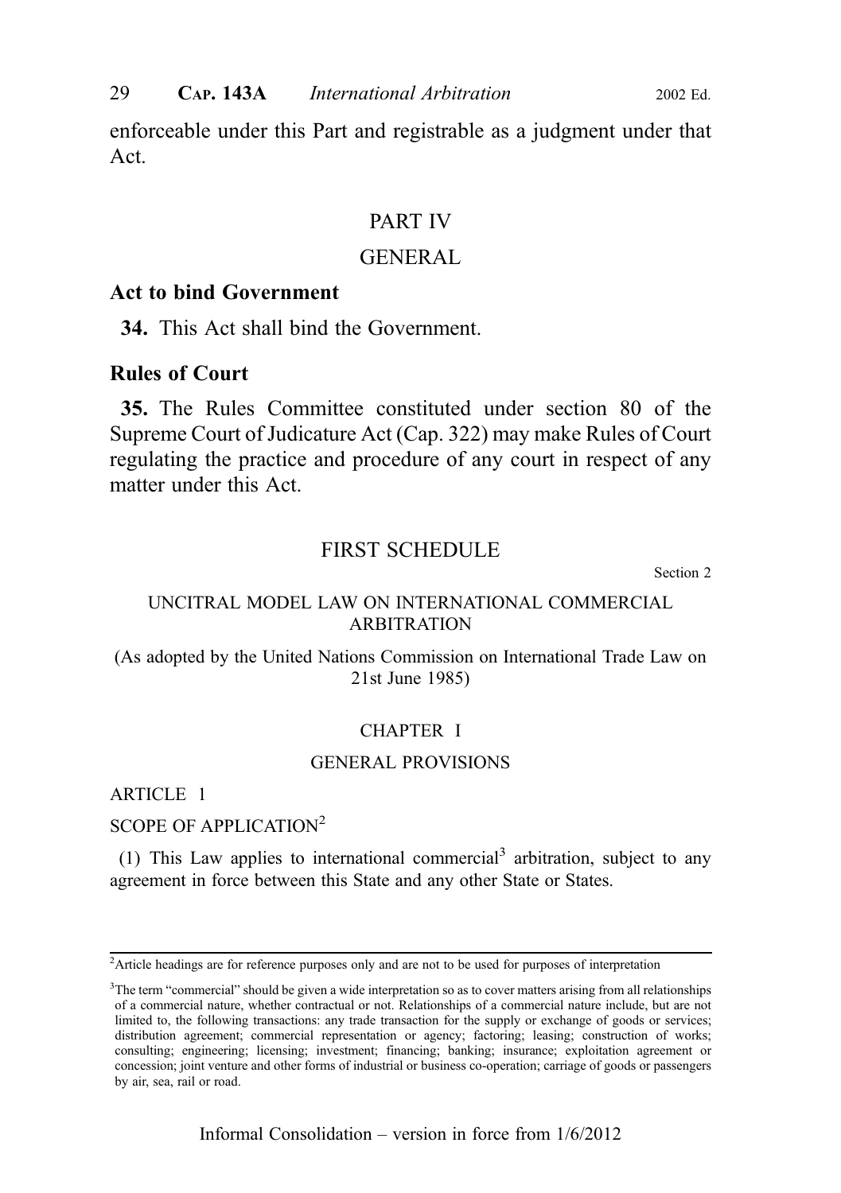enforceable under this Part and registrable as a judgment under that Act.

## PART IV

## GENERAL

### Act to bind Government

**34.** This Act shall bind the Government.

### Rules of Court

**35.** The Rules Committee constituted under section 80 of the Supreme Court of Judicature Act (Cap. 322) may make Rules of Court regulating the practice and procedure of any court in respect of any matter under this Act.

## FIRST SCHEDULE

Section 2

### UNCITRAL MODEL LAW ON INTERNATIONAL COMMERCIAL ARBITRATION

(As adopted by the United Nations Commission on International Trade Law on 21st June 1985)

### CHAPTER I

### GENERAL PROVISIONS

ARTICLE 1

SCOPE OF APPLICATION[2]

(1) This Law applies to international commercial[3] arbitration, subject to any agreement in force between this State and any other State or States.

---

[2] Article headings are for reference purposes only and are not to be used for purposes of interpretation

[3] The term "commercial" should be given a wide interpretation so as to cover matters arising from all relationships of a commercial nature, whether contractual or not. Relationships of a commercial nature include, but are not limited to, the following transactions: any trade transaction for the supply or exchange of goods or services; distribution agreement; commercial representation or agency; factoring; leasing; construction of works; consulting; engineering; licensing; investment; financing; banking; insurance; exploitation agreement or concession; joint venture and other forms of industrial or business co-operation; carriage of goods or passengers by air, sea, rail or road.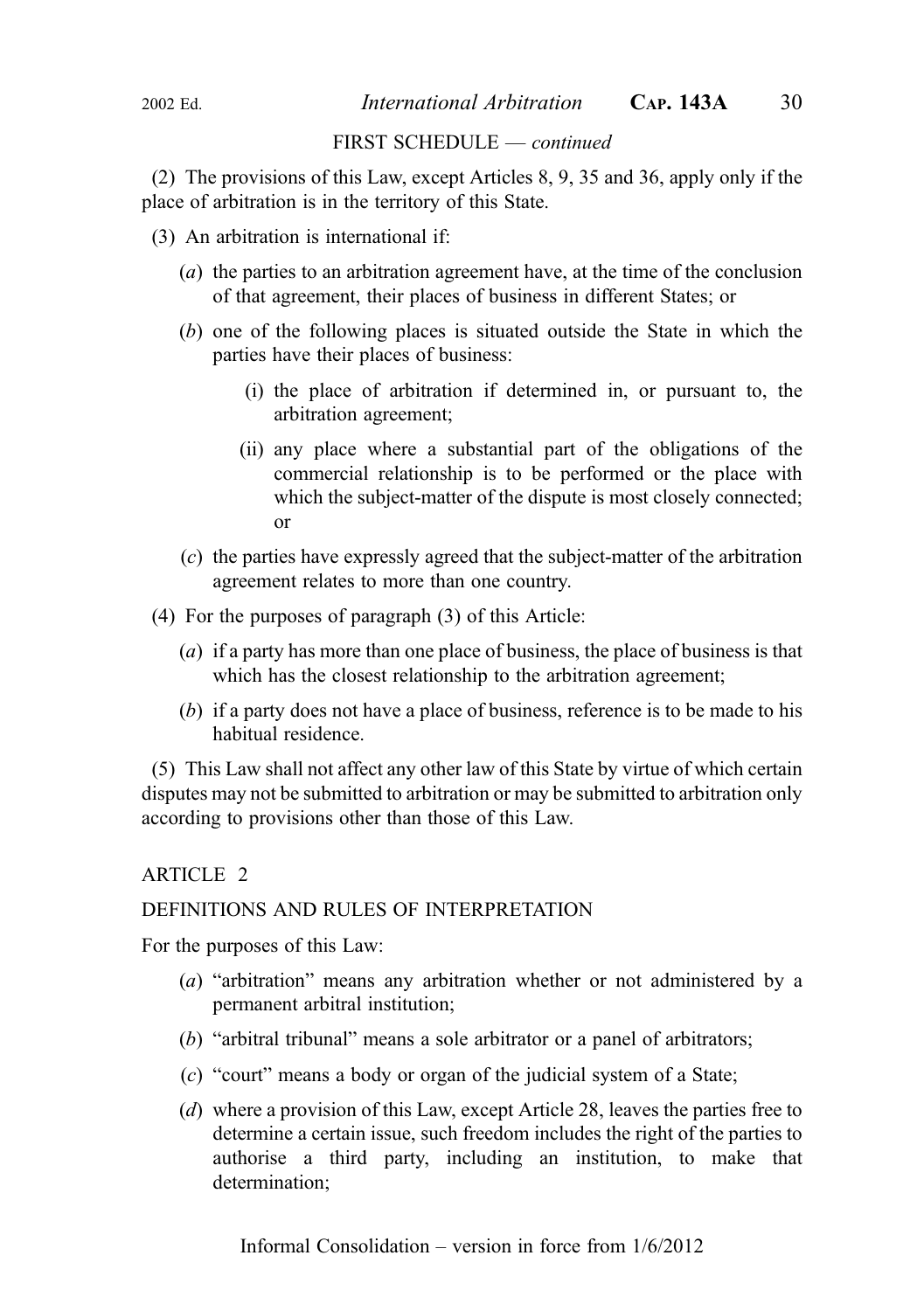FIRST SCHEDULE — *continued*

(2) The provisions of this Law, except Articles 8, 9, 35 and 36, apply only if the place of arbitration is in the territory of this State.

(3) An arbitration is international if:

(*a*) the parties to an arbitration agreement have, at the time of the conclusion of that agreement, their places of business in different States; or

(*b*) one of the following places is situated outside the State in which the parties have their places of business:

(i) the place of arbitration if determined in, or pursuant to, the arbitration agreement;

(ii) any place where a substantial part of the obligations of the commercial relationship is to be performed or the place with which the subject-matter of the dispute is most closely connected; or

(*c*) the parties have expressly agreed that the subject-matter of the arbitration agreement relates to more than one country.

(4) For the purposes of paragraph (3) of this Article:

(*a*) if a party has more than one place of business, the place of business is that which has the closest relationship to the arbitration agreement;

(*b*) if a party does not have a place of business, reference is to be made to his habitual residence.

(5) This Law shall not affect any other law of this State by virtue of which certain disputes may not be submitted to arbitration or may be submitted to arbitration only according to provisions other than those of this Law.

ARTICLE 2

DEFINITIONS AND RULES OF INTERPRETATION

For the purposes of this Law:

(*a*) "arbitration" means any arbitration whether or not administered by a permanent arbitral institution;

(*b*) "arbitral tribunal" means a sole arbitrator or a panel of arbitrators;

(*c*) "court" means a body or organ of the judicial system of a State;

(*d*) where a provision of this Law, except Article 28, leaves the parties free to determine a certain issue, such freedom includes the right of the parties to authorise a third party, including an institution, to make that determination;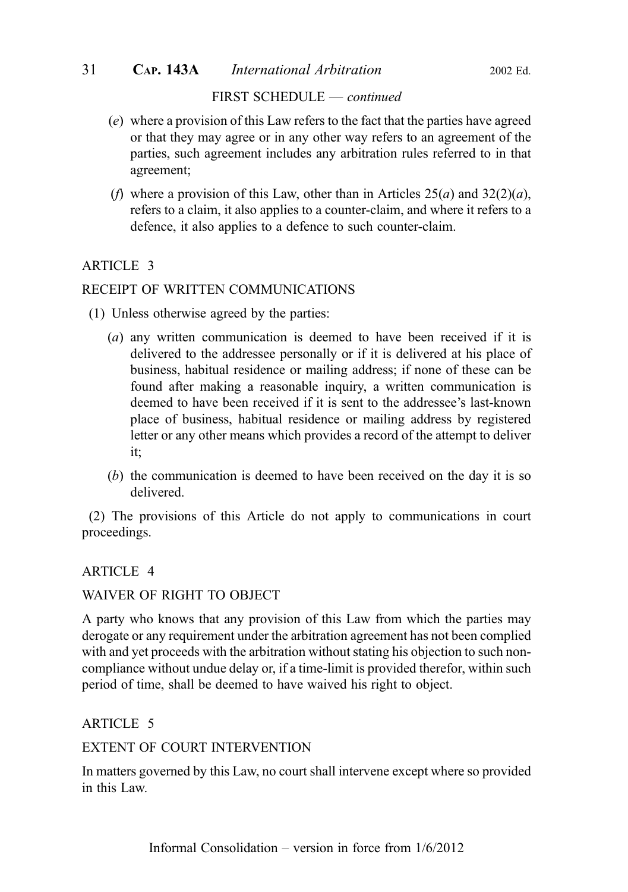FIRST SCHEDULE — *continued*

(*e*) where a provision of this Law refers to the fact that the parties have agreed or that they may agree or in any other way refers to an agreement of the parties, such agreement includes any arbitration rules referred to in that agreement;

(*f*) where a provision of this Law, other than in Articles 25(*a*) and 32(2)(*a*), refers to a claim, it also applies to a counter-claim, and where it refers to a defence, it also applies to a defence to such counter-claim.

ARTICLE 3

RECEIPT OF WRITTEN COMMUNICATIONS

(1) Unless otherwise agreed by the parties:

(*a*) any written communication is deemed to have been received if it is delivered to the addressee personally or if it is delivered at his place of business, habitual residence or mailing address; if none of these can be found after making a reasonable inquiry, a written communication is deemed to have been received if it is sent to the addressee's last-known place of business, habitual residence or mailing address by registered letter or any other means which provides a record of the attempt to deliver it;

(*b*) the communication is deemed to have been received on the day it is so delivered.

(2) The provisions of this Article do not apply to communications in court proceedings.

ARTICLE 4

WAIVER OF RIGHT TO OBJECT

A party who knows that any provision of this Law from which the parties may derogate or any requirement under the arbitration agreement has not been complied with and yet proceeds with the arbitration without stating his objection to such non-compliance without undue delay or, if a time-limit is provided therefor, within such period of time, shall be deemed to have waived his right to object.

ARTICLE 5

EXTENT OF COURT INTERVENTION

In matters governed by this Law, no court shall intervene except where so provided in this Law.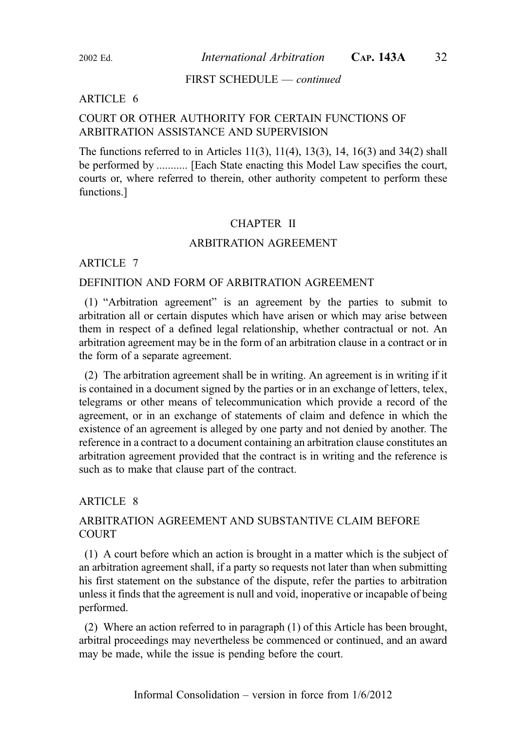FIRST SCHEDULE — *continued*

ARTICLE 6

COURT OR OTHER AUTHORITY FOR CERTAIN FUNCTIONS OF ARBITRATION ASSISTANCE AND SUPERVISION

The functions referred to in Articles 11(3), 11(4), 13(3), 14, 16(3) and 34(2) shall be performed by ........... [Each State enacting this Model Law specifies the court, courts or, where referred to therein, other authority competent to perform these functions.]

CHAPTER II

ARBITRATION AGREEMENT

ARTICLE 7

DEFINITION AND FORM OF ARBITRATION AGREEMENT

(1) "Arbitration agreement" is an agreement by the parties to submit to arbitration all or certain disputes which have arisen or which may arise between them in respect of a defined legal relationship, whether contractual or not. An arbitration agreement may be in the form of an arbitration clause in a contract or in the form of a separate agreement.

(2) The arbitration agreement shall be in writing. An agreement is in writing if it is contained in a document signed by the parties or in an exchange of letters, telex, telegrams or other means of telecommunication which provide a record of the agreement, or in an exchange of statements of claim and defence in which the existence of an agreement is alleged by one party and not denied by another. The reference in a contract to a document containing an arbitration clause constitutes an arbitration agreement provided that the contract is in writing and the reference is such as to make that clause part of the contract.

ARTICLE 8

ARBITRATION AGREEMENT AND SUBSTANTIVE CLAIM BEFORE COURT

(1) A court before which an action is brought in a matter which is the subject of an arbitration agreement shall, if a party so requests not later than when submitting his first statement on the substance of the dispute, refer the parties to arbitration unless it finds that the agreement is null and void, inoperative or incapable of being performed.

(2) Where an action referred to in paragraph (1) of this Article has been brought, arbitral proceedings may nevertheless be commenced or continued, and an award may be made, while the issue is pending before the court.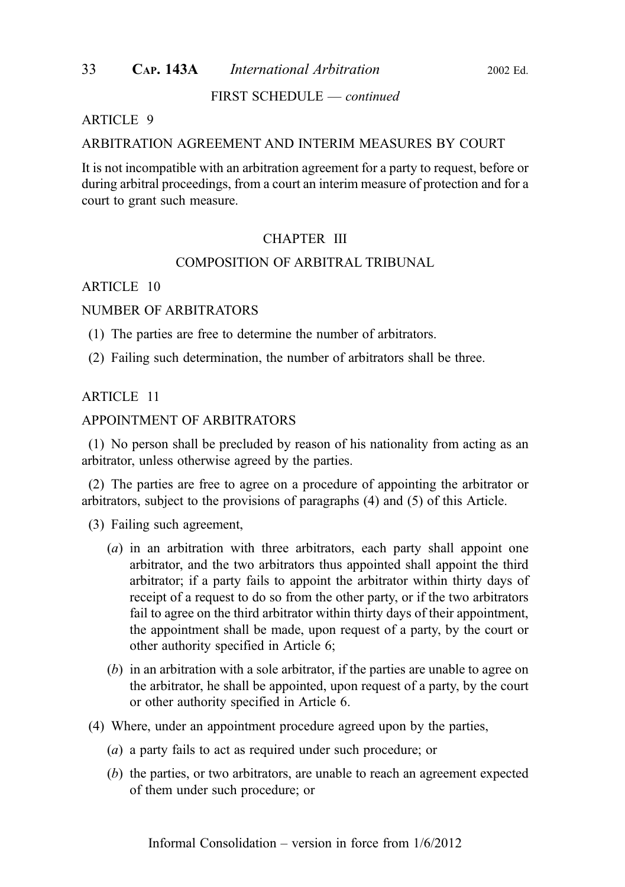FIRST SCHEDULE — *continued*

## ARTICLE 9

### ARBITRATION AGREEMENT AND INTERIM MEASURES BY COURT

It is not incompatible with an arbitration agreement for a party to request, before or during arbitral proceedings, from a court an interim measure of protection and for a court to grant such measure.

## CHAPTER III

## COMPOSITION OF ARBITRAL TRIBUNAL

## ARTICLE 10

### NUMBER OF ARBITRATORS

(1) The parties are free to determine the number of arbitrators.

(2) Failing such determination, the number of arbitrators shall be three.

## ARTICLE 11

### APPOINTMENT OF ARBITRATORS

(1) No person shall be precluded by reason of his nationality from acting as an arbitrator, unless otherwise agreed by the parties.

(2) The parties are free to agree on a procedure of appointing the arbitrator or arbitrators, subject to the provisions of paragraphs (4) and (5) of this Article.

(3) Failing such agreement,

- (*a*) in an arbitration with three arbitrators, each party shall appoint one arbitrator, and the two arbitrators thus appointed shall appoint the third arbitrator; if a party fails to appoint the arbitrator within thirty days of receipt of a request to do so from the other party, or if the two arbitrators fail to agree on the third arbitrator within thirty days of their appointment, the appointment shall be made, upon request of a party, by the court or other authority specified in Article 6;
- (*b*) in an arbitration with a sole arbitrator, if the parties are unable to agree on the arbitrator, he shall be appointed, upon request of a party, by the court or other authority specified in Article 6.

(4) Where, under an appointment procedure agreed upon by the parties,

- (*a*) a party fails to act as required under such procedure; or
- (*b*) the parties, or two arbitrators, are unable to reach an agreement expected of them under such procedure; or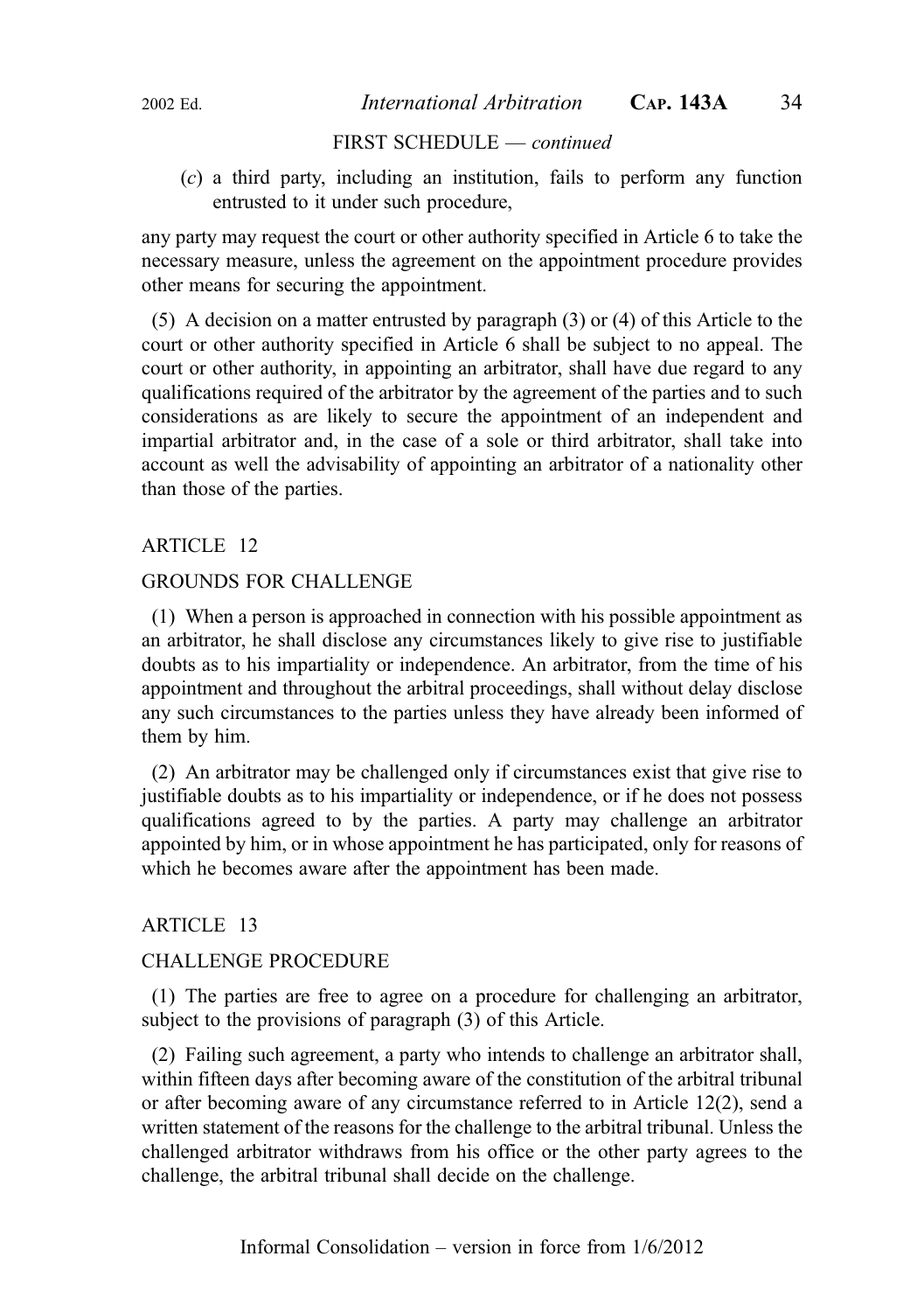FIRST SCHEDULE — *continued*

(*c*) a third party, including an institution, fails to perform any function entrusted to it under such procedure,

any party may request the court or other authority specified in Article 6 to take the necessary measure, unless the agreement on the appointment procedure provides other means for securing the appointment.

(5) A decision on a matter entrusted by paragraph (3) or (4) of this Article to the court or other authority specified in Article 6 shall be subject to no appeal. The court or other authority, in appointing an arbitrator, shall have due regard to any qualifications required of the arbitrator by the agreement of the parties and to such considerations as are likely to secure the appointment of an independent and impartial arbitrator and, in the case of a sole or third arbitrator, shall take into account as well the advisability of appointing an arbitrator of a nationality other than those of the parties.

ARTICLE 12

GROUNDS FOR CHALLENGE

(1) When a person is approached in connection with his possible appointment as an arbitrator, he shall disclose any circumstances likely to give rise to justifiable doubts as to his impartiality or independence. An arbitrator, from the time of his appointment and throughout the arbitral proceedings, shall without delay disclose any such circumstances to the parties unless they have already been informed of them by him.

(2) An arbitrator may be challenged only if circumstances exist that give rise to justifiable doubts as to his impartiality or independence, or if he does not possess qualifications agreed to by the parties. A party may challenge an arbitrator appointed by him, or in whose appointment he has participated, only for reasons of which he becomes aware after the appointment has been made.

ARTICLE 13

CHALLENGE PROCEDURE

(1) The parties are free to agree on a procedure for challenging an arbitrator, subject to the provisions of paragraph (3) of this Article.

(2) Failing such agreement, a party who intends to challenge an arbitrator shall, within fifteen days after becoming aware of the constitution of the arbitral tribunal or after becoming aware of any circumstance referred to in Article 12(2), send a written statement of the reasons for the challenge to the arbitral tribunal. Unless the challenged arbitrator withdraws from his office or the other party agrees to the challenge, the arbitral tribunal shall decide on the challenge.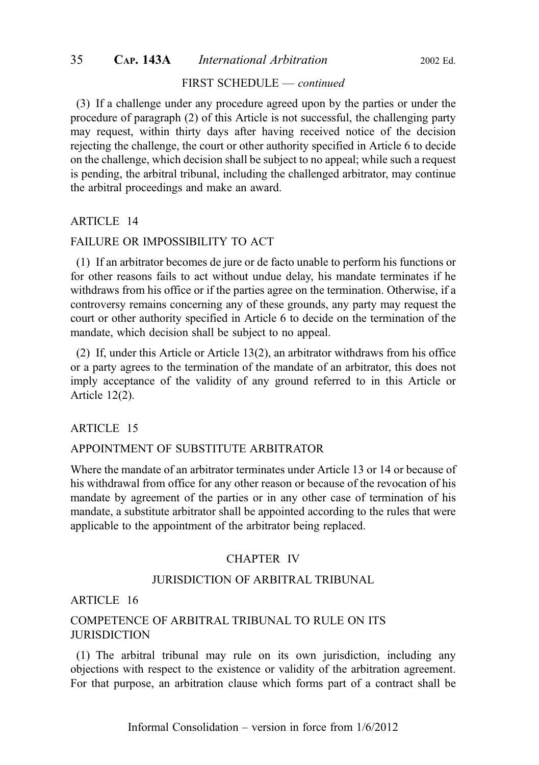FIRST SCHEDULE — *continued*

(3) If a challenge under any procedure agreed upon by the parties or under the procedure of paragraph (2) of this Article is not successful, the challenging party may request, within thirty days after having received notice of the decision rejecting the challenge, the court or other authority specified in Article 6 to decide on the challenge, which decision shall be subject to no appeal; while such a request is pending, the arbitral tribunal, including the challenged arbitrator, may continue the arbitral proceedings and make an award.

ARTICLE 14

FAILURE OR IMPOSSIBILITY TO ACT

(1) If an arbitrator becomes de jure or de facto unable to perform his functions or for other reasons fails to act without undue delay, his mandate terminates if he withdraws from his office or if the parties agree on the termination. Otherwise, if a controversy remains concerning any of these grounds, any party may request the court or other authority specified in Article 6 to decide on the termination of the mandate, which decision shall be subject to no appeal.

(2) If, under this Article or Article 13(2), an arbitrator withdraws from his office or a party agrees to the termination of the mandate of an arbitrator, this does not imply acceptance of the validity of any ground referred to in this Article or Article 12(2).

ARTICLE 15

APPOINTMENT OF SUBSTITUTE ARBITRATOR

Where the mandate of an arbitrator terminates under Article 13 or 14 or because of his withdrawal from office for any other reason or because of the revocation of his mandate by agreement of the parties or in any other case of termination of his mandate, a substitute arbitrator shall be appointed according to the rules that were applicable to the appointment of the arbitrator being replaced.

CHAPTER IV

JURISDICTION OF ARBITRAL TRIBUNAL

ARTICLE 16

COMPETENCE OF ARBITRAL TRIBUNAL TO RULE ON ITS JURISDICTION

(1) The arbitral tribunal may rule on its own jurisdiction, including any objections with respect to the existence or validity of the arbitration agreement. For that purpose, an arbitration clause which forms part of a contract shall be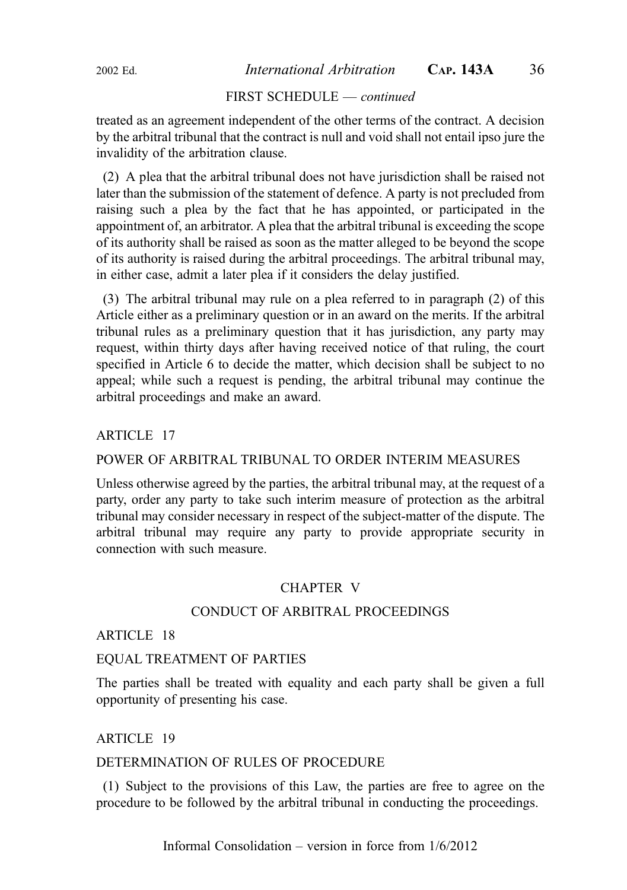treated as an agreement independent of the other terms of the contract. A decision by the arbitral tribunal that the contract is null and void shall not entail ipso jure the invalidity of the arbitration clause.

(2) A plea that the arbitral tribunal does not have jurisdiction shall be raised not later than the submission of the statement of defence. A party is not precluded from raising such a plea by the fact that he has appointed, or participated in the appointment of, an arbitrator. A plea that the arbitral tribunal is exceeding the scope of its authority shall be raised as soon as the matter alleged to be beyond the scope of its authority is raised during the arbitral proceedings. The arbitral tribunal may, in either case, admit a later plea if it considers the delay justified.

(3) The arbitral tribunal may rule on a plea referred to in paragraph (2) of this Article either as a preliminary question or in an award on the merits. If the arbitral tribunal rules as a preliminary question that it has jurisdiction, any party may request, within thirty days after having received notice of that ruling, the court specified in Article 6 to decide the matter, which decision shall be subject to no appeal; while such a request is pending, the arbitral tribunal may continue the arbitral proceedings and make an award.

### ARTICLE 17

### POWER OF ARBITRAL TRIBUNAL TO ORDER INTERIM MEASURES

Unless otherwise agreed by the parties, the arbitral tribunal may, at the request of a party, order any party to take such interim measure of protection as the arbitral tribunal may consider necessary in respect of the subject-matter of the dispute. The arbitral tribunal may require any party to provide appropriate security in connection with such measure.

## CHAPTER V

## CONDUCT OF ARBITRAL PROCEEDINGS

### ARTICLE 18

### EQUAL TREATMENT OF PARTIES

The parties shall be treated with equality and each party shall be given a full opportunity of presenting his case.

### ARTICLE 19

### DETERMINATION OF RULES OF PROCEDURE

(1) Subject to the provisions of this Law, the parties are free to agree on the procedure to be followed by the arbitral tribunal in conducting the proceedings.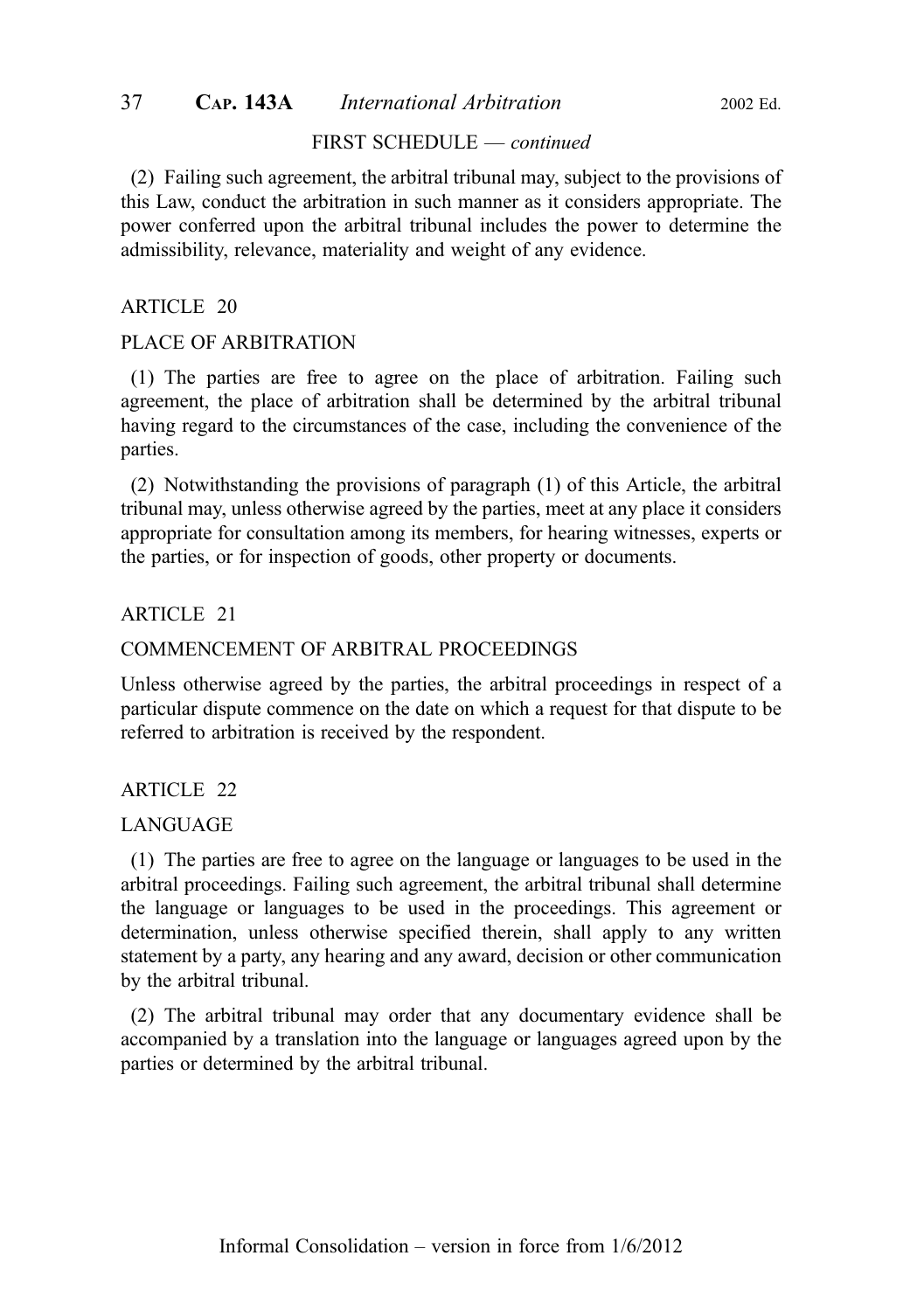(2) Failing such agreement, the arbitral tribunal may, subject to the provisions of this Law, conduct the arbitration in such manner as it considers appropriate. The power conferred upon the arbitral tribunal includes the power to determine the admissibility, relevance, materiality and weight of any evidence.

### ARTICLE 20

### PLACE OF ARBITRATION

(1) The parties are free to agree on the place of arbitration. Failing such agreement, the place of arbitration shall be determined by the arbitral tribunal having regard to the circumstances of the case, including the convenience of the parties.

(2) Notwithstanding the provisions of paragraph (1) of this Article, the arbitral tribunal may, unless otherwise agreed by the parties, meet at any place it considers appropriate for consultation among its members, for hearing witnesses, experts or the parties, or for inspection of goods, other property or documents.

### ARTICLE 21

### COMMENCEMENT OF ARBITRAL PROCEEDINGS

Unless otherwise agreed by the parties, the arbitral proceedings in respect of a particular dispute commence on the date on which a request for that dispute to be referred to arbitration is received by the respondent.

### ARTICLE 22

### LANGUAGE

(1) The parties are free to agree on the language or languages to be used in the arbitral proceedings. Failing such agreement, the arbitral tribunal shall determine the language or languages to be used in the proceedings. This agreement or determination, unless otherwise specified therein, shall apply to any written statement by a party, any hearing and any award, decision or other communication by the arbitral tribunal.

(2) The arbitral tribunal may order that any documentary evidence shall be accompanied by a translation into the language or languages agreed upon by the parties or determined by the arbitral tribunal.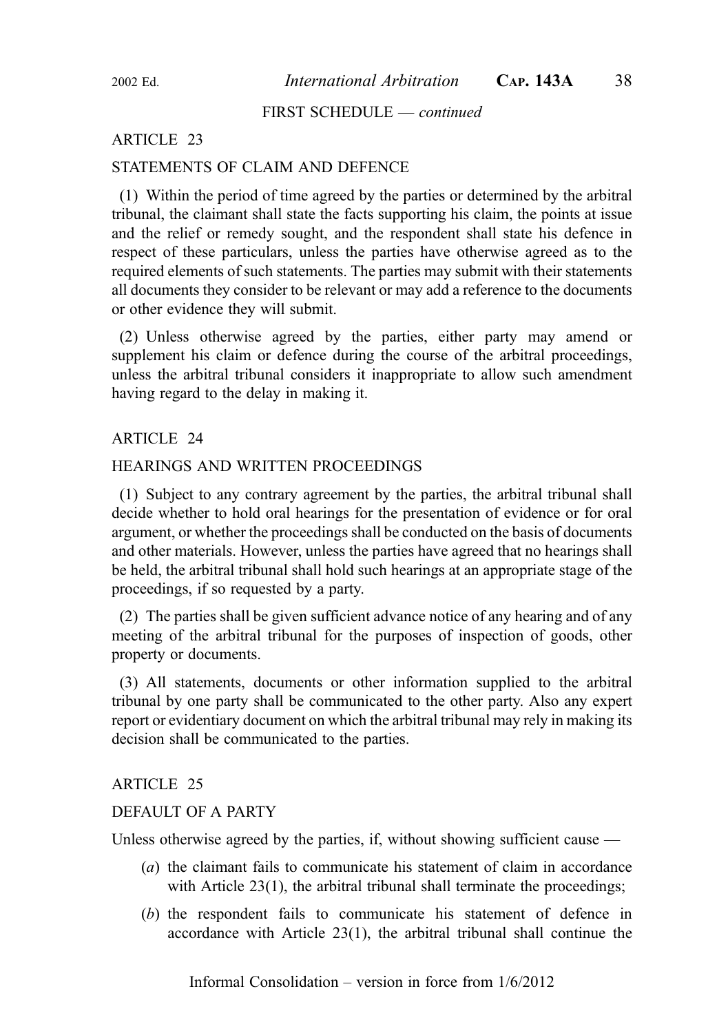FIRST SCHEDULE — *continued*

ARTICLE 23

STATEMENTS OF CLAIM AND DEFENCE

(1) Within the period of time agreed by the parties or determined by the arbitral tribunal, the claimant shall state the facts supporting his claim, the points at issue and the relief or remedy sought, and the respondent shall state his defence in respect of these particulars, unless the parties have otherwise agreed as to the required elements of such statements. The parties may submit with their statements all documents they consider to be relevant or may add a reference to the documents or other evidence they will submit.

(2) Unless otherwise agreed by the parties, either party may amend or supplement his claim or defence during the course of the arbitral proceedings, unless the arbitral tribunal considers it inappropriate to allow such amendment having regard to the delay in making it.

ARTICLE 24

HEARINGS AND WRITTEN PROCEEDINGS

(1) Subject to any contrary agreement by the parties, the arbitral tribunal shall decide whether to hold oral hearings for the presentation of evidence or for oral argument, or whether the proceedings shall be conducted on the basis of documents and other materials. However, unless the parties have agreed that no hearings shall be held, the arbitral tribunal shall hold such hearings at an appropriate stage of the proceedings, if so requested by a party.

(2) The parties shall be given sufficient advance notice of any hearing and of any meeting of the arbitral tribunal for the purposes of inspection of goods, other property or documents.

(3) All statements, documents or other information supplied to the arbitral tribunal by one party shall be communicated to the other party. Also any expert report or evidentiary document on which the arbitral tribunal may rely in making its decision shall be communicated to the parties.

ARTICLE 25

DEFAULT OF A PARTY

Unless otherwise agreed by the parties, if, without showing sufficient cause —

(*a*) the claimant fails to communicate his statement of claim in accordance with Article 23(1), the arbitral tribunal shall terminate the proceedings;

(*b*) the respondent fails to communicate his statement of defence in accordance with Article 23(1), the arbitral tribunal shall continue the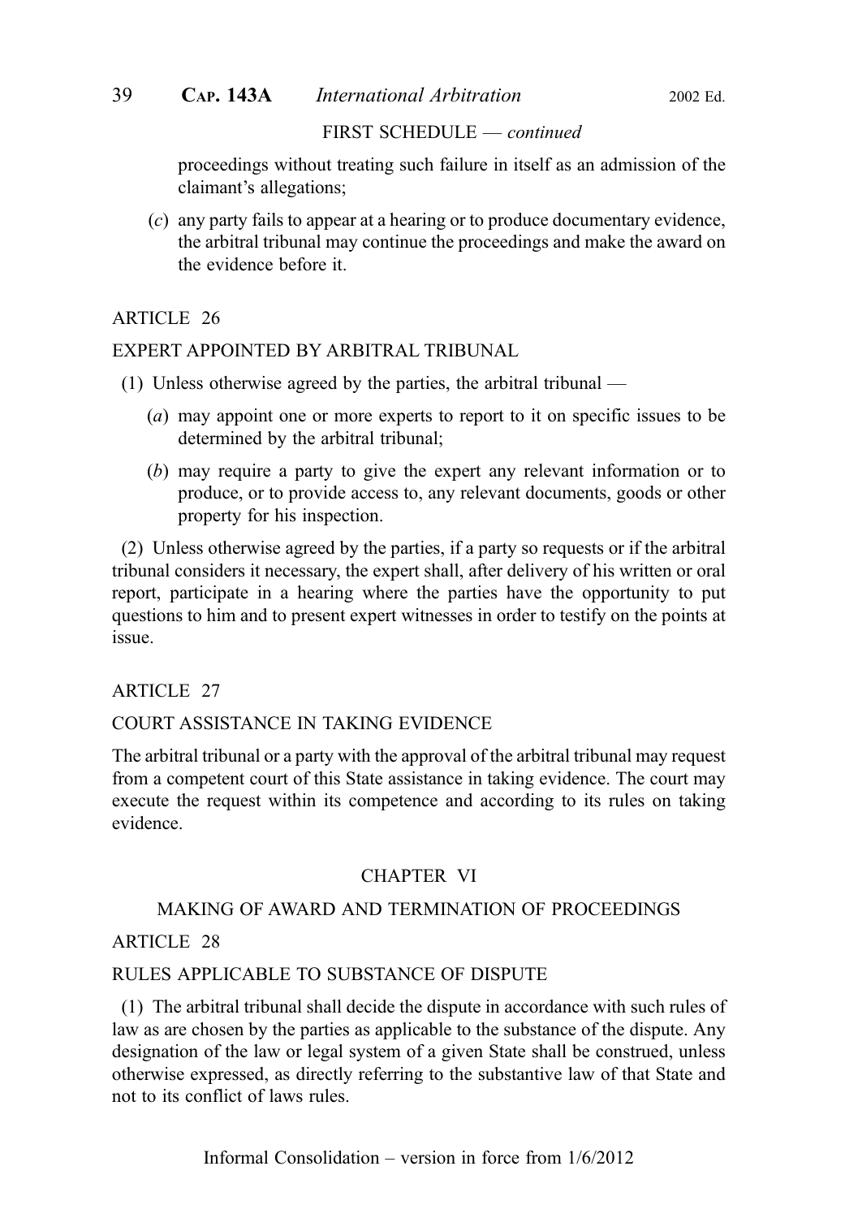proceedings without treating such failure in itself as an admission of the claimant's allegations;

(*c*) any party fails to appear at a hearing or to produce documentary evidence, the arbitral tribunal may continue the proceedings and make the award on the evidence before it.

ARTICLE 26

EXPERT APPOINTED BY ARBITRAL TRIBUNAL

(1) Unless otherwise agreed by the parties, the arbitral tribunal —

(*a*) may appoint one or more experts to report to it on specific issues to be determined by the arbitral tribunal;

(*b*) may require a party to give the expert any relevant information or to produce, or to provide access to, any relevant documents, goods or other property for his inspection.

(2) Unless otherwise agreed by the parties, if a party so requests or if the arbitral tribunal considers it necessary, the expert shall, after delivery of his written or oral report, participate in a hearing where the parties have the opportunity to put questions to him and to present expert witnesses in order to testify on the points at issue.

ARTICLE 27

COURT ASSISTANCE IN TAKING EVIDENCE

The arbitral tribunal or a party with the approval of the arbitral tribunal may request from a competent court of this State assistance in taking evidence. The court may execute the request within its competence and according to its rules on taking evidence.

## CHAPTER VI

## MAKING OF AWARD AND TERMINATION OF PROCEEDINGS

ARTICLE 28

RULES APPLICABLE TO SUBSTANCE OF DISPUTE

(1) The arbitral tribunal shall decide the dispute in accordance with such rules of law as are chosen by the parties as applicable to the substance of the dispute. Any designation of the law or legal system of a given State shall be construed, unless otherwise expressed, as directly referring to the substantive law of that State and not to its conflict of laws rules.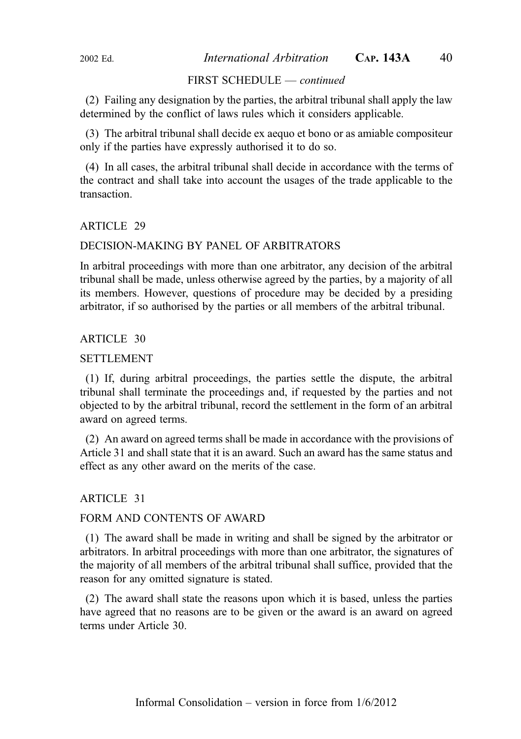FIRST SCHEDULE — *continued*

(2) Failing any designation by the parties, the arbitral tribunal shall apply the law determined by the conflict of laws rules which it considers applicable.

(3) The arbitral tribunal shall decide ex aequo et bono or as amiable compositeur only if the parties have expressly authorised it to do so.

(4) In all cases, the arbitral tribunal shall decide in accordance with the terms of the contract and shall take into account the usages of the trade applicable to the transaction.

ARTICLE 29

DECISION-MAKING BY PANEL OF ARBITRATORS

In arbitral proceedings with more than one arbitrator, any decision of the arbitral tribunal shall be made, unless otherwise agreed by the parties, by a majority of all its members. However, questions of procedure may be decided by a presiding arbitrator, if so authorised by the parties or all members of the arbitral tribunal.

ARTICLE 30

SETTLEMENT

(1) If, during arbitral proceedings, the parties settle the dispute, the arbitral tribunal shall terminate the proceedings and, if requested by the parties and not objected to by the arbitral tribunal, record the settlement in the form of an arbitral award on agreed terms.

(2) An award on agreed terms shall be made in accordance with the provisions of Article 31 and shall state that it is an award. Such an award has the same status and effect as any other award on the merits of the case.

ARTICLE 31

FORM AND CONTENTS OF AWARD

(1) The award shall be made in writing and shall be signed by the arbitrator or arbitrators. In arbitral proceedings with more than one arbitrator, the signatures of the majority of all members of the arbitral tribunal shall suffice, provided that the reason for any omitted signature is stated.

(2) The award shall state the reasons upon which it is based, unless the parties have agreed that no reasons are to be given or the award is an award on agreed terms under Article 30.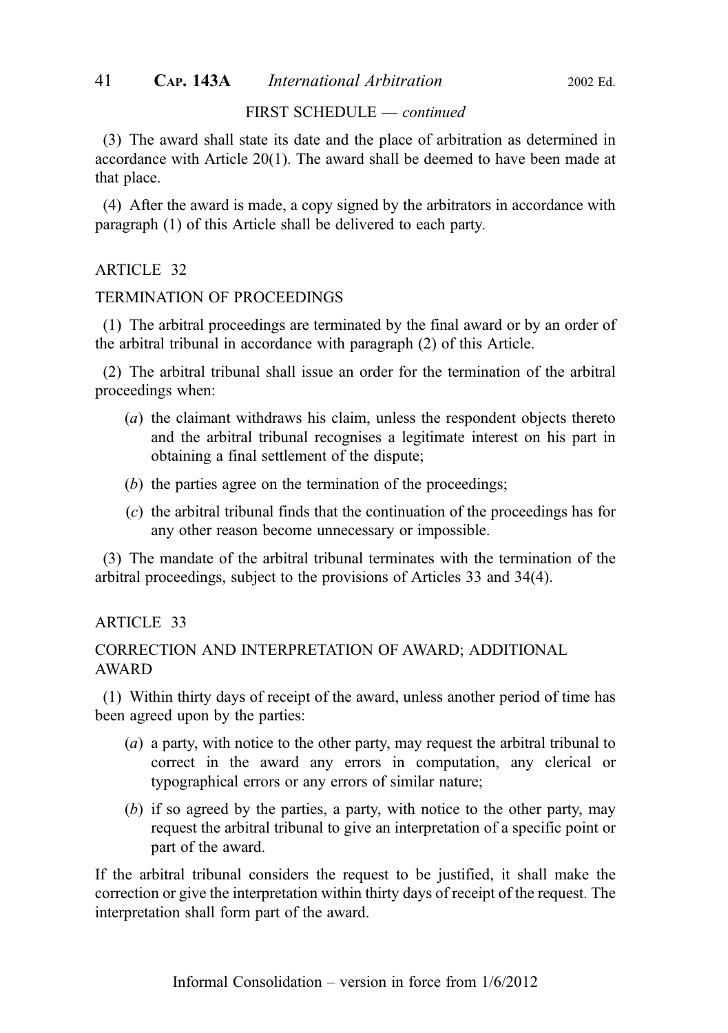FIRST SCHEDULE — *continued*

(3) The award shall state its date and the place of arbitration as determined in accordance with Article 20(1). The award shall be deemed to have been made at that place.

(4) After the award is made, a copy signed by the arbitrators in accordance with paragraph (1) of this Article shall be delivered to each party.

## ARTICLE 32

### TERMINATION OF PROCEEDINGS

(1) The arbitral proceedings are terminated by the final award or by an order of the arbitral tribunal in accordance with paragraph (2) of this Article.

(2) The arbitral tribunal shall issue an order for the termination of the arbitral proceedings when:

(*a*) the claimant withdraws his claim, unless the respondent objects thereto and the arbitral tribunal recognises a legitimate interest on his part in obtaining a final settlement of the dispute;

(*b*) the parties agree on the termination of the proceedings;

(*c*) the arbitral tribunal finds that the continuation of the proceedings has for any other reason become unnecessary or impossible.

(3) The mandate of the arbitral tribunal terminates with the termination of the arbitral proceedings, subject to the provisions of Articles 33 and 34(4).

## ARTICLE 33

### CORRECTION AND INTERPRETATION OF AWARD; ADDITIONAL AWARD

(1) Within thirty days of receipt of the award, unless another period of time has been agreed upon by the parties:

(*a*) a party, with notice to the other party, may request the arbitral tribunal to correct in the award any errors in computation, any clerical or typographical errors or any errors of similar nature;

(*b*) if so agreed by the parties, a party, with notice to the other party, may request the arbitral tribunal to give an interpretation of a specific point or part of the award.

If the arbitral tribunal considers the request to be justified, it shall make the correction or give the interpretation within thirty days of receipt of the request. The interpretation shall form part of the award.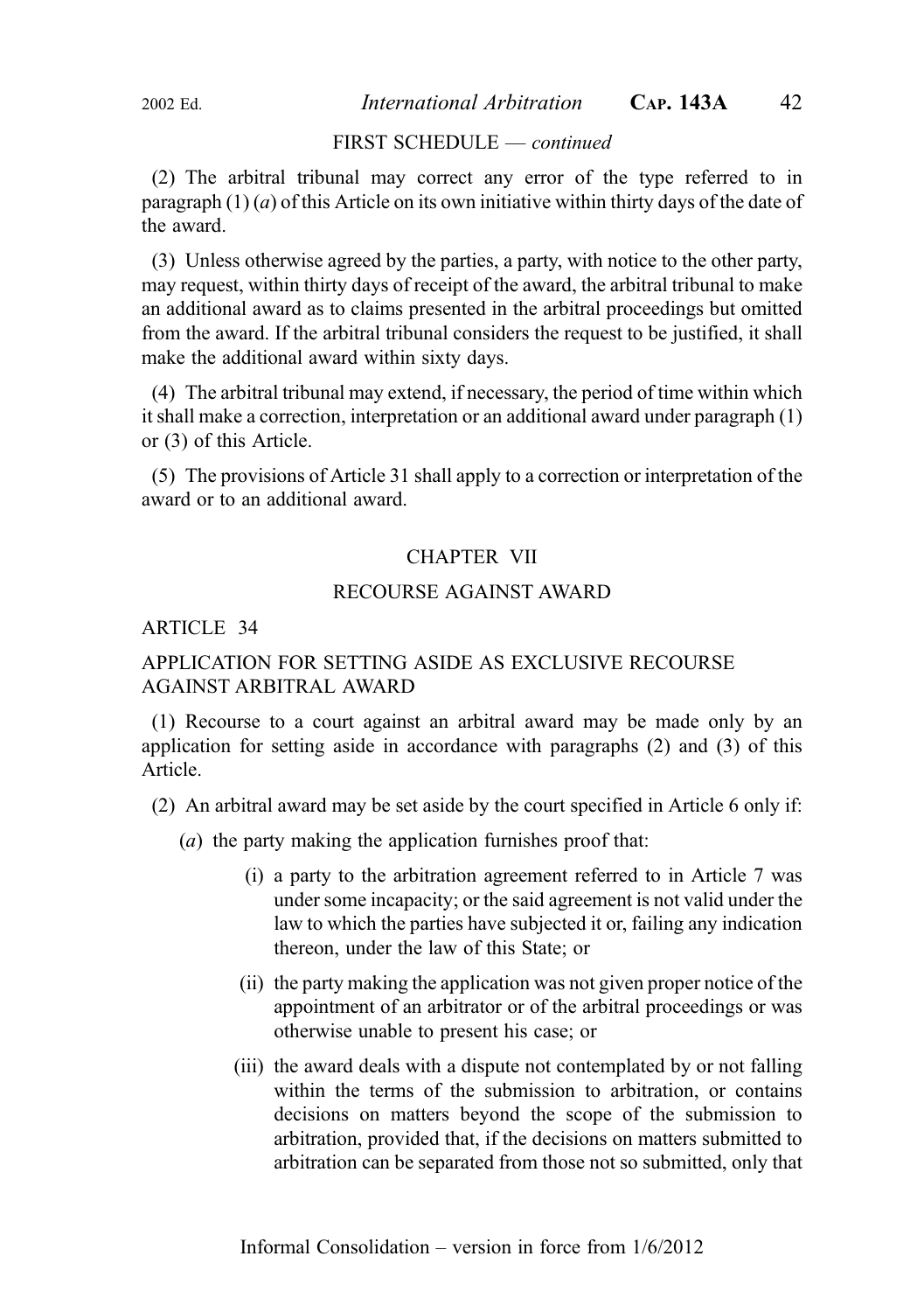FIRST SCHEDULE — *continued*

(2) The arbitral tribunal may correct any error of the type referred to in paragraph (1) (*a*) of this Article on its own initiative within thirty days of the date of the award.

(3) Unless otherwise agreed by the parties, a party, with notice to the other party, may request, within thirty days of receipt of the award, the arbitral tribunal to make an additional award as to claims presented in the arbitral proceedings but omitted from the award. If the arbitral tribunal considers the request to be justified, it shall make the additional award within sixty days.

(4) The arbitral tribunal may extend, if necessary, the period of time within which it shall make a correction, interpretation or an additional award under paragraph (1) or (3) of this Article.

(5) The provisions of Article 31 shall apply to a correction or interpretation of the award or to an additional award.

## CHAPTER VII

## RECOURSE AGAINST AWARD

### ARTICLE 34

### APPLICATION FOR SETTING ASIDE AS EXCLUSIVE RECOURSE AGAINST ARBITRAL AWARD

(1) Recourse to a court against an arbitral award may be made only by an application for setting aside in accordance with paragraphs (2) and (3) of this Article.

(2) An arbitral award may be set aside by the court specified in Article 6 only if:

(*a*) the party making the application furnishes proof that:

(i) a party to the arbitration agreement referred to in Article 7 was under some incapacity; or the said agreement is not valid under the law to which the parties have subjected it or, failing any indication thereon, under the law of this State; or

(ii) the party making the application was not given proper notice of the appointment of an arbitrator or of the arbitral proceedings or was otherwise unable to present his case; or

(iii) the award deals with a dispute not contemplated by or not falling within the terms of the submission to arbitration, or contains decisions on matters beyond the scope of the submission to arbitration, provided that, if the decisions on matters submitted to arbitration can be separated from those not so submitted, only that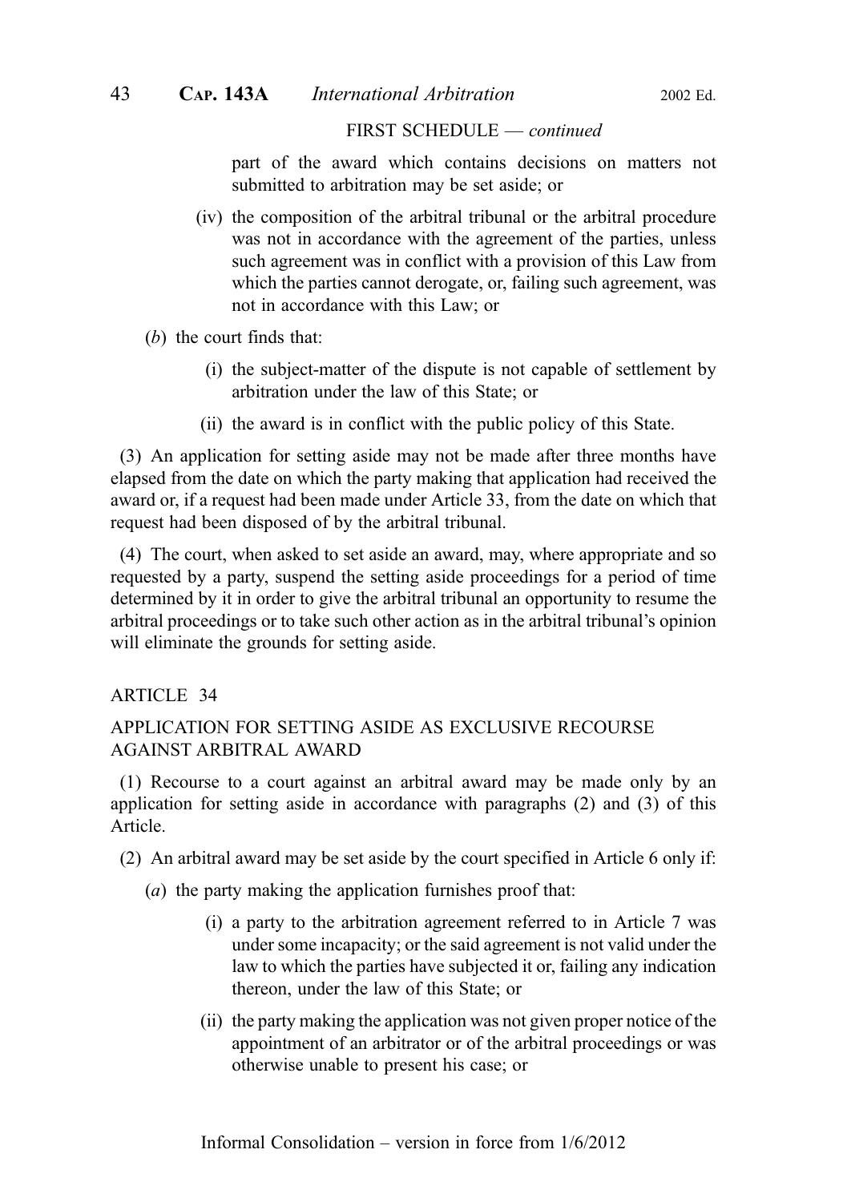part of the award which contains decisions on matters not submitted to arbitration may be set aside; or

(iv) the composition of the arbitral tribunal or the arbitral procedure was not in accordance with the agreement of the parties, unless such agreement was in conflict with a provision of this Law from which the parties cannot derogate, or, failing such agreement, was not in accordance with this Law; or

(*b*) the court finds that:

(i) the subject-matter of the dispute is not capable of settlement by arbitration under the law of this State; or

(ii) the award is in conflict with the public policy of this State.

(3) An application for setting aside may not be made after three months have elapsed from the date on which the party making that application had received the award or, if a request had been made under Article 33, from the date on which that request had been disposed of by the arbitral tribunal.

(4) The court, when asked to set aside an award, may, where appropriate and so requested by a party, suspend the setting aside proceedings for a period of time determined by it in order to give the arbitral tribunal an opportunity to resume the arbitral proceedings or to take such other action as in the arbitral tribunal's opinion will eliminate the grounds for setting aside.

ARTICLE 34

APPLICATION FOR SETTING ASIDE AS EXCLUSIVE RECOURSE AGAINST ARBITRAL AWARD

(1) Recourse to a court against an arbitral award may be made only by an application for setting aside in accordance with paragraphs (2) and (3) of this Article.

(2) An arbitral award may be set aside by the court specified in Article 6 only if:

(*a*) the party making the application furnishes proof that:

(i) a party to the arbitration agreement referred to in Article 7 was under some incapacity; or the said agreement is not valid under the law to which the parties have subjected it or, failing any indication thereon, under the law of this State; or

(ii) the party making the application was not given proper notice of the appointment of an arbitrator or of the arbitral proceedings or was otherwise unable to present his case; or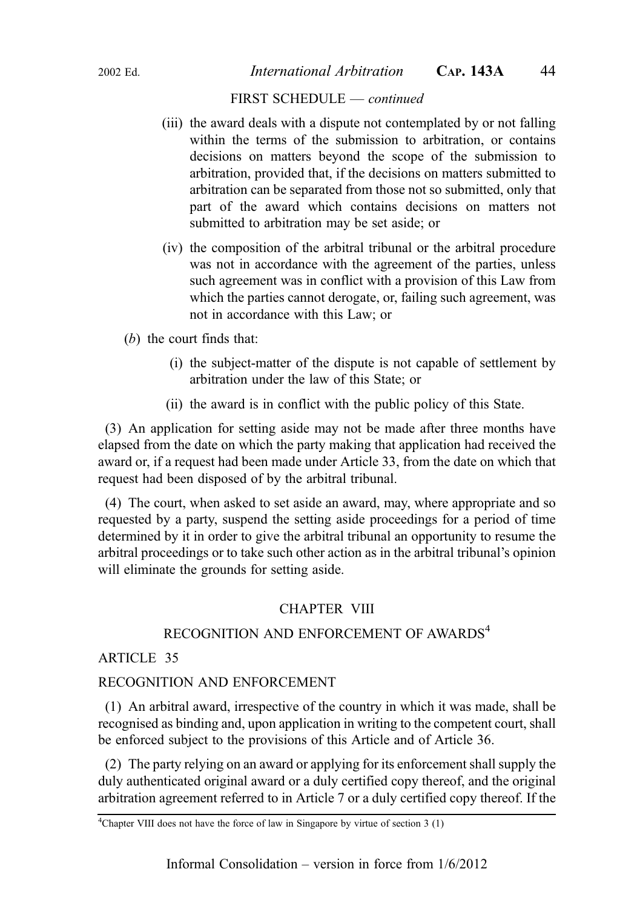FIRST SCHEDULE — *continued*

(iii) the award deals with a dispute not contemplated by or not falling within the terms of the submission to arbitration, or contains decisions on matters beyond the scope of the submission to arbitration, provided that, if the decisions on matters submitted to arbitration can be separated from those not so submitted, only that part of the award which contains decisions on matters not submitted to arbitration may be set aside; or

(iv) the composition of the arbitral tribunal or the arbitral procedure was not in accordance with the agreement of the parties, unless such agreement was in conflict with a provision of this Law from which the parties cannot derogate, or, failing such agreement, was not in accordance with this Law; or

(*b*) the court finds that:

(i) the subject-matter of the dispute is not capable of settlement by arbitration under the law of this State; or

(ii) the award is in conflict with the public policy of this State.

(3) An application for setting aside may not be made after three months have elapsed from the date on which the party making that application had received the award or, if a request had been made under Article 33, from the date on which that request had been disposed of by the arbitral tribunal.

(4) The court, when asked to set aside an award, may, where appropriate and so requested by a party, suspend the setting aside proceedings for a period of time determined by it in order to give the arbitral tribunal an opportunity to resume the arbitral proceedings or to take such other action as in the arbitral tribunal's opinion will eliminate the grounds for setting aside.

## CHAPTER VIII

## RECOGNITION AND ENFORCEMENT OF AWARDS[4]

### ARTICLE 35

### RECOGNITION AND ENFORCEMENT

(1) An arbitral award, irrespective of the country in which it was made, shall be recognised as binding and, upon application in writing to the competent court, shall be enforced subject to the provisions of this Article and of Article 36.

(2) The party relying on an award or applying for its enforcement shall supply the duly authenticated original award or a duly certified copy thereof, and the original arbitration agreement referred to in Article 7 or a duly certified copy thereof. If the

[4]Chapter VIII does not have the force of law in Singapore by virtue of section 3 (1)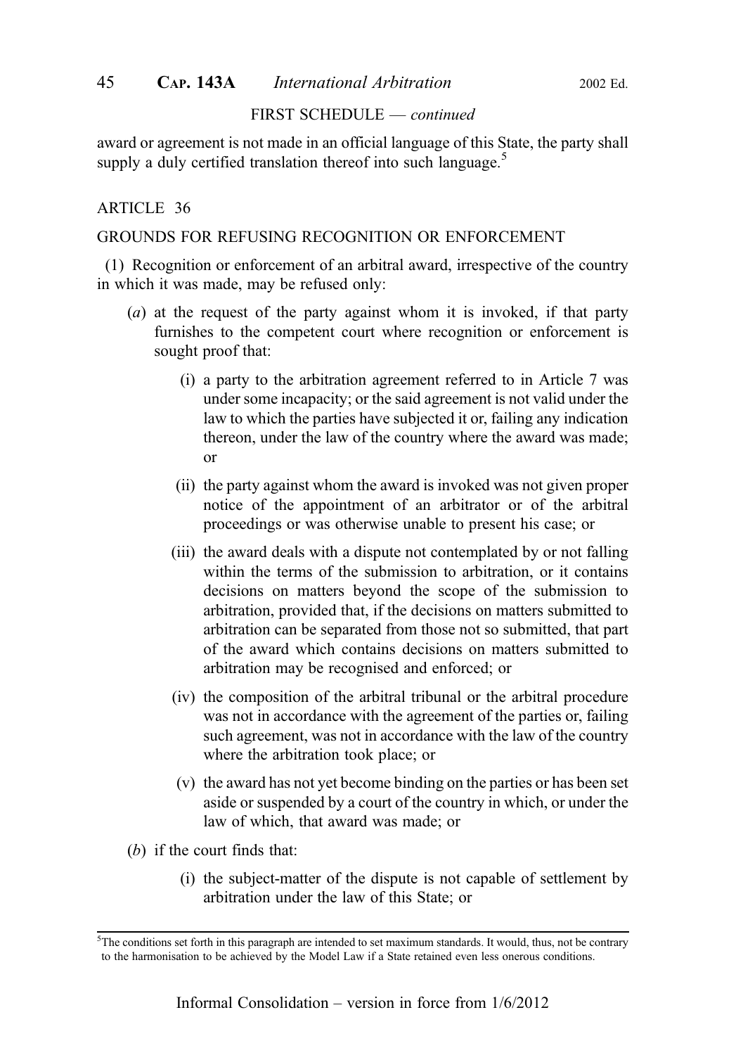award or agreement is not made in an official language of this State, the party shall supply a duly certified translation thereof into such language.[5]

## ARTICLE 36

### GROUNDS FOR REFUSING RECOGNITION OR ENFORCEMENT

(1) Recognition or enforcement of an arbitral award, irrespective of the country in which it was made, may be refused only:

- (*a*) at the request of the party against whom it is invoked, if that party furnishes to the competent court where recognition or enforcement is sought proof that:
  - (i) a party to the arbitration agreement referred to in Article 7 was under some incapacity; or the said agreement is not valid under the law to which the parties have subjected it or, failing any indication thereon, under the law of the country where the award was made; or
  - (ii) the party against whom the award is invoked was not given proper notice of the appointment of an arbitrator or of the arbitral proceedings or was otherwise unable to present his case; or
  - (iii) the award deals with a dispute not contemplated by or not falling within the terms of the submission to arbitration, or it contains decisions on matters beyond the scope of the submission to arbitration, provided that, if the decisions on matters submitted to arbitration can be separated from those not so submitted, that part of the award which contains decisions on matters submitted to arbitration may be recognised and enforced; or
  - (iv) the composition of the arbitral tribunal or the arbitral procedure was not in accordance with the agreement of the parties or, failing such agreement, was not in accordance with the law of the country where the arbitration took place; or
  - (v) the award has not yet become binding on the parties or has been set aside or suspended by a court of the country in which, or under the law of which, that award was made; or
- (*b*) if the court finds that:
  - (i) the subject-matter of the dispute is not capable of settlement by arbitration under the law of this State; or

---

[5] The conditions set forth in this paragraph are intended to set maximum standards. It would, thus, not be contrary to the harmonisation to be achieved by the Model Law if a State retained even less onerous conditions.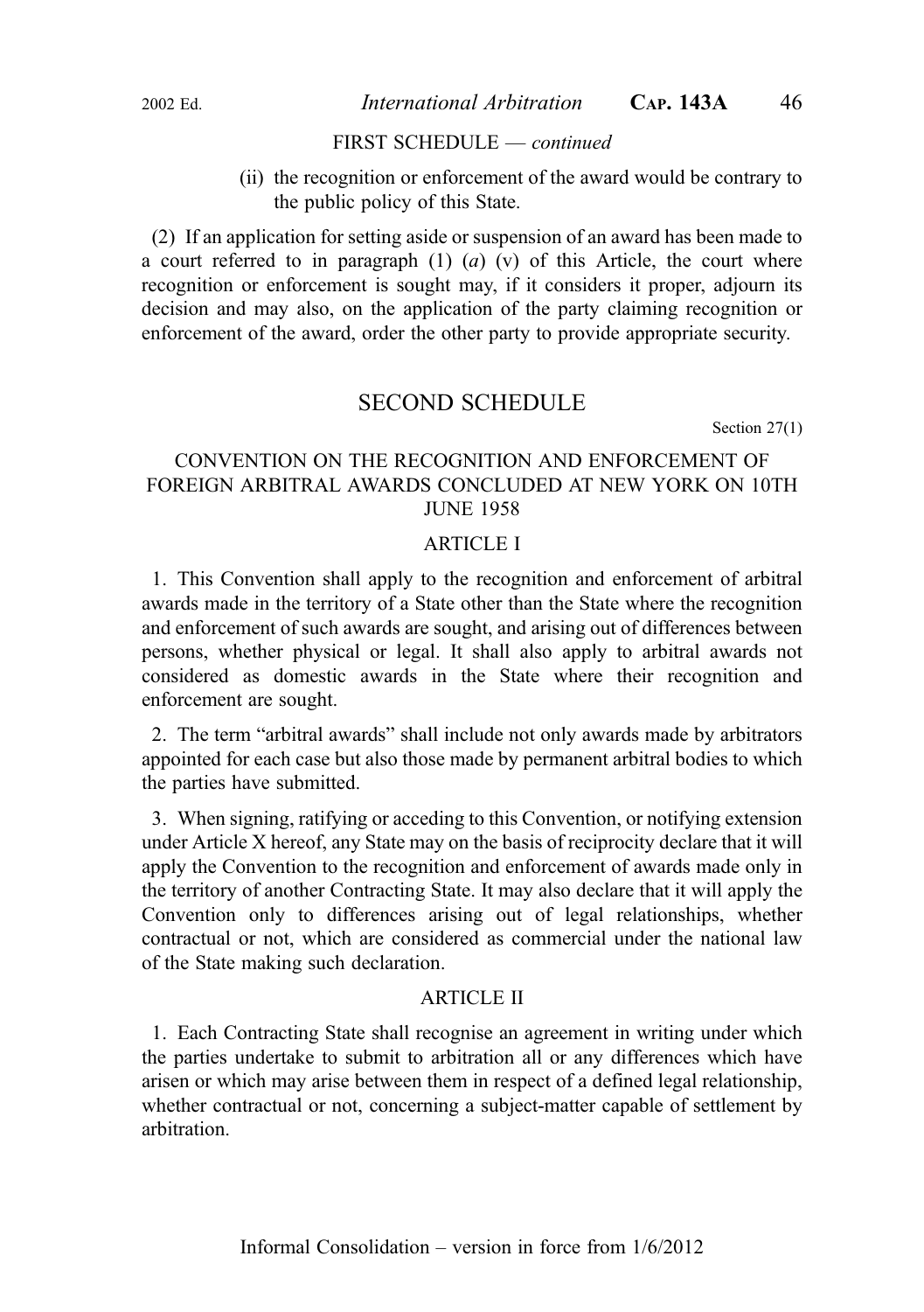FIRST SCHEDULE — *continued*

(ii) the recognition or enforcement of the award would be contrary to the public policy of this State.

(2) If an application for setting aside or suspension of an award has been made to a court referred to in paragraph (1) (*a*) (v) of this Article, the court where recognition or enforcement is sought may, if it considers it proper, adjourn its decision and may also, on the application of the party claiming recognition or enforcement of the award, order the other party to provide appropriate security.

## SECOND SCHEDULE

Section 27(1)

### CONVENTION ON THE RECOGNITION AND ENFORCEMENT OF FOREIGN ARBITRAL AWARDS CONCLUDED AT NEW YORK ON 10TH JUNE 1958

#### ARTICLE I

1. This Convention shall apply to the recognition and enforcement of arbitral awards made in the territory of a State other than the State where the recognition and enforcement of such awards are sought, and arising out of differences between persons, whether physical or legal. It shall also apply to arbitral awards not considered as domestic awards in the State where their recognition and enforcement are sought.

2. The term "arbitral awards" shall include not only awards made by arbitrators appointed for each case but also those made by permanent arbitral bodies to which the parties have submitted.

3. When signing, ratifying or acceding to this Convention, or notifying extension under Article X hereof, any State may on the basis of reciprocity declare that it will apply the Convention to the recognition and enforcement of awards made only in the territory of another Contracting State. It may also declare that it will apply the Convention only to differences arising out of legal relationships, whether contractual or not, which are considered as commercial under the national law of the State making such declaration.

#### ARTICLE II

1. Each Contracting State shall recognise an agreement in writing under which the parties undertake to submit to arbitration all or any differences which have arisen or which may arise between them in respect of a defined legal relationship, whether contractual or not, concerning a subject-matter capable of settlement by arbitration.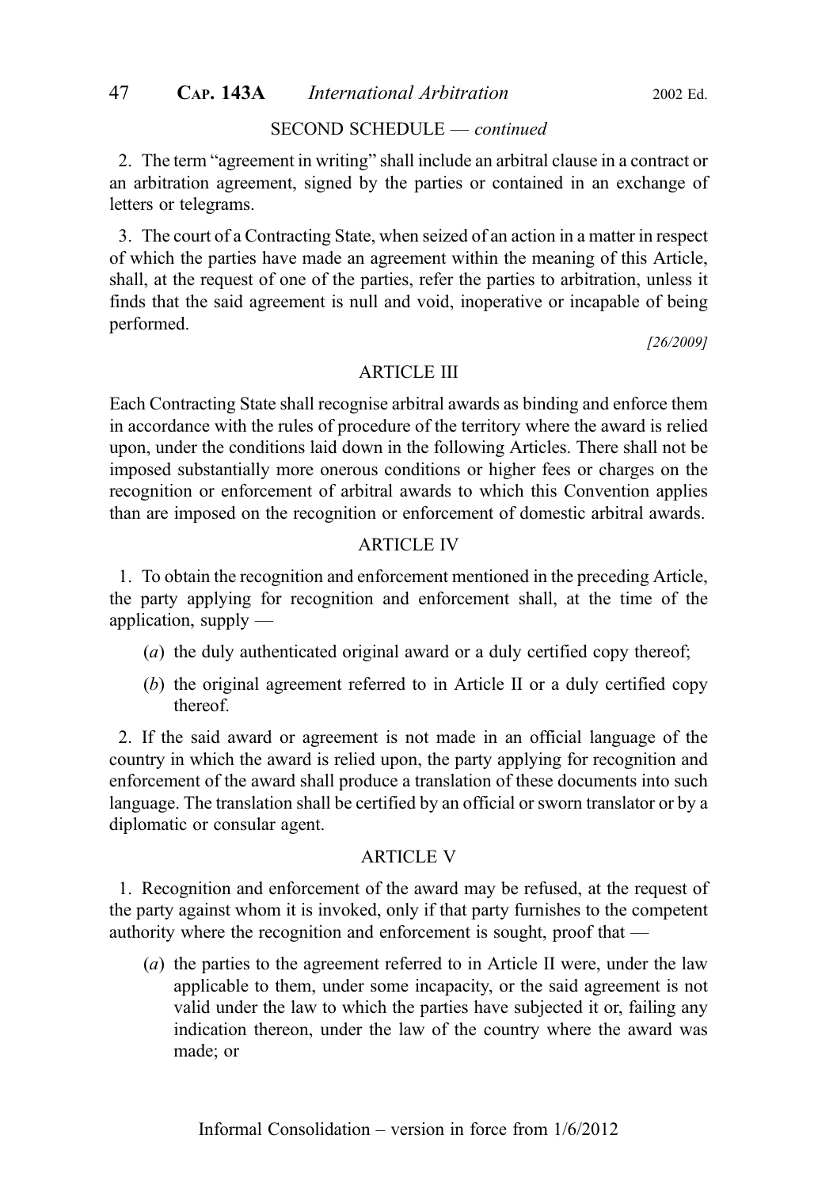SECOND SCHEDULE — *continued*

2. The term "agreement in writing" shall include an arbitral clause in a contract or an arbitration agreement, signed by the parties or contained in an exchange of letters or telegrams.

3. The court of a Contracting State, when seized of an action in a matter in respect of which the parties have made an agreement within the meaning of this Article, shall, at the request of one of the parties, refer the parties to arbitration, unless it finds that the said agreement is null and void, inoperative or incapable of being performed.

*[26/2009]*

## ARTICLE III

Each Contracting State shall recognise arbitral awards as binding and enforce them in accordance with the rules of procedure of the territory where the award is relied upon, under the conditions laid down in the following Articles. There shall not be imposed substantially more onerous conditions or higher fees or charges on the recognition or enforcement of arbitral awards to which this Convention applies than are imposed on the recognition or enforcement of domestic arbitral awards.

## ARTICLE IV

1. To obtain the recognition and enforcement mentioned in the preceding Article, the party applying for recognition and enforcement shall, at the time of the application, supply —

(*a*) the duly authenticated original award or a duly certified copy thereof;

(*b*) the original agreement referred to in Article II or a duly certified copy thereof.

2. If the said award or agreement is not made in an official language of the country in which the award is relied upon, the party applying for recognition and enforcement of the award shall produce a translation of these documents into such language. The translation shall be certified by an official or sworn translator or by a diplomatic or consular agent.

## ARTICLE V

1. Recognition and enforcement of the award may be refused, at the request of the party against whom it is invoked, only if that party furnishes to the competent authority where the recognition and enforcement is sought, proof that —

(*a*) the parties to the agreement referred to in Article II were, under the law applicable to them, under some incapacity, or the said agreement is not valid under the law to which the parties have subjected it or, failing any indication thereon, under the law of the country where the award was made; or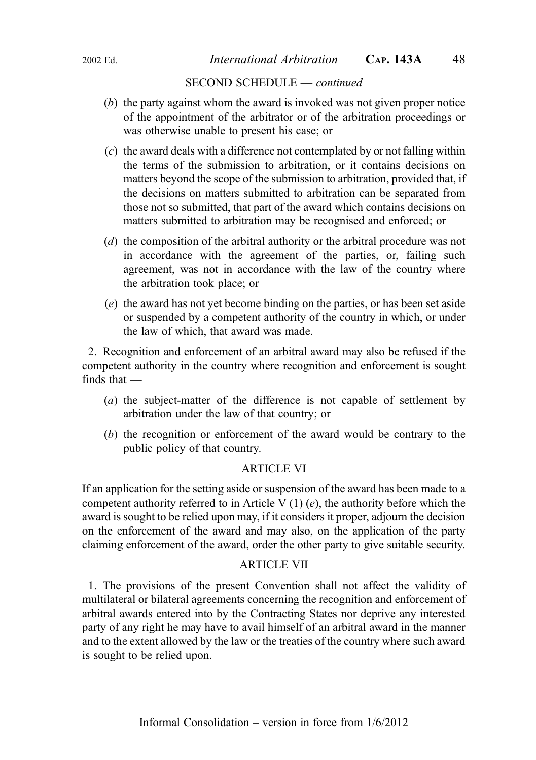SECOND SCHEDULE — *continued*

(*b*) the party against whom the award is invoked was not given proper notice of the appointment of the arbitrator or of the arbitration proceedings or was otherwise unable to present his case; or

(*c*) the award deals with a difference not contemplated by or not falling within the terms of the submission to arbitration, or it contains decisions on matters beyond the scope of the submission to arbitration, provided that, if the decisions on matters submitted to arbitration can be separated from those not so submitted, that part of the award which contains decisions on matters submitted to arbitration may be recognised and enforced; or

(*d*) the composition of the arbitral authority or the arbitral procedure was not in accordance with the agreement of the parties, or, failing such agreement, was not in accordance with the law of the country where the arbitration took place; or

(*e*) the award has not yet become binding on the parties, or has been set aside or suspended by a competent authority of the country in which, or under the law of which, that award was made.

2. Recognition and enforcement of an arbitral award may also be refused if the competent authority in the country where recognition and enforcement is sought finds that —

(*a*) the subject-matter of the difference is not capable of settlement by arbitration under the law of that country; or

(*b*) the recognition or enforcement of the award would be contrary to the public policy of that country.

## ARTICLE VI

If an application for the setting aside or suspension of the award has been made to a competent authority referred to in Article V (1) (*e*), the authority before which the award is sought to be relied upon may, if it considers it proper, adjourn the decision on the enforcement of the award and may also, on the application of the party claiming enforcement of the award, order the other party to give suitable security.

## ARTICLE VII

1. The provisions of the present Convention shall not affect the validity of multilateral or bilateral agreements concerning the recognition and enforcement of arbitral awards entered into by the Contracting States nor deprive any interested party of any right he may have to avail himself of an arbitral award in the manner and to the extent allowed by the law or the treaties of the country where such award is sought to be relied upon.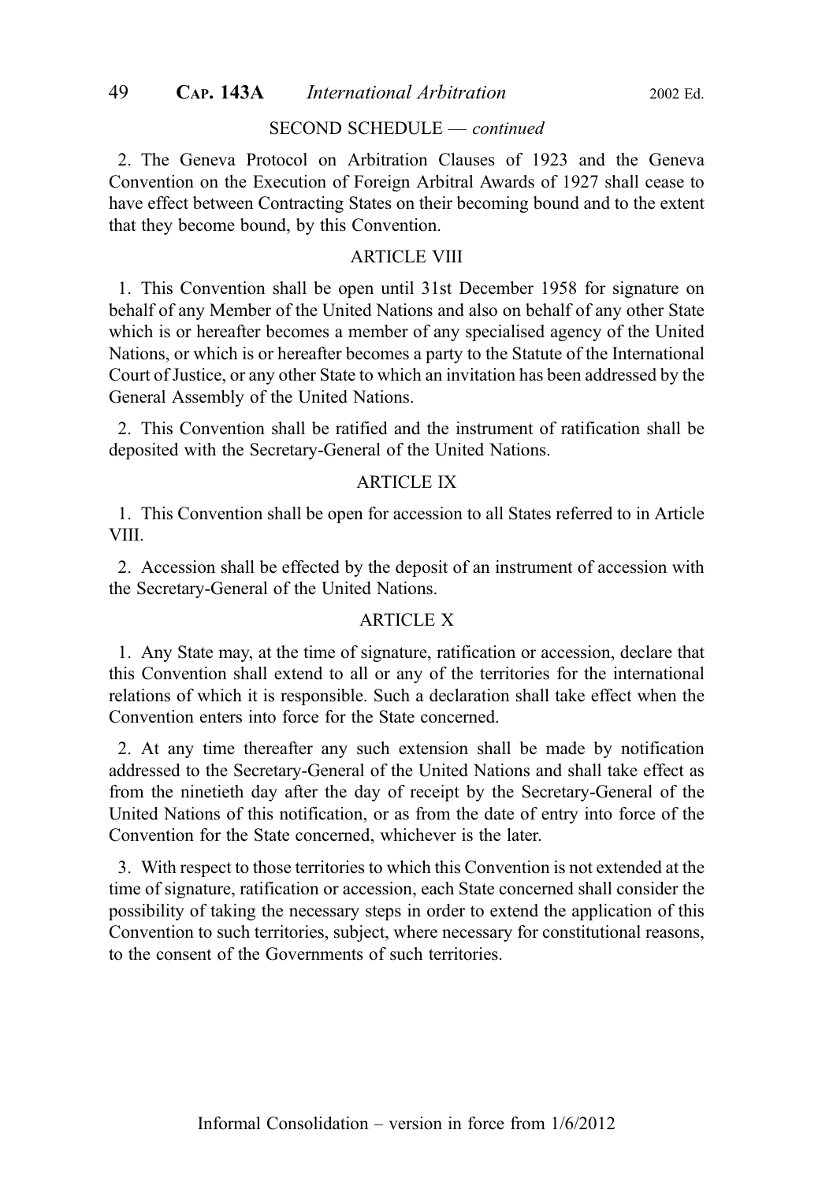SECOND SCHEDULE — *continued*

2. The Geneva Protocol on Arbitration Clauses of 1923 and the Geneva Convention on the Execution of Foreign Arbitral Awards of 1927 shall cease to have effect between Contracting States on their becoming bound and to the extent that they become bound, by this Convention.

### ARTICLE VIII

1. This Convention shall be open until 31st December 1958 for signature on behalf of any Member of the United Nations and also on behalf of any other State which is or hereafter becomes a member of any specialised agency of the United Nations, or which is or hereafter becomes a party to the Statute of the International Court of Justice, or any other State to which an invitation has been addressed by the General Assembly of the United Nations.

2. This Convention shall be ratified and the instrument of ratification shall be deposited with the Secretary-General of the United Nations.

### ARTICLE IX

1. This Convention shall be open for accession to all States referred to in Article VIII.

2. Accession shall be effected by the deposit of an instrument of accession with the Secretary-General of the United Nations.

### ARTICLE X

1. Any State may, at the time of signature, ratification or accession, declare that this Convention shall extend to all or any of the territories for the international relations of which it is responsible. Such a declaration shall take effect when the Convention enters into force for the State concerned.

2. At any time thereafter any such extension shall be made by notification addressed to the Secretary-General of the United Nations and shall take effect as from the ninetieth day after the day of receipt by the Secretary-General of the United Nations of this notification, or as from the date of entry into force of the Convention for the State concerned, whichever is the later.

3. With respect to those territories to which this Convention is not extended at the time of signature, ratification or accession, each State concerned shall consider the possibility of taking the necessary steps in order to extend the application of this Convention to such territories, subject, where necessary for constitutional reasons, to the consent of the Governments of such territories.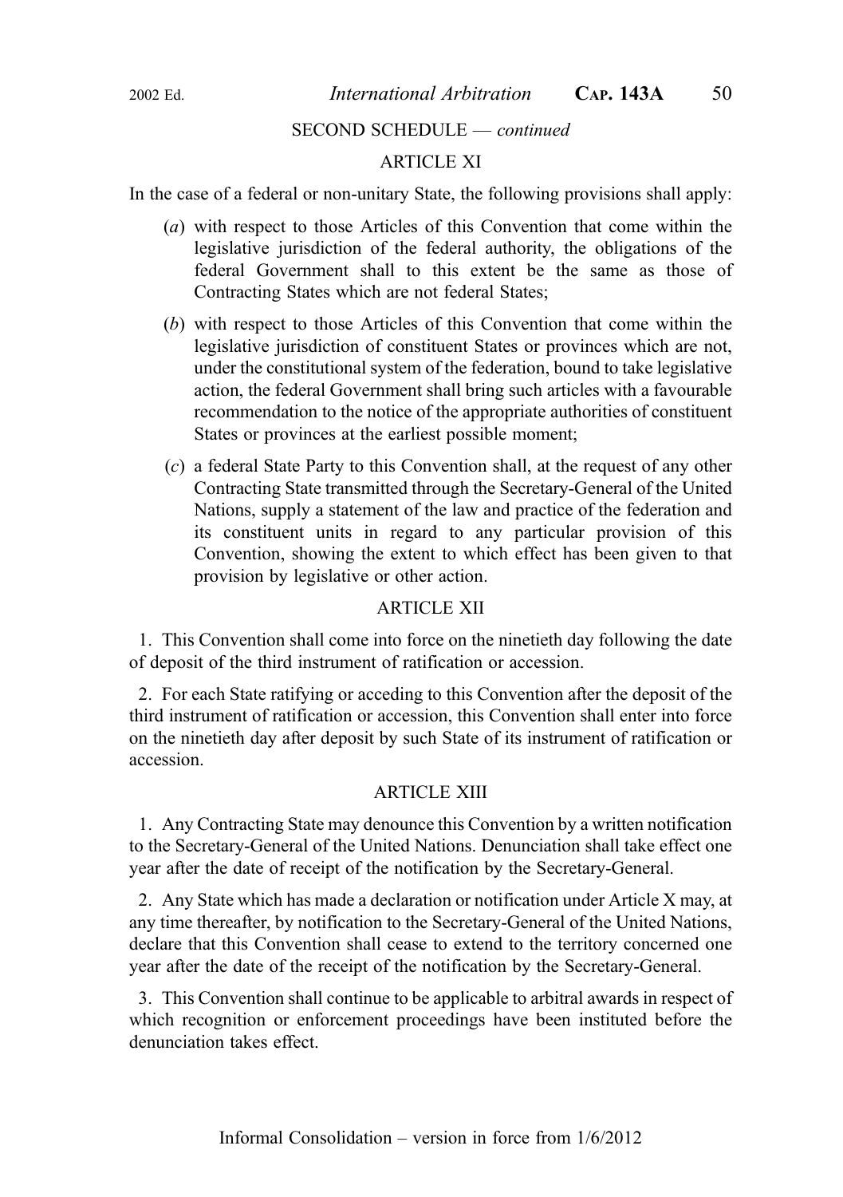SECOND SCHEDULE — *continued*

## ARTICLE XI

In the case of a federal or non-unitary State, the following provisions shall apply:

(*a*) with respect to those Articles of this Convention that come within the legislative jurisdiction of the federal authority, the obligations of the federal Government shall to this extent be the same as those of Contracting States which are not federal States;

(*b*) with respect to those Articles of this Convention that come within the legislative jurisdiction of constituent States or provinces which are not, under the constitutional system of the federation, bound to take legislative action, the federal Government shall bring such articles with a favourable recommendation to the notice of the appropriate authorities of constituent States or provinces at the earliest possible moment;

(*c*) a federal State Party to this Convention shall, at the request of any other Contracting State transmitted through the Secretary-General of the United Nations, supply a statement of the law and practice of the federation and its constituent units in regard to any particular provision of this Convention, showing the extent to which effect has been given to that provision by legislative or other action.

## ARTICLE XII

1. This Convention shall come into force on the ninetieth day following the date of deposit of the third instrument of ratification or accession.

2. For each State ratifying or acceding to this Convention after the deposit of the third instrument of ratification or accession, this Convention shall enter into force on the ninetieth day after deposit by such State of its instrument of ratification or accession.

## ARTICLE XIII

1. Any Contracting State may denounce this Convention by a written notification to the Secretary-General of the United Nations. Denunciation shall take effect one year after the date of receipt of the notification by the Secretary-General.

2. Any State which has made a declaration or notification under Article X may, at any time thereafter, by notification to the Secretary-General of the United Nations, declare that this Convention shall cease to extend to the territory concerned one year after the date of the receipt of the notification by the Secretary-General.

3. This Convention shall continue to be applicable to arbitral awards in respect of which recognition or enforcement proceedings have been instituted before the denunciation takes effect.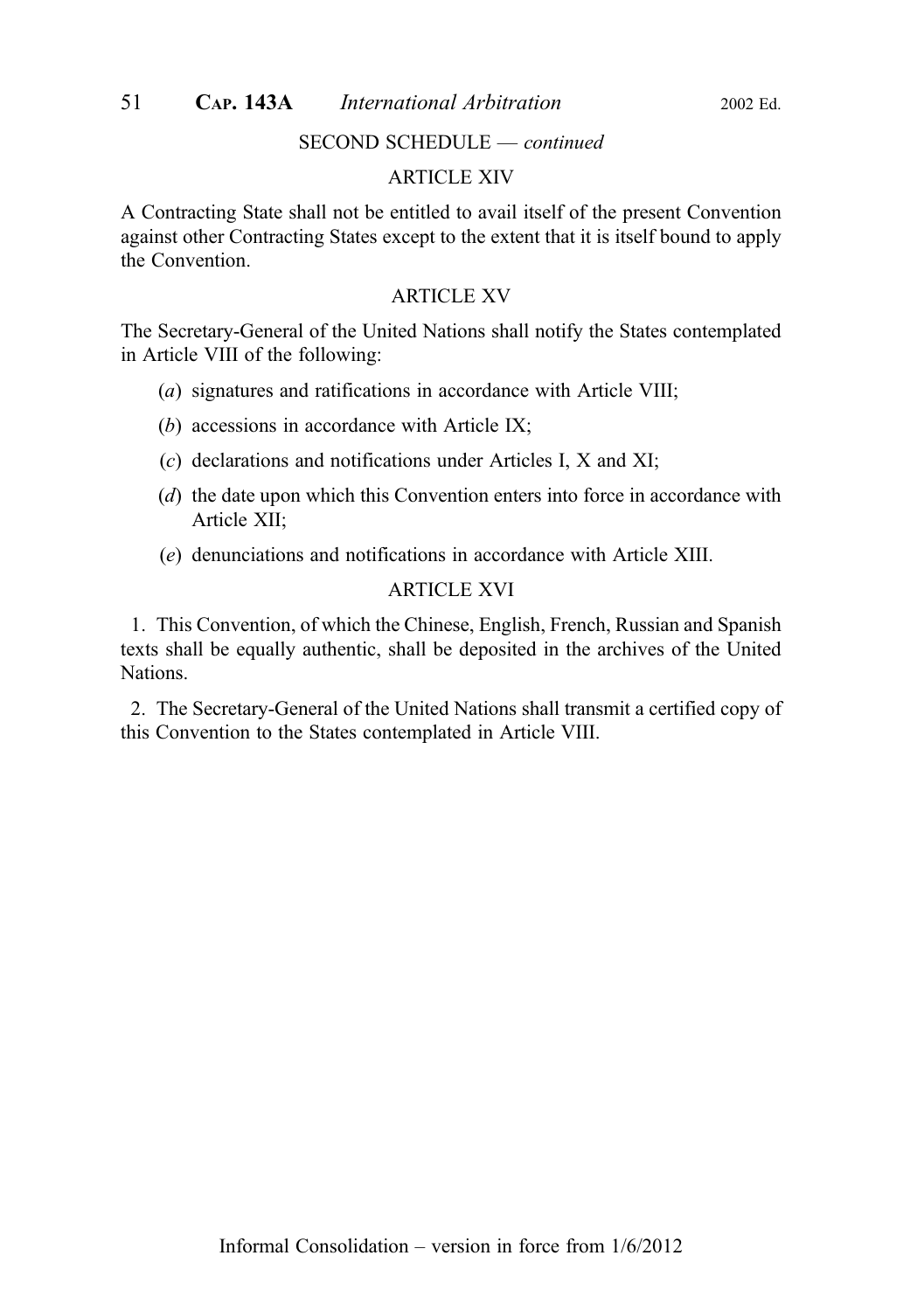SECOND SCHEDULE — *continued*

## ARTICLE XIV

A Contracting State shall not be entitled to avail itself of the present Convention against other Contracting States except to the extent that it is itself bound to apply the Convention.

## ARTICLE XV

The Secretary-General of the United Nations shall notify the States contemplated in Article VIII of the following:

(*a*) signatures and ratifications in accordance with Article VIII;

(*b*) accessions in accordance with Article IX;

(*c*) declarations and notifications under Articles I, X and XI;

(*d*) the date upon which this Convention enters into force in accordance with Article XII;

(*e*) denunciations and notifications in accordance with Article XIII.

## ARTICLE XVI

1. This Convention, of which the Chinese, English, French, Russian and Spanish texts shall be equally authentic, shall be deposited in the archives of the United Nations.

2. The Secretary-General of the United Nations shall transmit a certified copy of this Convention to the States contemplated in Article VIII.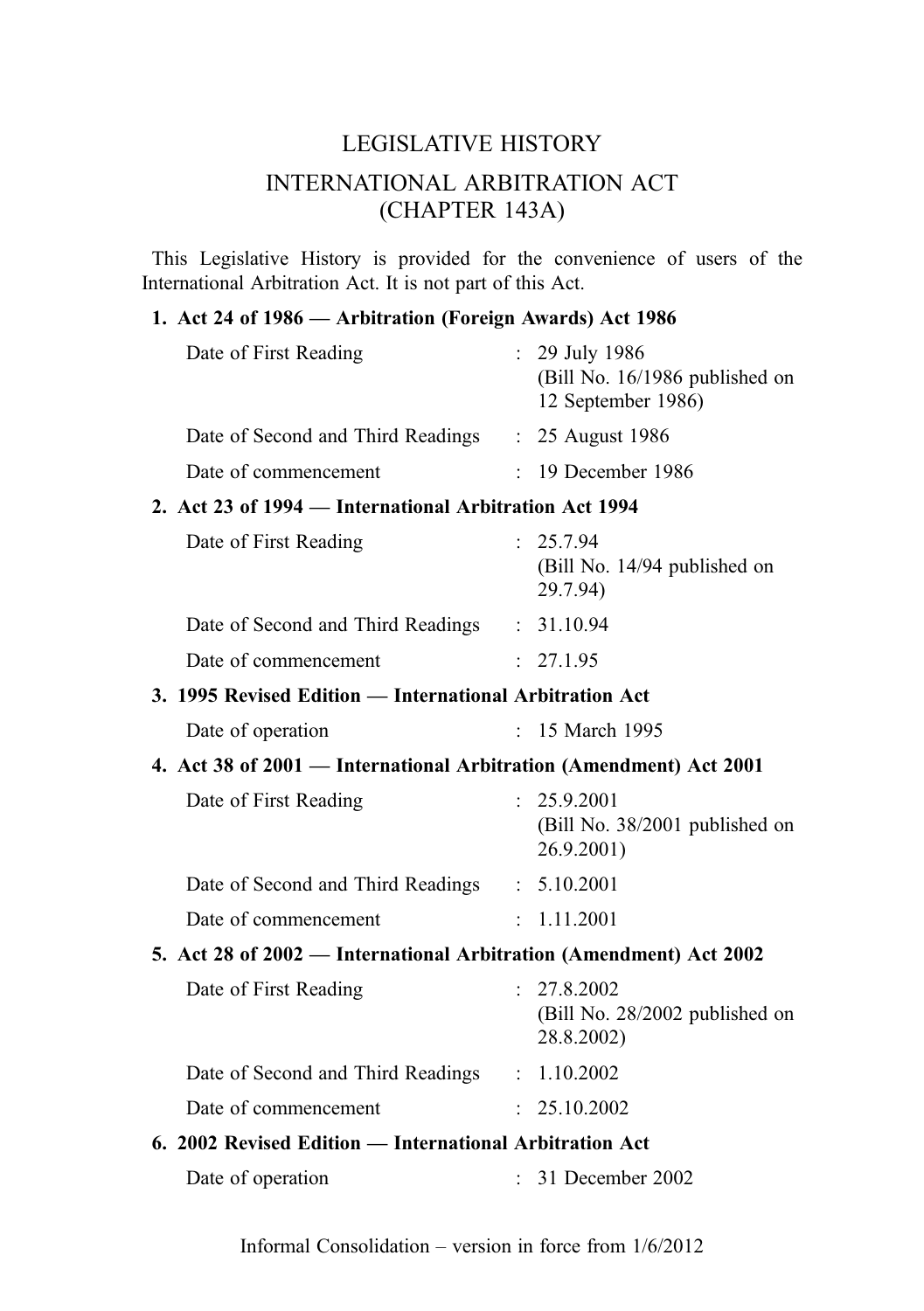# LEGISLATIVE HISTORY

## INTERNATIONAL ARBITRATION ACT (CHAPTER 143A)

This Legislative History is provided for the convenience of users of the International Arbitration Act. It is not part of this Act.

**1. Act 24 of 1986 — Arbitration (Foreign Awards) Act 1986**

| | | |
|---|---|---|
| Date of First Reading | : | 29 July 1986 (Bill No. 16/1986 published on 12 September 1986) |
| Date of Second and Third Readings | : | 25 August 1986 |
| Date of commencement | : | 19 December 1986 |

**2. Act 23 of 1994 — International Arbitration Act 1994**

| | | |
|---|---|---|
| Date of First Reading | : | 25.7.94 (Bill No. 14/94 published on 29.7.94) |
| Date of Second and Third Readings | : | 31.10.94 |
| Date of commencement | : | 27.1.95 |

**3. 1995 Revised Edition — International Arbitration Act**

| | | |
|---|---|---|
| Date of operation | : | 15 March 1995 |

**4. Act 38 of 2001 — International Arbitration (Amendment) Act 2001**

| | | |
|---|---|---|
| Date of First Reading | : | 25.9.2001 (Bill No. 38/2001 published on 26.9.2001) |
| Date of Second and Third Readings | : | 5.10.2001 |
| Date of commencement | : | 1.11.2001 |

**5. Act 28 of 2002 — International Arbitration (Amendment) Act 2002**

| | | |
|---|---|---|
| Date of First Reading | : | 27.8.2002 (Bill No. 28/2002 published on 28.8.2002) |
| Date of Second and Third Readings | : | 1.10.2002 |
| Date of commencement | : | 25.10.2002 |

**6. 2002 Revised Edition — International Arbitration Act**

| | | |
|---|---|---|
| Date of operation | : | 31 December 2002 |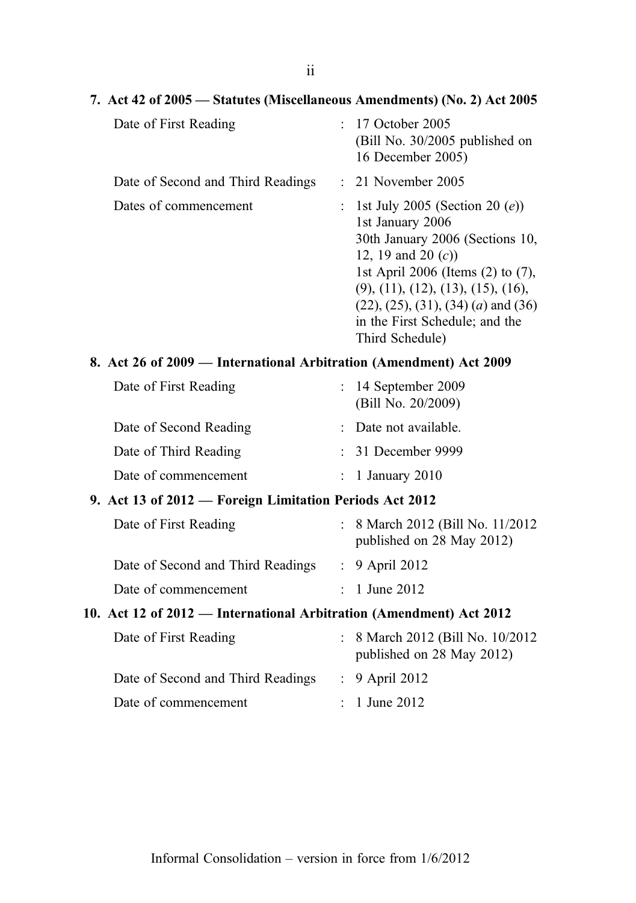**7. Act 42 of 2005 — Statutes (Miscellaneous Amendments) (No. 2) Act 2005**

| | | |
|---|---|---|
| Date of First Reading | : | 17 October 2005 (Bill No. 30/2005 published on 16 December 2005) |
| Date of Second and Third Readings | : | 21 November 2005 |
| Dates of commencement | : | 1st July 2005 (Section 20 (*e*))<br>1st January 2006<br>30th January 2006 (Sections 10, 12, 19 and 20 (*c*))<br>1st April 2006 (Items (2) to (7), (9), (11), (12), (13), (15), (16), (22), (25), (31), (34) (*a*) and (36) in the First Schedule; and the Third Schedule) |

**8. Act 26 of 2009 — International Arbitration (Amendment) Act 2009**

| | | |
|---|---|---|
| Date of First Reading | : | 14 September 2009 (Bill No. 20/2009) |
| Date of Second Reading | : | Date not available. |
| Date of Third Reading | : | 31 December 9999 |
| Date of commencement | : | 1 January 2010 |

**9. Act 13 of 2012 — Foreign Limitation Periods Act 2012**

| | | |
|---|---|---|
| Date of First Reading | : | 8 March 2012 (Bill No. 11/2012 published on 28 May 2012) |
| Date of Second and Third Readings | : | 9 April 2012 |
| Date of commencement | : | 1 June 2012 |

**10. Act 12 of 2012 — International Arbitration (Amendment) Act 2012**

| | | |
|---|---|---|
| Date of First Reading | : | 8 March 2012 (Bill No. 10/2012 published on 28 May 2012) |
| Date of Second and Third Readings | : | 9 April 2012 |
| Date of commencement | : | 1 June 2012 |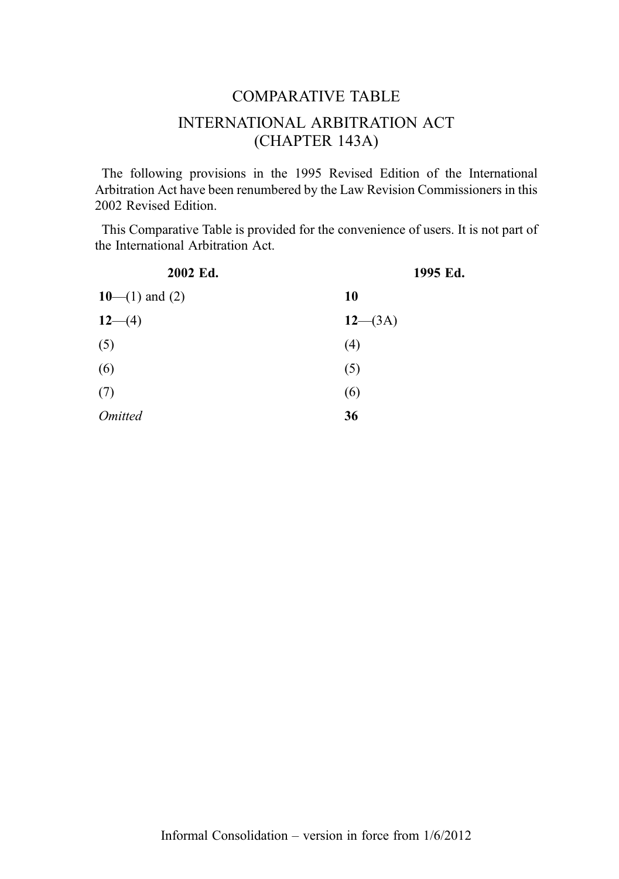# COMPARATIVE TABLE

## INTERNATIONAL ARBITRATION ACT (CHAPTER 143A)

The following provisions in the 1995 Revised Edition of the International Arbitration Act have been renumbered by the Law Revision Commissioners in this 2002 Revised Edition.

This Comparative Table is provided for the convenience of users. It is not part of the International Arbitration Act.

| 2002 Ed. | 1995 Ed. |
|---|---|
| **10**—(1) and (2) | **10** |
| **12**—(4) | **12**—(3A) |
| (5) | (4) |
| (6) | (5) |
| (7) | (6) |
| *Omitted* | **36** |

Informal Consolidation – version in force from 1/6/2012